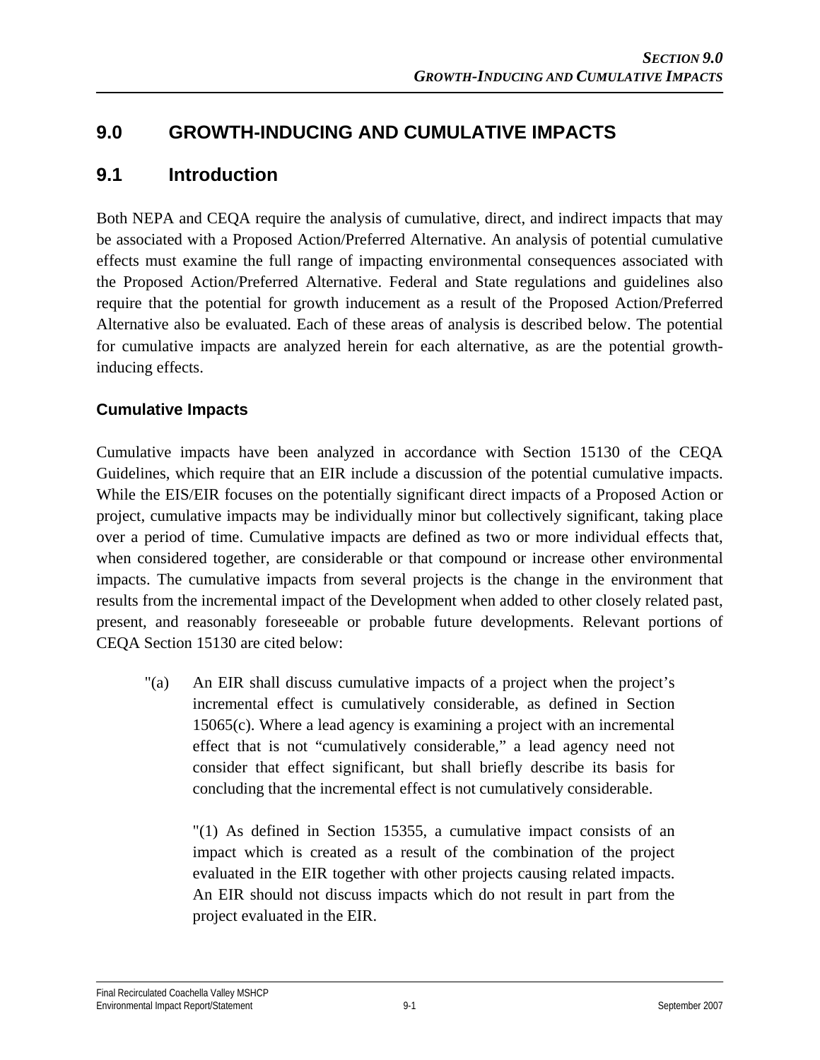# 9.0 GROWTH-INDUCING AND CUMULATIVE IMPACTS

## 9.1 Introduction

Both NEPA and CEQA require the analysis of cumulative, direct, and indirect impacts that may be associated with a Proposed Action/Preferred Alternative. An analysis of potential cumulative effects must examine the full range of impacting environmental consequences associated with the Proposed Action/Preferred Alternative. Federal and State regulations and guidelines also require that the potential for growth inducement as a result of the Proposed Action/Preferred Alternative also be evaluated. Each of these areas of analysis is described below. The potential for cumulative impacts are analyzed herein for each alternative, as are the potential growth-inducing effects.

### Cumulative Impacts

Cumulative impacts have been analyzed in accordance with Section 15130 of the CEQA Guidelines, which require that an EIR include a discussion of the potential cumulative impacts. While the EIS/EIR focuses on the potentially significant direct impacts of a Proposed Action or project, cumulative impacts may be individually minor but collectively significant, taking place over a period of time. Cumulative impacts are defined as two or more individual effects that, when considered together, are considerable or that compound or increase other environmental impacts. The cumulative impacts from several projects is the change in the environment that results from the incremental impact of the Development when added to other closely related past, present, and reasonably foreseeable or probable future developments. Relevant portions of CEQA Section 15130 are cited below:

> "(a) An EIR shall discuss cumulative impacts of a project when the project's incremental effect is cumulatively considerable, as defined in Section 15065(c). Where a lead agency is examining a project with an incremental effect that is not "cumulatively considerable," a lead agency need not consider that effect significant, but shall briefly describe its basis for concluding that the incremental effect is not cumulatively considerable.
>
> "(1) As defined in Section 15355, a cumulative impact consists of an impact which is created as a result of the combination of the project evaluated in the EIR together with other projects causing related impacts. An EIR should not discuss impacts which do not result in part from the project evaluated in the EIR.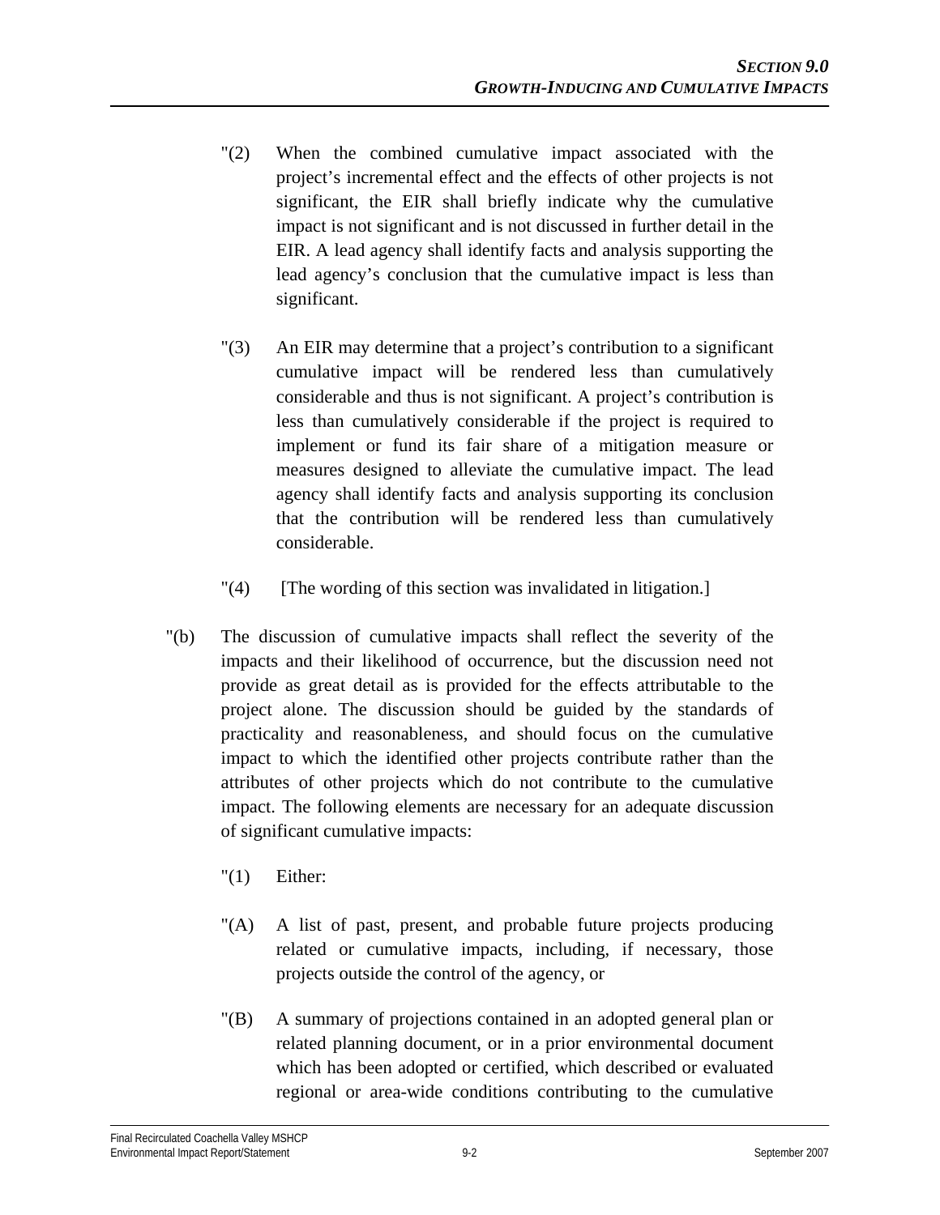"(2) When the combined cumulative impact associated with the project's incremental effect and the effects of other projects is not significant, the EIR shall briefly indicate why the cumulative impact is not significant and is not discussed in further detail in the EIR. A lead agency shall identify facts and analysis supporting the lead agency's conclusion that the cumulative impact is less than significant.

"(3) An EIR may determine that a project's contribution to a significant cumulative impact will be rendered less than cumulatively considerable and thus is not significant. A project's contribution is less than cumulatively considerable if the project is required to implement or fund its fair share of a mitigation measure or measures designed to alleviate the cumulative impact. The lead agency shall identify facts and analysis supporting its conclusion that the contribution will be rendered less than cumulatively considerable.

"(4) [The wording of this section was invalidated in litigation.]

"(b) The discussion of cumulative impacts shall reflect the severity of the impacts and their likelihood of occurrence, but the discussion need not provide as great detail as is provided for the effects attributable to the project alone. The discussion should be guided by the standards of practicality and reasonableness, and should focus on the cumulative impact to which the identified other projects contribute rather than the attributes of other projects which do not contribute to the cumulative impact. The following elements are necessary for an adequate discussion of significant cumulative impacts:

"(1) Either:

"(A) A list of past, present, and probable future projects producing related or cumulative impacts, including, if necessary, those projects outside the control of the agency, or

"(B) A summary of projections contained in an adopted general plan or related planning document, or in a prior environmental document which has been adopted or certified, which described or evaluated regional or area-wide conditions contributing to the cumulative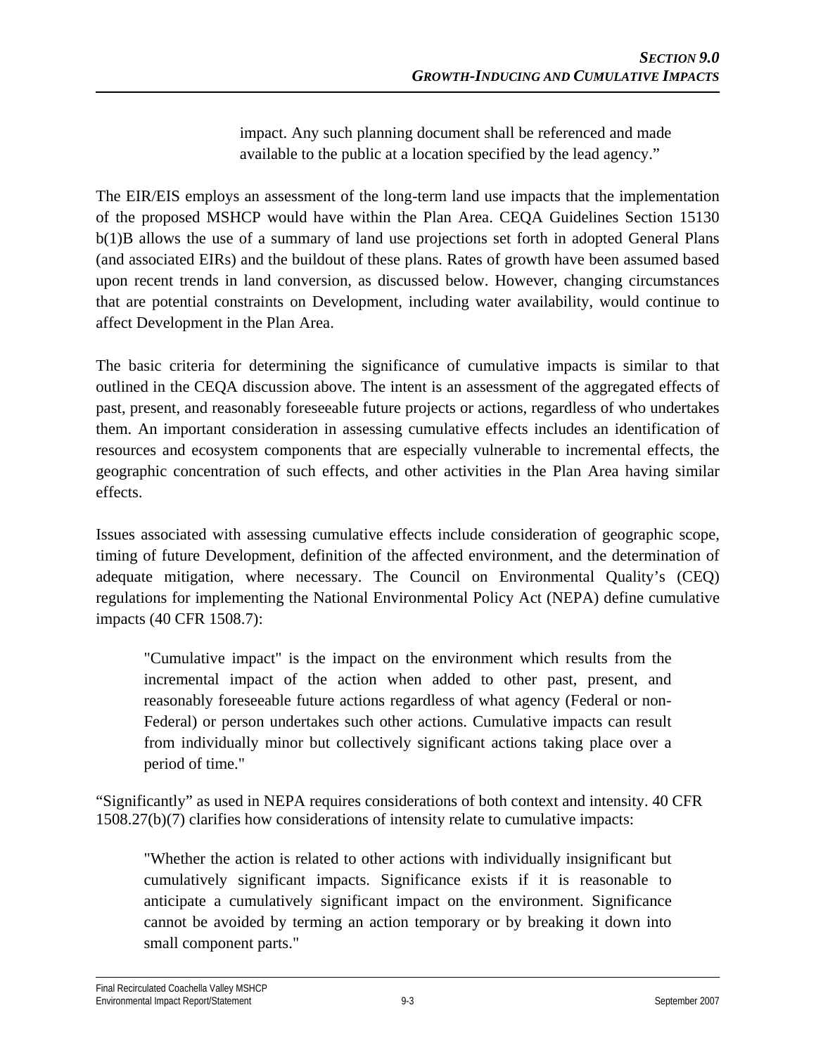> impact. Any such planning document shall be referenced and made available to the public at a location specified by the lead agency."

The EIR/EIS employs an assessment of the long-term land use impacts that the implementation of the proposed MSHCP would have within the Plan Area. CEQA Guidelines Section 15130 b(1)B allows the use of a summary of land use projections set forth in adopted General Plans (and associated EIRs) and the buildout of these plans. Rates of growth have been assumed based upon recent trends in land conversion, as discussed below. However, changing circumstances that are potential constraints on Development, including water availability, would continue to affect Development in the Plan Area.

The basic criteria for determining the significance of cumulative impacts is similar to that outlined in the CEQA discussion above. The intent is an assessment of the aggregated effects of past, present, and reasonably foreseeable future projects or actions, regardless of who undertakes them. An important consideration in assessing cumulative effects includes an identification of resources and ecosystem components that are especially vulnerable to incremental effects, the geographic concentration of such effects, and other activities in the Plan Area having similar effects.

Issues associated with assessing cumulative effects include consideration of geographic scope, timing of future Development, definition of the affected environment, and the determination of adequate mitigation, where necessary. The Council on Environmental Quality's (CEQ) regulations for implementing the National Environmental Policy Act (NEPA) define cumulative impacts (40 CFR 1508.7):

> "Cumulative impact" is the impact on the environment which results from the incremental impact of the action when added to other past, present, and reasonably foreseeable future actions regardless of what agency (Federal or non-Federal) or person undertakes such other actions. Cumulative impacts can result from individually minor but collectively significant actions taking place over a period of time."

"Significantly" as used in NEPA requires considerations of both context and intensity. 40 CFR 1508.27(b)(7) clarifies how considerations of intensity relate to cumulative impacts:

> "Whether the action is related to other actions with individually insignificant but cumulatively significant impacts. Significance exists if it is reasonable to anticipate a cumulatively significant impact on the environment. Significance cannot be avoided by terming an action temporary or by breaking it down into small component parts."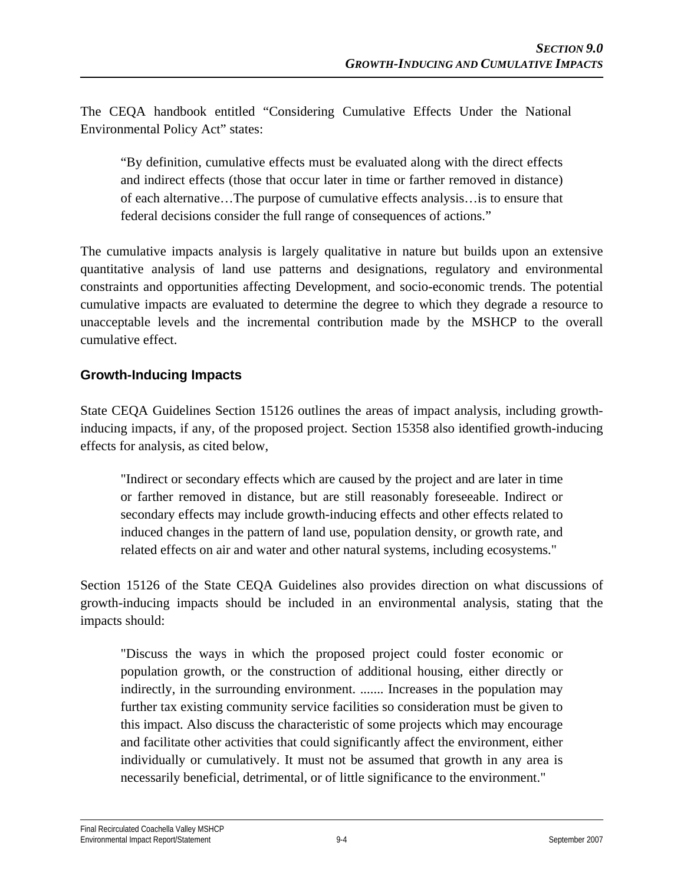The CEQA handbook entitled "Considering Cumulative Effects Under the National Environmental Policy Act" states:

> "By definition, cumulative effects must be evaluated along with the direct effects and indirect effects (those that occur later in time or farther removed in distance) of each alternative…The purpose of cumulative effects analysis…is to ensure that federal decisions consider the full range of consequences of actions."

The cumulative impacts analysis is largely qualitative in nature but builds upon an extensive quantitative analysis of land use patterns and designations, regulatory and environmental constraints and opportunities affecting Development, and socio-economic trends. The potential cumulative impacts are evaluated to determine the degree to which they degrade a resource to unacceptable levels and the incremental contribution made by the MSHCP to the overall cumulative effect.

### Growth-Inducing Impacts

State CEQA Guidelines Section 15126 outlines the areas of impact analysis, including growth-inducing impacts, if any, of the proposed project. Section 15358 also identified growth-inducing effects for analysis, as cited below,

> "Indirect or secondary effects which are caused by the project and are later in time or farther removed in distance, but are still reasonably foreseeable. Indirect or secondary effects may include growth-inducing effects and other effects related to induced changes in the pattern of land use, population density, or growth rate, and related effects on air and water and other natural systems, including ecosystems."

Section 15126 of the State CEQA Guidelines also provides direction on what discussions of growth-inducing impacts should be included in an environmental analysis, stating that the impacts should:

> "Discuss the ways in which the proposed project could foster economic or population growth, or the construction of additional housing, either directly or indirectly, in the surrounding environment. ....... Increases in the population may further tax existing community service facilities so consideration must be given to this impact. Also discuss the characteristic of some projects which may encourage and facilitate other activities that could significantly affect the environment, either individually or cumulatively. It must not be assumed that growth in any area is necessarily beneficial, detrimental, or of little significance to the environment."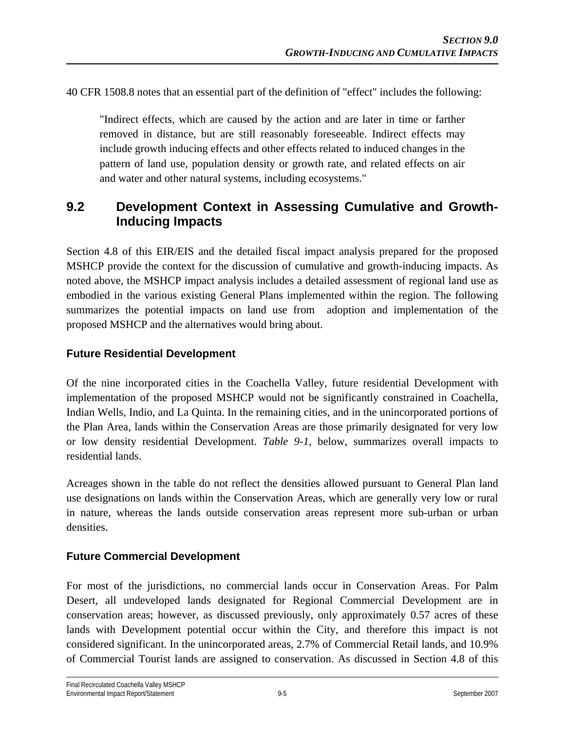40 CFR 1508.8 notes that an essential part of the definition of "effect" includes the following:

> "Indirect effects, which are caused by the action and are later in time or farther removed in distance, but are still reasonably foreseeable. Indirect effects may include growth inducing effects and other effects related to induced changes in the pattern of land use, population density or growth rate, and related effects on air and water and other natural systems, including ecosystems."

## 9.2 Development Context in Assessing Cumulative and Growth-Inducing Impacts

Section 4.8 of this EIR/EIS and the detailed fiscal impact analysis prepared for the proposed MSHCP provide the context for the discussion of cumulative and growth-inducing impacts. As noted above, the MSHCP impact analysis includes a detailed assessment of regional land use as embodied in the various existing General Plans implemented within the region. The following summarizes the potential impacts on land use from adoption and implementation of the proposed MSHCP and the alternatives would bring about.

### Future Residential Development

Of the nine incorporated cities in the Coachella Valley, future residential Development with implementation of the proposed MSHCP would not be significantly constrained in Coachella, Indian Wells, Indio, and La Quinta. In the remaining cities, and in the unincorporated portions of the Plan Area, lands within the Conservation Areas are those primarily designated for very low or low density residential Development. *Table 9-1*, below, summarizes overall impacts to residential lands.

Acreages shown in the table do not reflect the densities allowed pursuant to General Plan land use designations on lands within the Conservation Areas, which are generally very low or rural in nature, whereas the lands outside conservation areas represent more sub-urban or urban densities.

### Future Commercial Development

For most of the jurisdictions, no commercial lands occur in Conservation Areas. For Palm Desert, all undeveloped lands designated for Regional Commercial Development are in conservation areas; however, as discussed previously, only approximately 0.57 acres of these lands with Development potential occur within the City, and therefore this impact is not considered significant. In the unincorporated areas, 2.7% of Commercial Retail lands, and 10.9% of Commercial Tourist lands are assigned to conservation. As discussed in Section 4.8 of this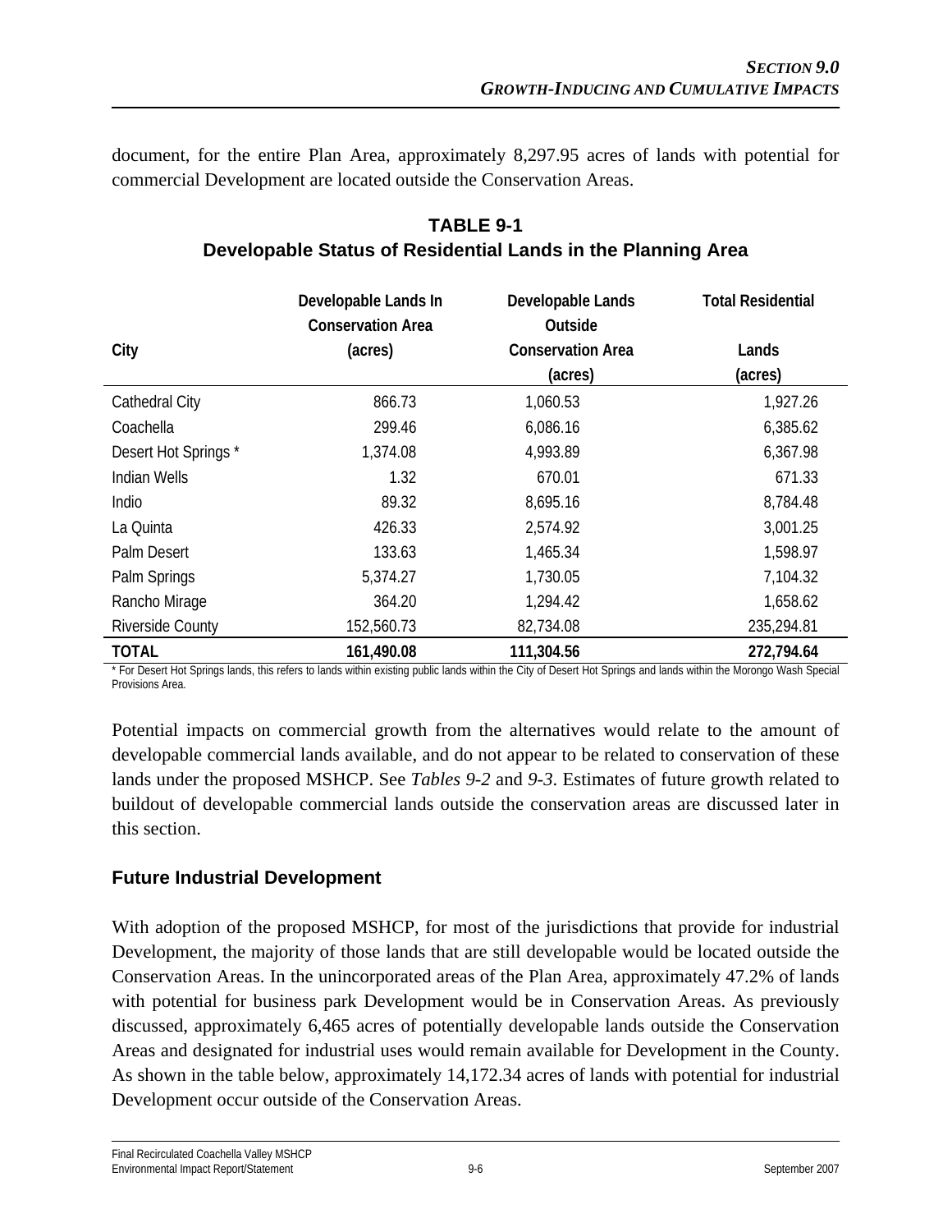document, for the entire Plan Area, approximately 8,297.95 acres of lands with potential for commercial Development are located outside the Conservation Areas.

**TABLE 9-1**
**Developable Status of Residential Lands in the Planning Area**

| City | Developable Lands In Conservation Area (acres) | Developable Lands Outside Conservation Area (acres) | Total Residential Lands (acres) |
|---|---|---|---|
| Cathedral City | 866.73 | 1,060.53 | 1,927.26 |
| Coachella | 299.46 | 6,086.16 | 6,385.62 |
| Desert Hot Springs * | 1,374.08 | 4,993.89 | 6,367.98 |
| Indian Wells | 1.32 | 670.01 | 671.33 |
| Indio | 89.32 | 8,695.16 | 8,784.48 |
| La Quinta | 426.33 | 2,574.92 | 3,001.25 |
| Palm Desert | 133.63 | 1,465.34 | 1,598.97 |
| Palm Springs | 5,374.27 | 1,730.05 | 7,104.32 |
| Rancho Mirage | 364.20 | 1,294.42 | 1,658.62 |
| Riverside County | 152,560.73 | 82,734.08 | 235,294.81 |
| **TOTAL** | **161,490.08** | **111,304.56** | **272,794.64** |

* For Desert Hot Springs lands, this refers to lands within existing public lands within the City of Desert Hot Springs and lands within the Morongo Wash Special Provisions Area.

Potential impacts on commercial growth from the alternatives would relate to the amount of developable commercial lands available, and do not appear to be related to conservation of these lands under the proposed MSHCP. See *Tables 9-2* and *9-3*. Estimates of future growth related to buildout of developable commercial lands outside the conservation areas are discussed later in this section.

## Future Industrial Development

With adoption of the proposed MSHCP, for most of the jurisdictions that provide for industrial Development, the majority of those lands that are still developable would be located outside the Conservation Areas. In the unincorporated areas of the Plan Area, approximately 47.2% of lands with potential for business park Development would be in Conservation Areas. As previously discussed, approximately 6,465 acres of potentially developable lands outside the Conservation Areas and designated for industrial uses would remain available for Development in the County. As shown in the table below, approximately 14,172.34 acres of lands with potential for industrial Development occur outside of the Conservation Areas.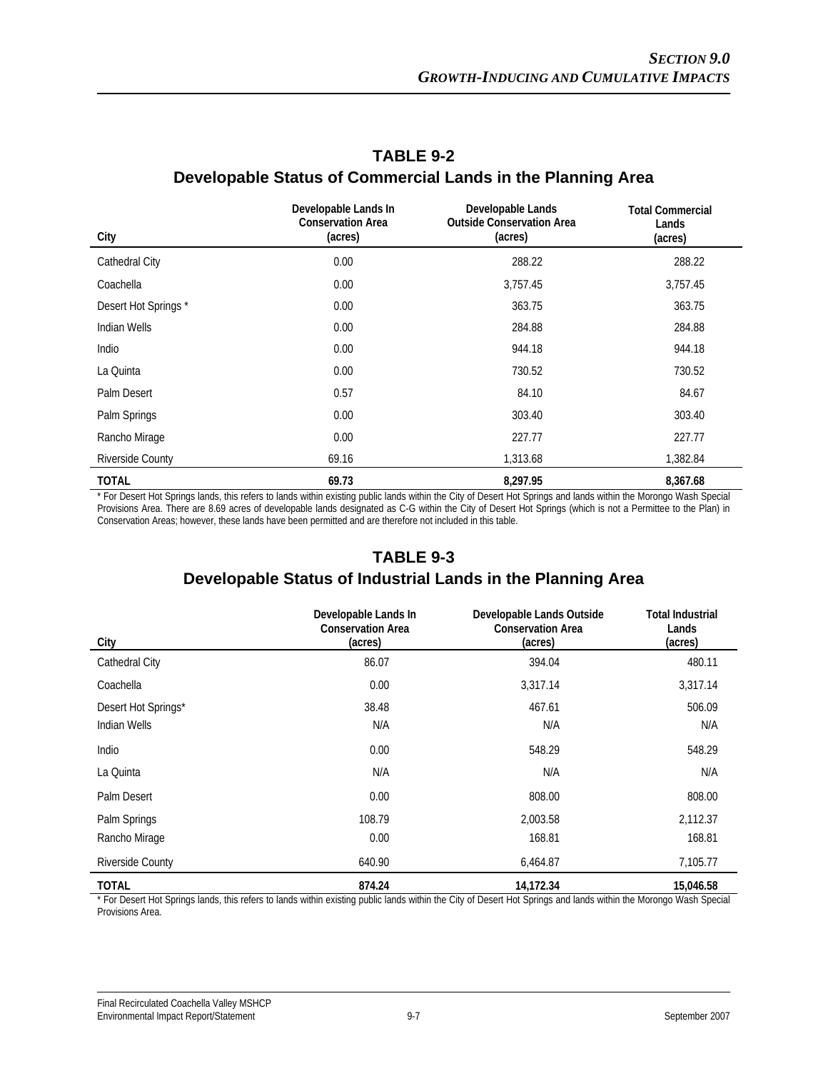## TABLE 9-2
## Developable Status of Commercial Lands in the Planning Area

| City | Developable Lands In Conservation Area (acres) | Developable Lands Outside Conservation Area (acres) | Total Commercial Lands (acres) |
|---|---|---|---|
| Cathedral City | 0.00 | 288.22 | 288.22 |
| Coachella | 0.00 | 3,757.45 | 3,757.45 |
| Desert Hot Springs * | 0.00 | 363.75 | 363.75 |
| Indian Wells | 0.00 | 284.88 | 284.88 |
| Indio | 0.00 | 944.18 | 944.18 |
| La Quinta | 0.00 | 730.52 | 730.52 |
| Palm Desert | 0.57 | 84.10 | 84.67 |
| Palm Springs | 0.00 | 303.40 | 303.40 |
| Rancho Mirage | 0.00 | 227.77 | 227.77 |
| Riverside County | 69.16 | 1,313.68 | 1,382.84 |
| **TOTAL** | **69.73** | **8,297.95** | **8,367.68** |

* For Desert Hot Springs lands, this refers to lands within existing public lands within the City of Desert Hot Springs and lands within the Morongo Wash Special Provisions Area. There are 8.69 acres of developable lands designated as C-G within the City of Desert Hot Springs (which is not a Permittee to the Plan) in Conservation Areas; however, these lands have been permitted and are therefore not included in this table.

## TABLE 9-3
## Developable Status of Industrial Lands in the Planning Area

| City | Developable Lands In Conservation Area (acres) | Developable Lands Outside Conservation Area (acres) | Total Industrial Lands (acres) |
|---|---|---|---|
| Cathedral City | 86.07 | 394.04 | 480.11 |
| Coachella | 0.00 | 3,317.14 | 3,317.14 |
| Desert Hot Springs* | 38.48 | 467.61 | 506.09 |
| Indian Wells | N/A | N/A | N/A |
| Indio | 0.00 | 548.29 | 548.29 |
| La Quinta | N/A | N/A | N/A |
| Palm Desert | 0.00 | 808.00 | 808.00 |
| Palm Springs | 108.79 | 2,003.58 | 2,112.37 |
| Rancho Mirage | 0.00 | 168.81 | 168.81 |
| Riverside County | 640.90 | 6,464.87 | 7,105.77 |
| **TOTAL** | **874.24** | **14,172.34** | **15,046.58** |

* For Desert Hot Springs lands, this refers to lands within existing public lands within the City of Desert Hot Springs and lands within the Morongo Wash Special Provisions Area.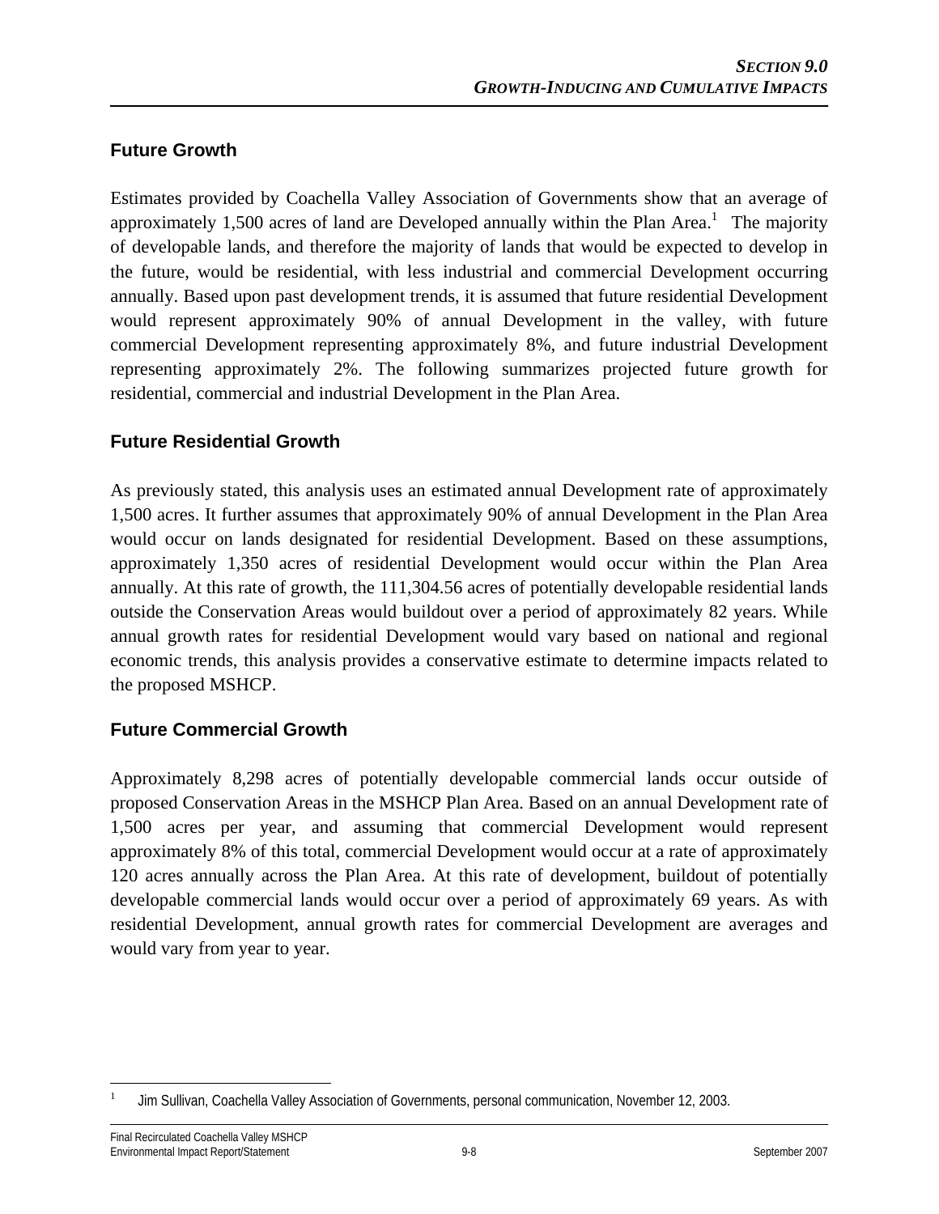## Future Growth

Estimates provided by Coachella Valley Association of Governments show that an average of approximately 1,500 acres of land are Developed annually within the Plan Area.[1] The majority of developable lands, and therefore the majority of lands that would be expected to develop in the future, would be residential, with less industrial and commercial Development occurring annually. Based upon past development trends, it is assumed that future residential Development would represent approximately 90% of annual Development in the valley, with future commercial Development representing approximately 8%, and future industrial Development representing approximately 2%. The following summarizes projected future growth for residential, commercial and industrial Development in the Plan Area.

## Future Residential Growth

As previously stated, this analysis uses an estimated annual Development rate of approximately 1,500 acres. It further assumes that approximately 90% of annual Development in the Plan Area would occur on lands designated for residential Development. Based on these assumptions, approximately 1,350 acres of residential Development would occur within the Plan Area annually. At this rate of growth, the 111,304.56 acres of potentially developable residential lands outside the Conservation Areas would buildout over a period of approximately 82 years. While annual growth rates for residential Development would vary based on national and regional economic trends, this analysis provides a conservative estimate to determine impacts related to the proposed MSHCP.

## Future Commercial Growth

Approximately 8,298 acres of potentially developable commercial lands occur outside of proposed Conservation Areas in the MSHCP Plan Area. Based on an annual Development rate of 1,500 acres per year, and assuming that commercial Development would represent approximately 8% of this total, commercial Development would occur at a rate of approximately 120 acres annually across the Plan Area. At this rate of development, buildout of potentially developable commercial lands would occur over a period of approximately 69 years. As with residential Development, annual growth rates for commercial Development are averages and would vary from year to year.

---

[1] Jim Sullivan, Coachella Valley Association of Governments, personal communication, November 12, 2003.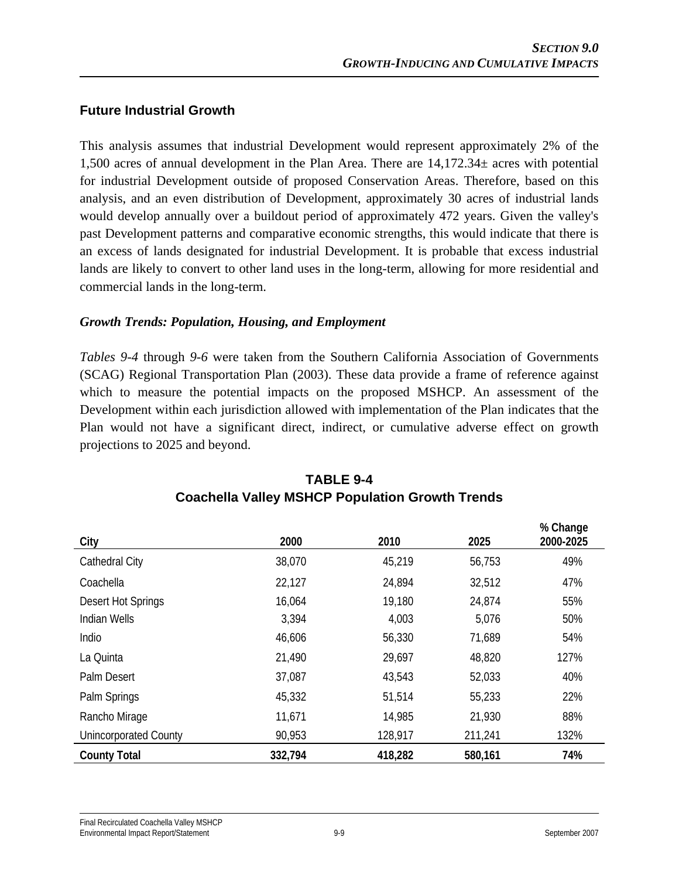### Future Industrial Growth

This analysis assumes that industrial Development would represent approximately 2% of the 1,500 acres of annual development in the Plan Area. There are 14,172.34± acres with potential for industrial Development outside of proposed Conservation Areas. Therefore, based on this analysis, and an even distribution of Development, approximately 30 acres of industrial lands would develop annually over a buildout period of approximately 472 years. Given the valley's past Development patterns and comparative economic strengths, this would indicate that there is an excess of lands designated for industrial Development. It is probable that excess industrial lands are likely to convert to other land uses in the long-term, allowing for more residential and commercial lands in the long-term.

#### *Growth Trends: Population, Housing, and Employment*

*Tables 9-4* through *9-6* were taken from the Southern California Association of Governments (SCAG) Regional Transportation Plan (2003). These data provide a frame of reference against which to measure the potential impacts on the proposed MSHCP. An assessment of the Development within each jurisdiction allowed with implementation of the Plan indicates that the Plan would not have a significant direct, indirect, or cumulative adverse effect on growth projections to 2025 and beyond.

**TABLE 9-4**
**Coachella Valley MSHCP Population Growth Trends**

| City | 2000 | 2010 | 2025 | % Change 2000-2025 |
|---|---|---|---|---|
| Cathedral City | 38,070 | 45,219 | 56,753 | 49% |
| Coachella | 22,127 | 24,894 | 32,512 | 47% |
| Desert Hot Springs | 16,064 | 19,180 | 24,874 | 55% |
| Indian Wells | 3,394 | 4,003 | 5,076 | 50% |
| Indio | 46,606 | 56,330 | 71,689 | 54% |
| La Quinta | 21,490 | 29,697 | 48,820 | 127% |
| Palm Desert | 37,087 | 43,543 | 52,033 | 40% |
| Palm Springs | 45,332 | 51,514 | 55,233 | 22% |
| Rancho Mirage | 11,671 | 14,985 | 21,930 | 88% |
| Unincorporated County | 90,953 | 128,917 | 211,241 | 132% |
| **County Total** | **332,794** | **418,282** | **580,161** | **74%** |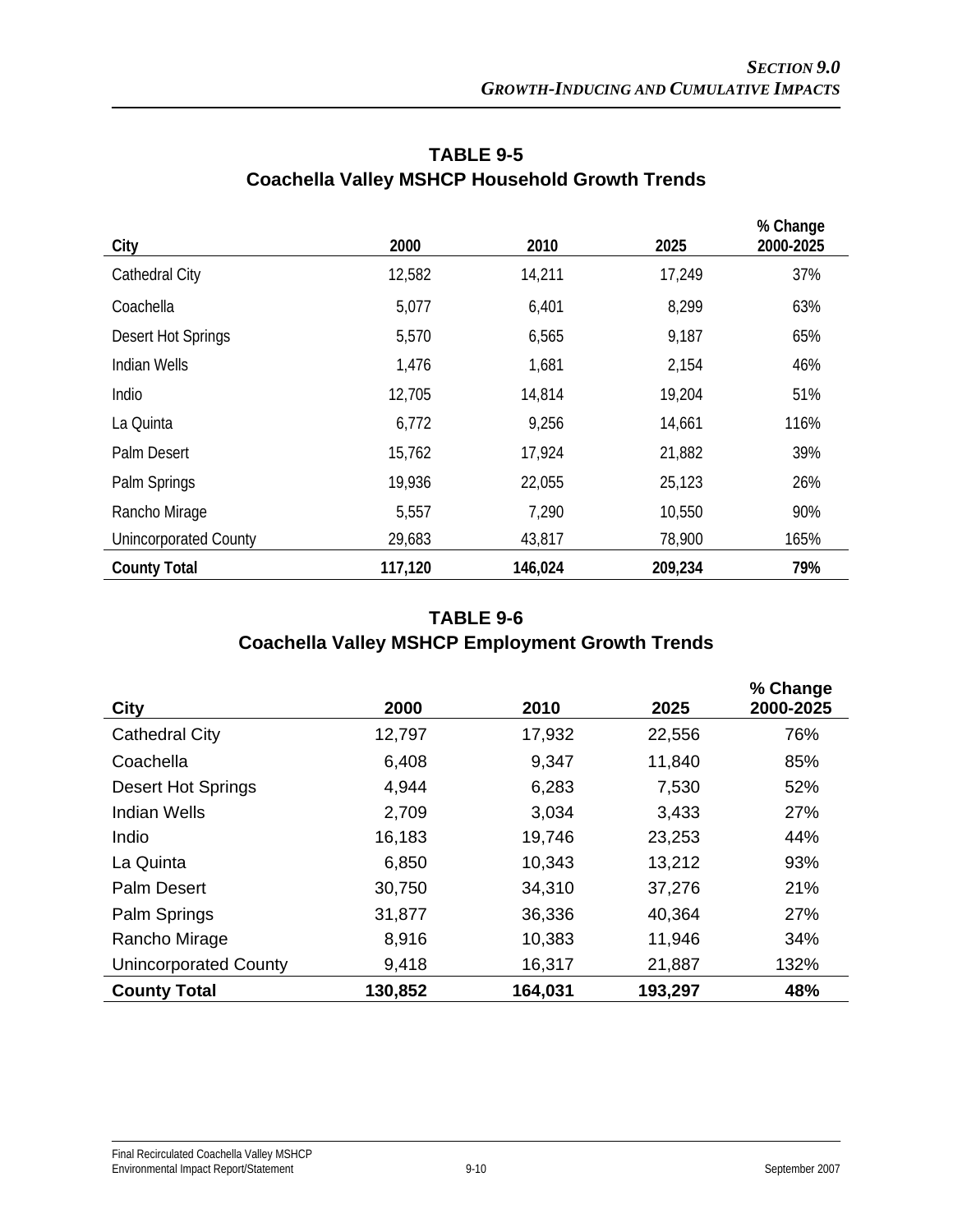**TABLE 9-5**
**Coachella Valley MSHCP Household Growth Trends**

| City | 2000 | 2010 | 2025 | % Change 2000-2025 |
|---|---|---|---|---|
| Cathedral City | 12,582 | 14,211 | 17,249 | 37% |
| Coachella | 5,077 | 6,401 | 8,299 | 63% |
| Desert Hot Springs | 5,570 | 6,565 | 9,187 | 65% |
| Indian Wells | 1,476 | 1,681 | 2,154 | 46% |
| Indio | 12,705 | 14,814 | 19,204 | 51% |
| La Quinta | 6,772 | 9,256 | 14,661 | 116% |
| Palm Desert | 15,762 | 17,924 | 21,882 | 39% |
| Palm Springs | 19,936 | 22,055 | 25,123 | 26% |
| Rancho Mirage | 5,557 | 7,290 | 10,550 | 90% |
| Unincorporated County | 29,683 | 43,817 | 78,900 | 165% |
| **County Total** | **117,120** | **146,024** | **209,234** | **79%** |

**TABLE 9-6**
**Coachella Valley MSHCP Employment Growth Trends**

| City | 2000 | 2010 | 2025 | % Change 2000-2025 |
|---|---|---|---|---|
| Cathedral City | 12,797 | 17,932 | 22,556 | 76% |
| Coachella | 6,408 | 9,347 | 11,840 | 85% |
| Desert Hot Springs | 4,944 | 6,283 | 7,530 | 52% |
| Indian Wells | 2,709 | 3,034 | 3,433 | 27% |
| Indio | 16,183 | 19,746 | 23,253 | 44% |
| La Quinta | 6,850 | 10,343 | 13,212 | 93% |
| Palm Desert | 30,750 | 34,310 | 37,276 | 21% |
| Palm Springs | 31,877 | 36,336 | 40,364 | 27% |
| Rancho Mirage | 8,916 | 10,383 | 11,946 | 34% |
| Unincorporated County | 9,418 | 16,317 | 21,887 | 132% |
| **County Total** | **130,852** | **164,031** | **193,297** | **48%** |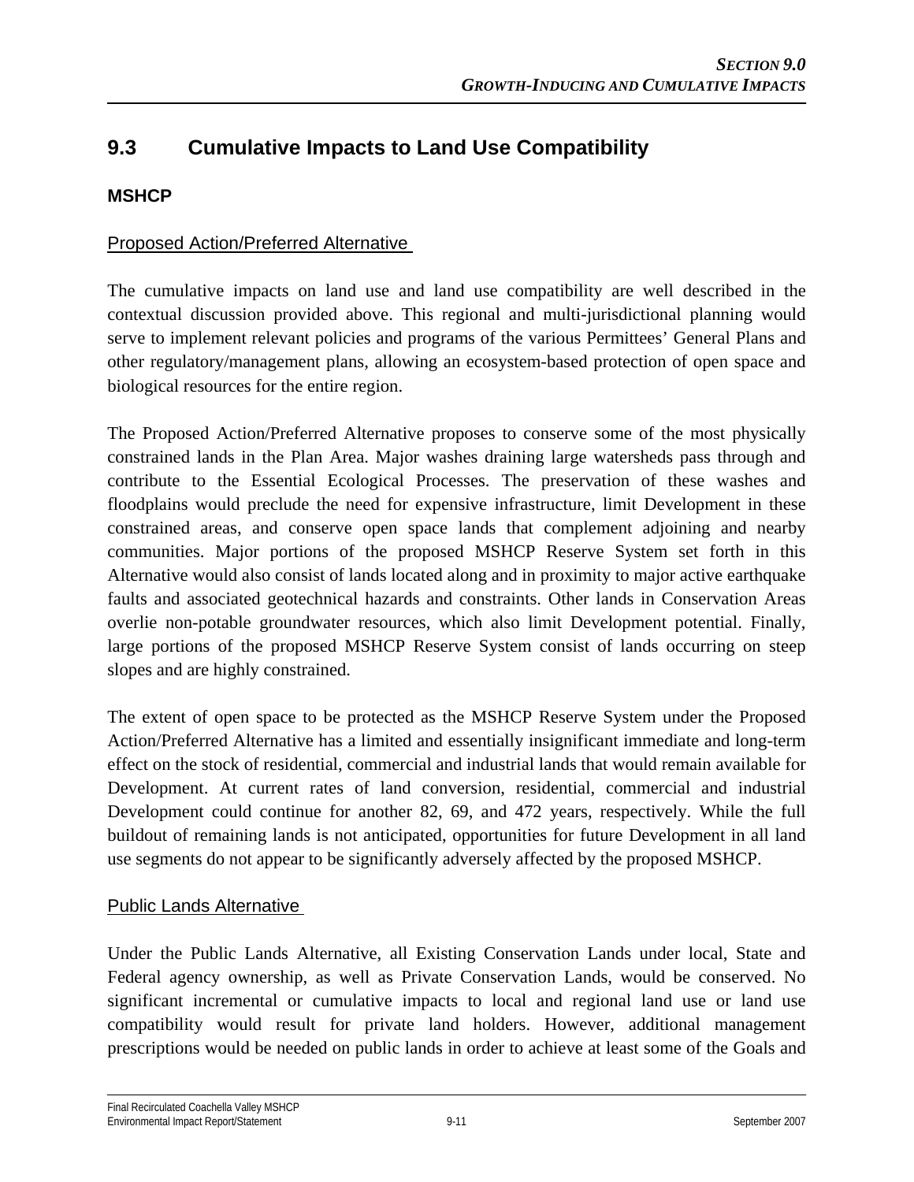## 9.3 Cumulative Impacts to Land Use Compatibility

### MSHCP

Proposed Action/Preferred Alternative

The cumulative impacts on land use and land use compatibility are well described in the contextual discussion provided above. This regional and multi-jurisdictional planning would serve to implement relevant policies and programs of the various Permittees' General Plans and other regulatory/management plans, allowing an ecosystem-based protection of open space and biological resources for the entire region.

The Proposed Action/Preferred Alternative proposes to conserve some of the most physically constrained lands in the Plan Area. Major washes draining large watersheds pass through and contribute to the Essential Ecological Processes. The preservation of these washes and floodplains would preclude the need for expensive infrastructure, limit Development in these constrained areas, and conserve open space lands that complement adjoining and nearby communities. Major portions of the proposed MSHCP Reserve System set forth in this Alternative would also consist of lands located along and in proximity to major active earthquake faults and associated geotechnical hazards and constraints. Other lands in Conservation Areas overlie non-potable groundwater resources, which also limit Development potential. Finally, large portions of the proposed MSHCP Reserve System consist of lands occurring on steep slopes and are highly constrained.

The extent of open space to be protected as the MSHCP Reserve System under the Proposed Action/Preferred Alternative has a limited and essentially insignificant immediate and long-term effect on the stock of residential, commercial and industrial lands that would remain available for Development. At current rates of land conversion, residential, commercial and industrial Development could continue for another 82, 69, and 472 years, respectively. While the full buildout of remaining lands is not anticipated, opportunities for future Development in all land use segments do not appear to be significantly adversely affected by the proposed MSHCP.

Public Lands Alternative

Under the Public Lands Alternative, all Existing Conservation Lands under local, State and Federal agency ownership, as well as Private Conservation Lands, would be conserved. No significant incremental or cumulative impacts to local and regional land use or land use compatibility would result for private land holders. However, additional management prescriptions would be needed on public lands in order to achieve at least some of the Goals and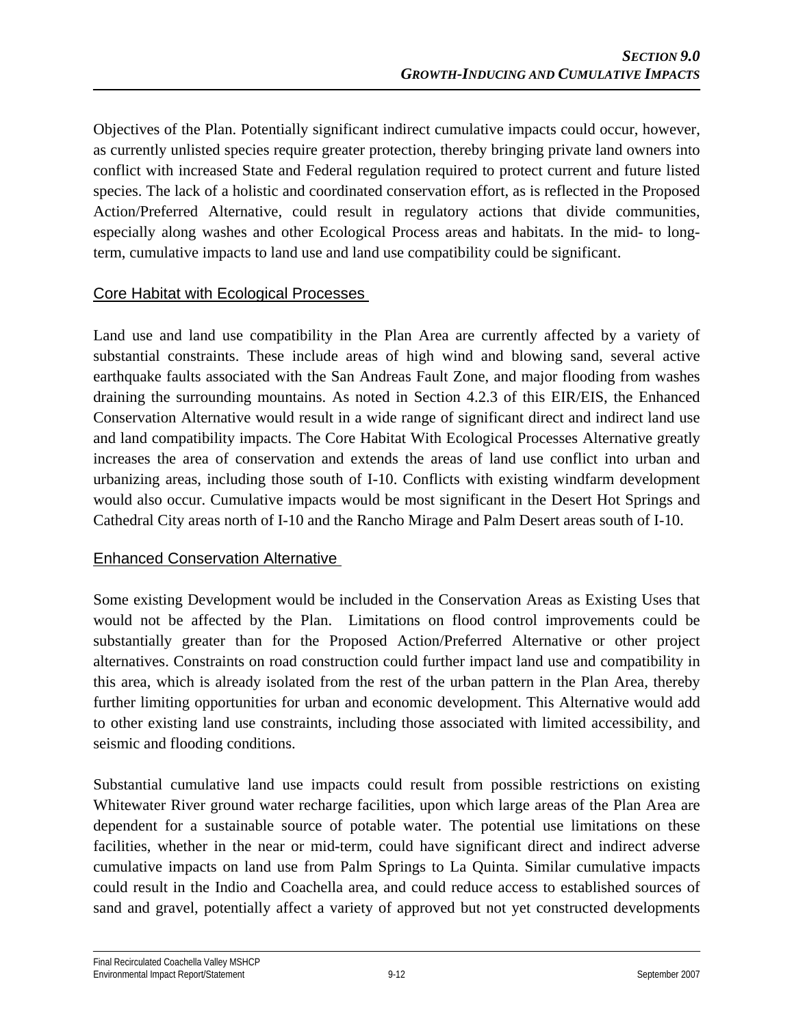Objectives of the Plan. Potentially significant indirect cumulative impacts could occur, however, as currently unlisted species require greater protection, thereby bringing private land owners into conflict with increased State and Federal regulation required to protect current and future listed species. The lack of a holistic and coordinated conservation effort, as is reflected in the Proposed Action/Preferred Alternative, could result in regulatory actions that divide communities, especially along washes and other Ecological Process areas and habitats. In the mid- to long-term, cumulative impacts to land use and land use compatibility could be significant.

### Core Habitat with Ecological Processes

Land use and land use compatibility in the Plan Area are currently affected by a variety of substantial constraints. These include areas of high wind and blowing sand, several active earthquake faults associated with the San Andreas Fault Zone, and major flooding from washes draining the surrounding mountains. As noted in Section 4.2.3 of this EIR/EIS, the Enhanced Conservation Alternative would result in a wide range of significant direct and indirect land use and land compatibility impacts. The Core Habitat With Ecological Processes Alternative greatly increases the area of conservation and extends the areas of land use conflict into urban and urbanizing areas, including those south of I-10. Conflicts with existing windfarm development would also occur. Cumulative impacts would be most significant in the Desert Hot Springs and Cathedral City areas north of I-10 and the Rancho Mirage and Palm Desert areas south of I-10.

### Enhanced Conservation Alternative

Some existing Development would be included in the Conservation Areas as Existing Uses that would not be affected by the Plan. Limitations on flood control improvements could be substantially greater than for the Proposed Action/Preferred Alternative or other project alternatives. Constraints on road construction could further impact land use and compatibility in this area, which is already isolated from the rest of the urban pattern in the Plan Area, thereby further limiting opportunities for urban and economic development. This Alternative would add to other existing land use constraints, including those associated with limited accessibility, and seismic and flooding conditions.

Substantial cumulative land use impacts could result from possible restrictions on existing Whitewater River ground water recharge facilities, upon which large areas of the Plan Area are dependent for a sustainable source of potable water. The potential use limitations on these facilities, whether in the near or mid-term, could have significant direct and indirect adverse cumulative impacts on land use from Palm Springs to La Quinta. Similar cumulative impacts could result in the Indio and Coachella area, and could reduce access to established sources of sand and gravel, potentially affect a variety of approved but not yet constructed developments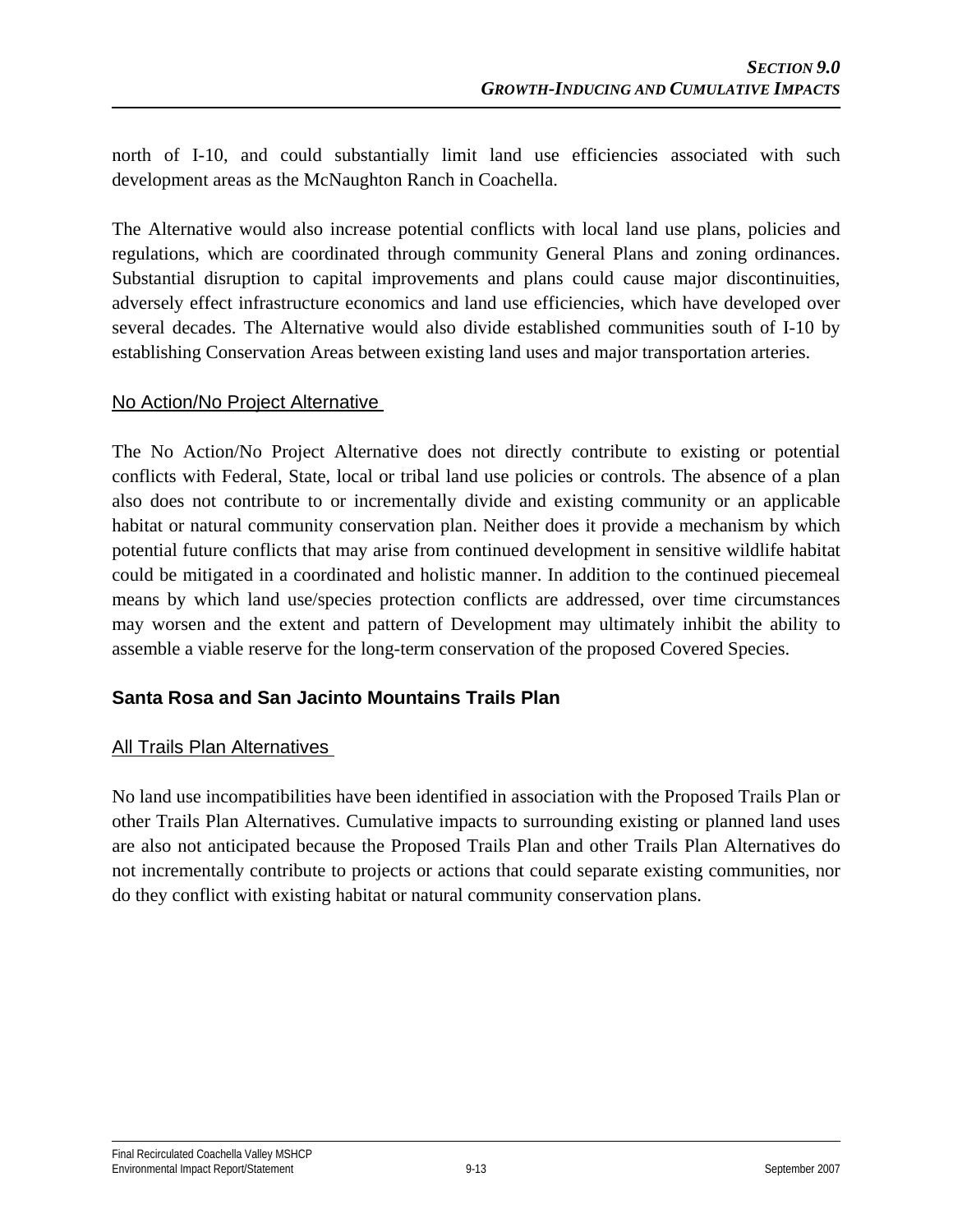north of I-10, and could substantially limit land use efficiencies associated with such development areas as the McNaughton Ranch in Coachella.

The Alternative would also increase potential conflicts with local land use plans, policies and regulations, which are coordinated through community General Plans and zoning ordinances. Substantial disruption to capital improvements and plans could cause major discontinuities, adversely effect infrastructure economics and land use efficiencies, which have developed over several decades. The Alternative would also divide established communities south of I-10 by establishing Conservation Areas between existing land uses and major transportation arteries.

#### No Action/No Project Alternative

The No Action/No Project Alternative does not directly contribute to existing or potential conflicts with Federal, State, local or tribal land use policies or controls. The absence of a plan also does not contribute to or incrementally divide and existing community or an applicable habitat or natural community conservation plan. Neither does it provide a mechanism by which potential future conflicts that may arise from continued development in sensitive wildlife habitat could be mitigated in a coordinated and holistic manner. In addition to the continued piecemeal means by which land use/species protection conflicts are addressed, over time circumstances may worsen and the extent and pattern of Development may ultimately inhibit the ability to assemble a viable reserve for the long-term conservation of the proposed Covered Species.

### Santa Rosa and San Jacinto Mountains Trails Plan

#### All Trails Plan Alternatives

No land use incompatibilities have been identified in association with the Proposed Trails Plan or other Trails Plan Alternatives. Cumulative impacts to surrounding existing or planned land uses are also not anticipated because the Proposed Trails Plan and other Trails Plan Alternatives do not incrementally contribute to projects or actions that could separate existing communities, nor do they conflict with existing habitat or natural community conservation plans.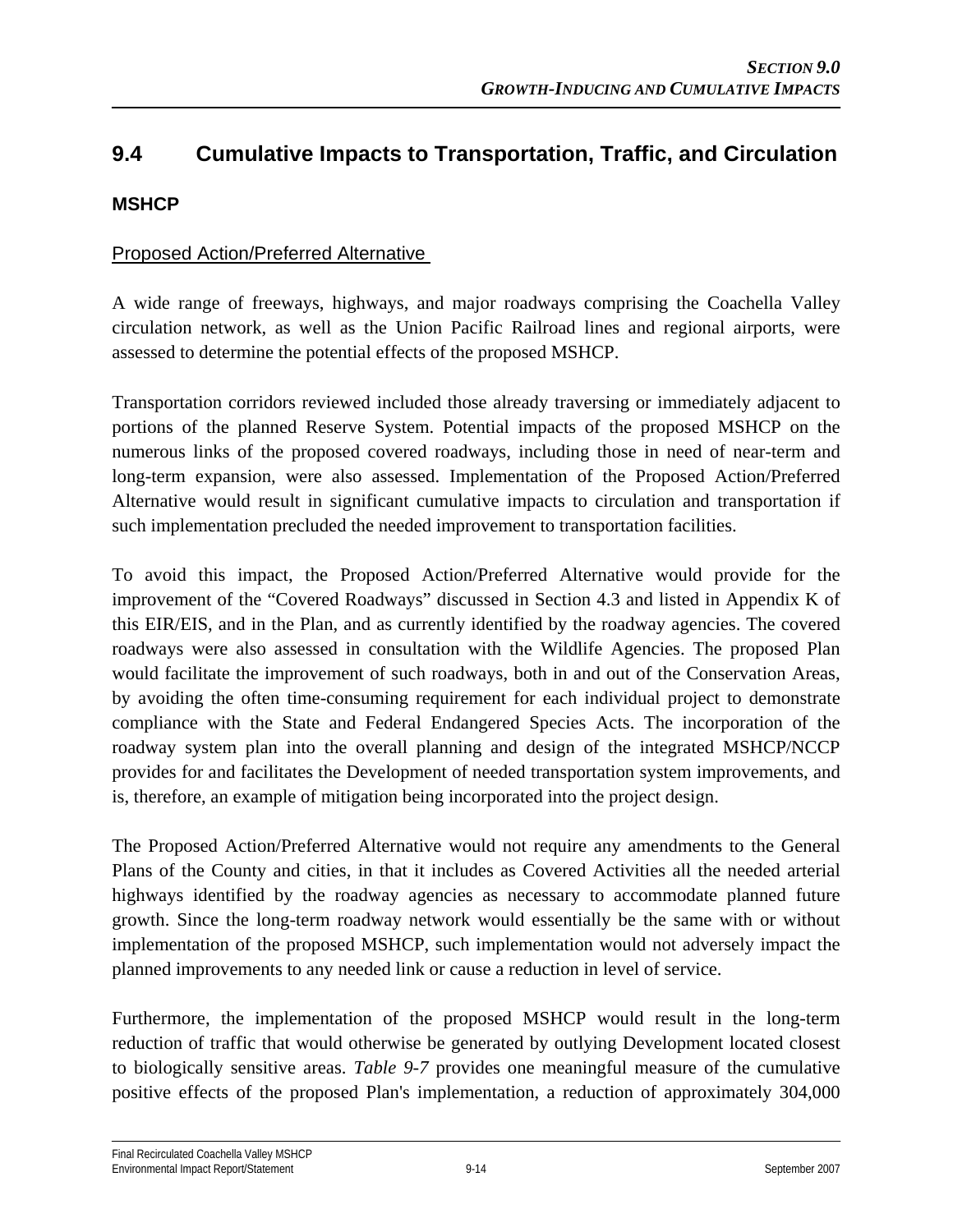## 9.4 Cumulative Impacts to Transportation, Traffic, and Circulation

### MSHCP

Proposed Action/Preferred Alternative

A wide range of freeways, highways, and major roadways comprising the Coachella Valley circulation network, as well as the Union Pacific Railroad lines and regional airports, were assessed to determine the potential effects of the proposed MSHCP.

Transportation corridors reviewed included those already traversing or immediately adjacent to portions of the planned Reserve System. Potential impacts of the proposed MSHCP on the numerous links of the proposed covered roadways, including those in need of near-term and long-term expansion, were also assessed. Implementation of the Proposed Action/Preferred Alternative would result in significant cumulative impacts to circulation and transportation if such implementation precluded the needed improvement to transportation facilities.

To avoid this impact, the Proposed Action/Preferred Alternative would provide for the improvement of the "Covered Roadways" discussed in Section 4.3 and listed in Appendix K of this EIR/EIS, and in the Plan, and as currently identified by the roadway agencies. The covered roadways were also assessed in consultation with the Wildlife Agencies. The proposed Plan would facilitate the improvement of such roadways, both in and out of the Conservation Areas, by avoiding the often time-consuming requirement for each individual project to demonstrate compliance with the State and Federal Endangered Species Acts. The incorporation of the roadway system plan into the overall planning and design of the integrated MSHCP/NCCP provides for and facilitates the Development of needed transportation system improvements, and is, therefore, an example of mitigation being incorporated into the project design.

The Proposed Action/Preferred Alternative would not require any amendments to the General Plans of the County and cities, in that it includes as Covered Activities all the needed arterial highways identified by the roadway agencies as necessary to accommodate planned future growth. Since the long-term roadway network would essentially be the same with or without implementation of the proposed MSHCP, such implementation would not adversely impact the planned improvements to any needed link or cause a reduction in level of service.

Furthermore, the implementation of the proposed MSHCP would result in the long-term reduction of traffic that would otherwise be generated by outlying Development located closest to biologically sensitive areas. *Table 9-7* provides one meaningful measure of the cumulative positive effects of the proposed Plan's implementation, a reduction of approximately 304,000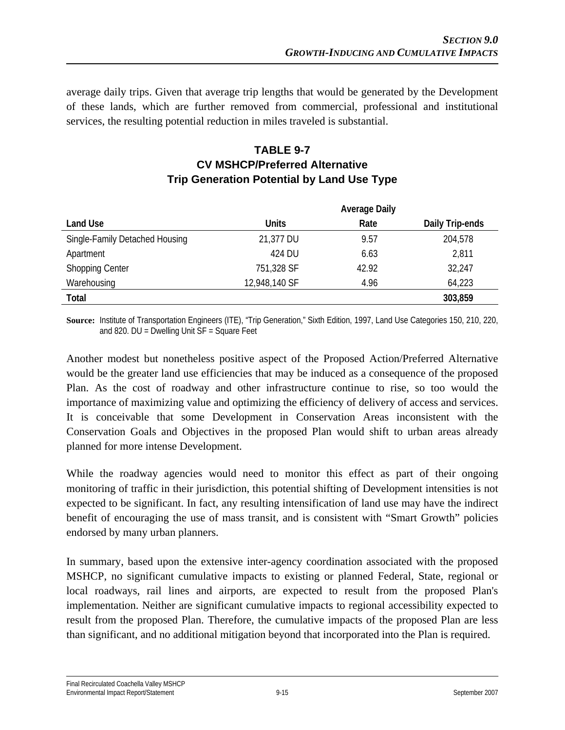average daily trips. Given that average trip lengths that would be generated by the Development of these lands, which are further removed from commercial, professional and institutional services, the resulting potential reduction in miles traveled is substantial.

**TABLE 9-7**
**CV MSHCP/Preferred Alternative**
**Trip Generation Potential by Land Use Type**

| Land Use | Units | Average Daily Rate | Daily Trip-ends |
|---|---|---|---|
| Single-Family Detached Housing | 21,377 DU | 9.57 | 204,578 |
| Apartment | 424 DU | 6.63 | 2,811 |
| Shopping Center | 751,328 SF | 42.92 | 32,247 |
| Warehousing | 12,948,140 SF | 4.96 | 64,223 |
| **Total** | | | **303,859** |

**Source:** Institute of Transportation Engineers (ITE), "Trip Generation," Sixth Edition, 1997, Land Use Categories 150, 210, 220, and 820. DU = Dwelling Unit SF = Square Feet

Another modest but nonetheless positive aspect of the Proposed Action/Preferred Alternative would be the greater land use efficiencies that may be induced as a consequence of the proposed Plan. As the cost of roadway and other infrastructure continue to rise, so too would the importance of maximizing value and optimizing the efficiency of delivery of access and services. It is conceivable that some Development in Conservation Areas inconsistent with the Conservation Goals and Objectives in the proposed Plan would shift to urban areas already planned for more intense Development.

While the roadway agencies would need to monitor this effect as part of their ongoing monitoring of traffic in their jurisdiction, this potential shifting of Development intensities is not expected to be significant. In fact, any resulting intensification of land use may have the indirect benefit of encouraging the use of mass transit, and is consistent with "Smart Growth" policies endorsed by many urban planners.

In summary, based upon the extensive inter-agency coordination associated with the proposed MSHCP, no significant cumulative impacts to existing or planned Federal, State, regional or local roadways, rail lines and airports, are expected to result from the proposed Plan's implementation. Neither are significant cumulative impacts to regional accessibility expected to result from the proposed Plan. Therefore, the cumulative impacts of the proposed Plan are less than significant, and no additional mitigation beyond that incorporated into the Plan is required.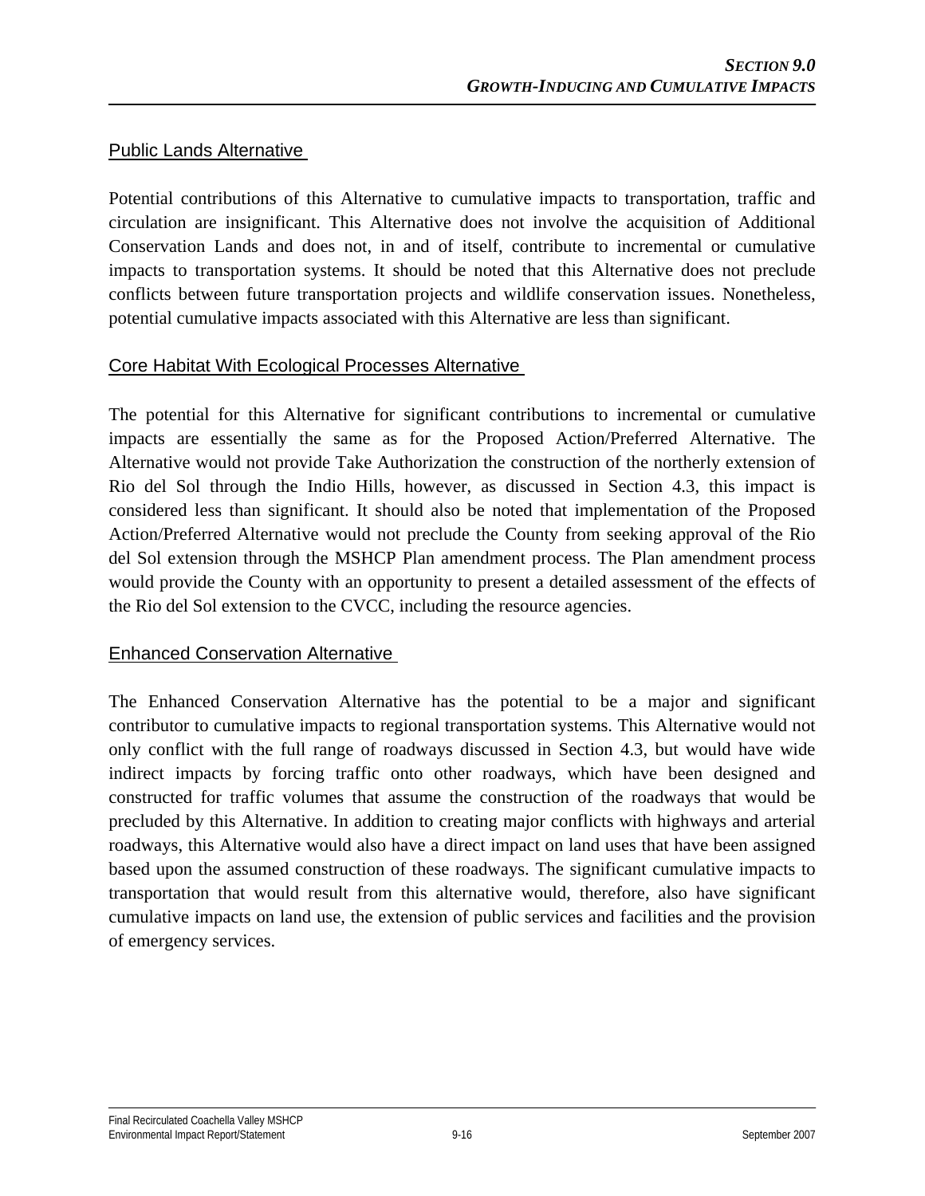Public Lands Alternative

Potential contributions of this Alternative to cumulative impacts to transportation, traffic and circulation are insignificant. This Alternative does not involve the acquisition of Additional Conservation Lands and does not, in and of itself, contribute to incremental or cumulative impacts to transportation systems. It should be noted that this Alternative does not preclude conflicts between future transportation projects and wildlife conservation issues. Nonetheless, potential cumulative impacts associated with this Alternative are less than significant.

Core Habitat With Ecological Processes Alternative

The potential for this Alternative for significant contributions to incremental or cumulative impacts are essentially the same as for the Proposed Action/Preferred Alternative. The Alternative would not provide Take Authorization the construction of the northerly extension of Rio del Sol through the Indio Hills, however, as discussed in Section 4.3, this impact is considered less than significant. It should also be noted that implementation of the Proposed Action/Preferred Alternative would not preclude the County from seeking approval of the Rio del Sol extension through the MSHCP Plan amendment process. The Plan amendment process would provide the County with an opportunity to present a detailed assessment of the effects of the Rio del Sol extension to the CVCC, including the resource agencies.

Enhanced Conservation Alternative

The Enhanced Conservation Alternative has the potential to be a major and significant contributor to cumulative impacts to regional transportation systems. This Alternative would not only conflict with the full range of roadways discussed in Section 4.3, but would have wide indirect impacts by forcing traffic onto other roadways, which have been designed and constructed for traffic volumes that assume the construction of the roadways that would be precluded by this Alternative. In addition to creating major conflicts with highways and arterial roadways, this Alternative would also have a direct impact on land uses that have been assigned based upon the assumed construction of these roadways. The significant cumulative impacts to transportation that would result from this alternative would, therefore, also have significant cumulative impacts on land use, the extension of public services and facilities and the provision of emergency services.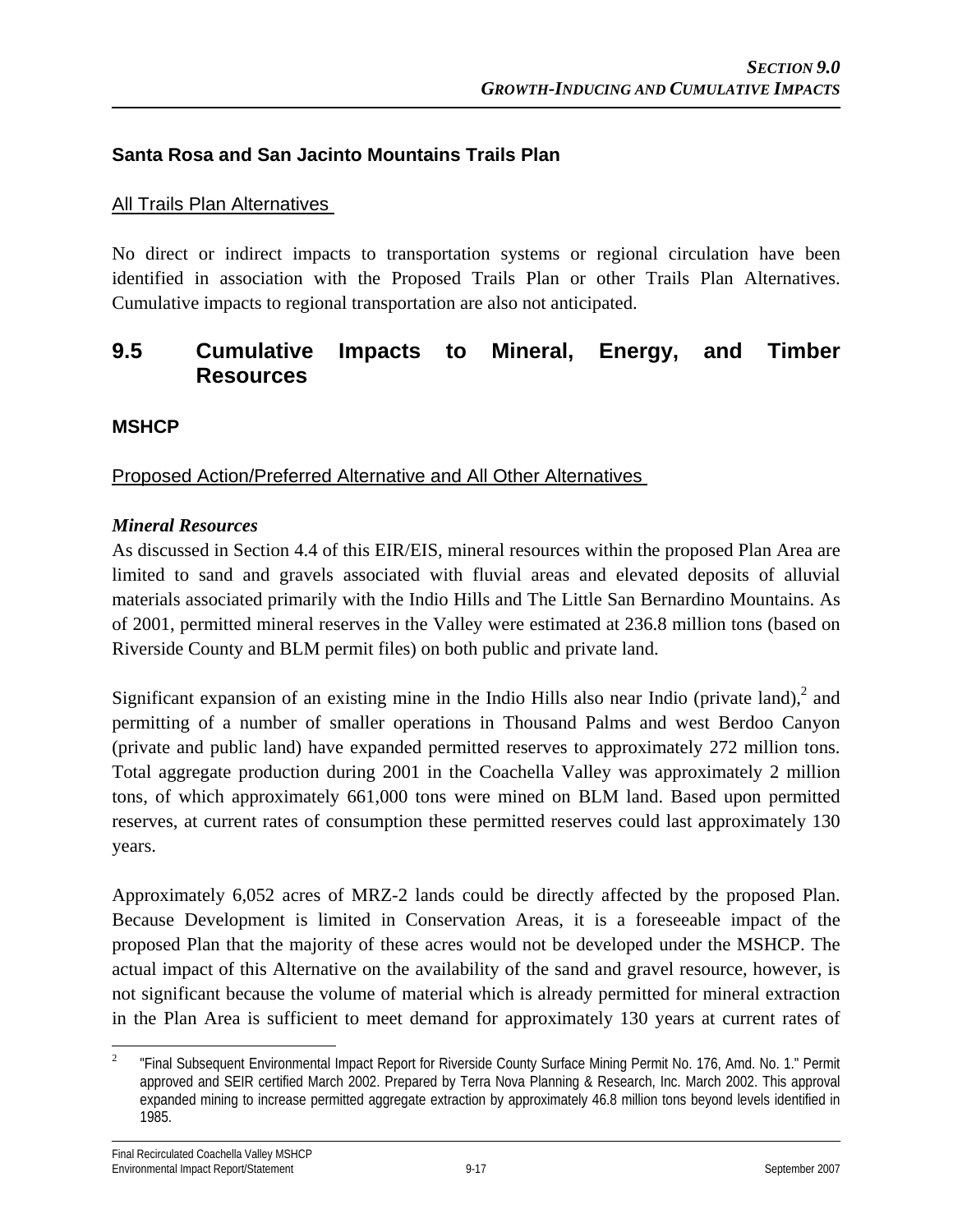### Santa Rosa and San Jacinto Mountains Trails Plan

All Trails Plan Alternatives

No direct or indirect impacts to transportation systems or regional circulation have been identified in association with the Proposed Trails Plan or other Trails Plan Alternatives. Cumulative impacts to regional transportation are also not anticipated.

## 9.5 Cumulative Impacts to Mineral, Energy, and Timber Resources

### MSHCP

Proposed Action/Preferred Alternative and All Other Alternatives

***Mineral Resources***

As discussed in Section 4.4 of this EIR/EIS, mineral resources within the proposed Plan Area are limited to sand and gravels associated with fluvial areas and elevated deposits of alluvial materials associated primarily with the Indio Hills and The Little San Bernardino Mountains. As of 2001, permitted mineral reserves in the Valley were estimated at 236.8 million tons (based on Riverside County and BLM permit files) on both public and private land.

Significant expansion of an existing mine in the Indio Hills also near Indio (private land),[2] and permitting of a number of smaller operations in Thousand Palms and west Berdoo Canyon (private and public land) have expanded permitted reserves to approximately 272 million tons. Total aggregate production during 2001 in the Coachella Valley was approximately 2 million tons, of which approximately 661,000 tons were mined on BLM land. Based upon permitted reserves, at current rates of consumption these permitted reserves could last approximately 130 years.

Approximately 6,052 acres of MRZ-2 lands could be directly affected by the proposed Plan. Because Development is limited in Conservation Areas, it is a foreseeable impact of the proposed Plan that the majority of these acres would not be developed under the MSHCP. The actual impact of this Alternative on the availability of the sand and gravel resource, however, is not significant because the volume of material which is already permitted for mineral extraction in the Plan Area is sufficient to meet demand for approximately 130 years at current rates of

[2] "Final Subsequent Environmental Impact Report for Riverside County Surface Mining Permit No. 176, Amd. No. 1." Permit approved and SEIR certified March 2002. Prepared by Terra Nova Planning & Research, Inc. March 2002. This approval expanded mining to increase permitted aggregate extraction by approximately 46.8 million tons beyond levels identified in 1985.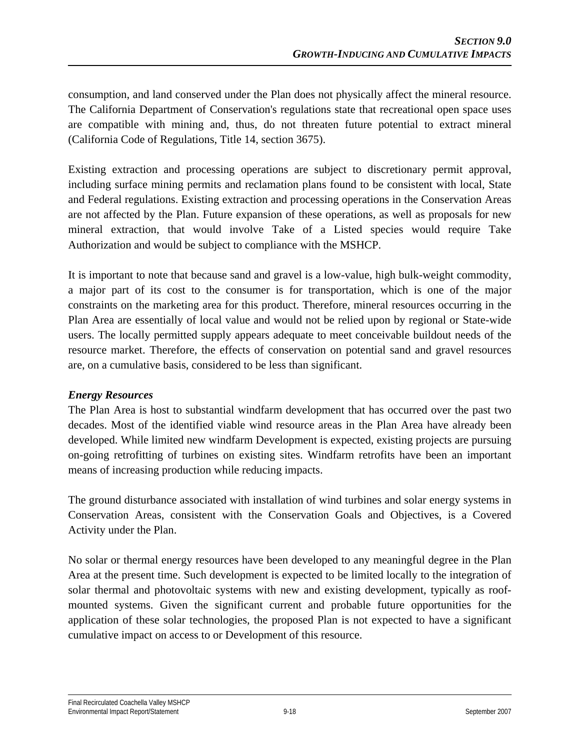consumption, and land conserved under the Plan does not physically affect the mineral resource. The California Department of Conservation's regulations state that recreational open space uses are compatible with mining and, thus, do not threaten future potential to extract mineral (California Code of Regulations, Title 14, section 3675).

Existing extraction and processing operations are subject to discretionary permit approval, including surface mining permits and reclamation plans found to be consistent with local, State and Federal regulations. Existing extraction and processing operations in the Conservation Areas are not affected by the Plan. Future expansion of these operations, as well as proposals for new mineral extraction, that would involve Take of a Listed species would require Take Authorization and would be subject to compliance with the MSHCP.

It is important to note that because sand and gravel is a low-value, high bulk-weight commodity, a major part of its cost to the consumer is for transportation, which is one of the major constraints on the marketing area for this product. Therefore, mineral resources occurring in the Plan Area are essentially of local value and would not be relied upon by regional or State-wide users. The locally permitted supply appears adequate to meet conceivable buildout needs of the resource market. Therefore, the effects of conservation on potential sand and gravel resources are, on a cumulative basis, considered to be less than significant.

***Energy Resources***

The Plan Area is host to substantial windfarm development that has occurred over the past two decades. Most of the identified viable wind resource areas in the Plan Area have already been developed. While limited new windfarm Development is expected, existing projects are pursuing on-going retrofitting of turbines on existing sites. Windfarm retrofits have been an important means of increasing production while reducing impacts.

The ground disturbance associated with installation of wind turbines and solar energy systems in Conservation Areas, consistent with the Conservation Goals and Objectives, is a Covered Activity under the Plan.

No solar or thermal energy resources have been developed to any meaningful degree in the Plan Area at the present time. Such development is expected to be limited locally to the integration of solar thermal and photovoltaic systems with new and existing development, typically as roof-mounted systems. Given the significant current and probable future opportunities for the application of these solar technologies, the proposed Plan is not expected to have a significant cumulative impact on access to or Development of this resource.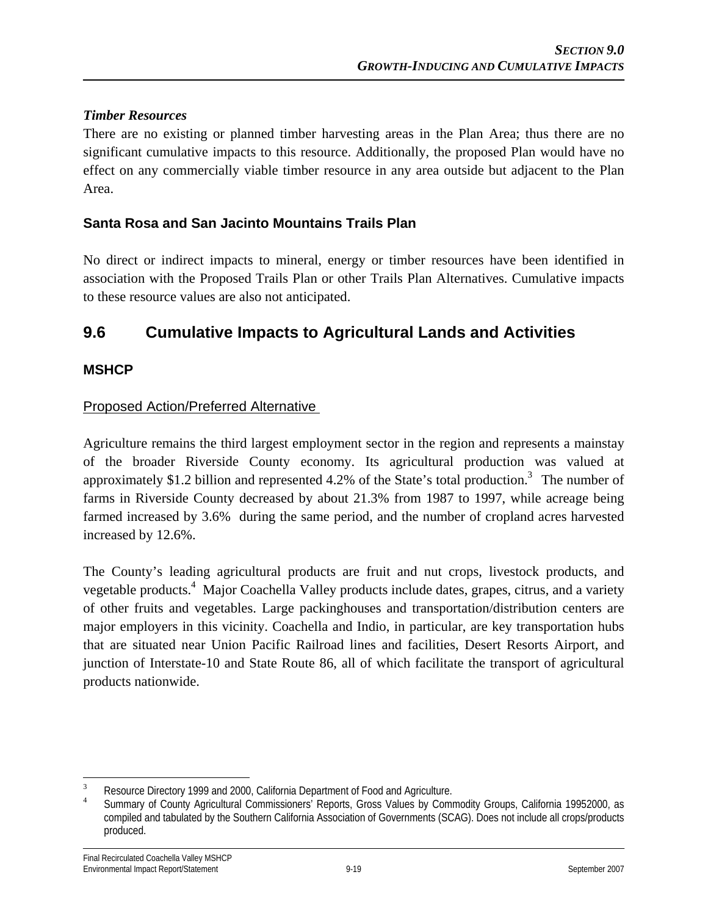### *Timber Resources*

There are no existing or planned timber harvesting areas in the Plan Area; thus there are no significant cumulative impacts to this resource. Additionally, the proposed Plan would have no effect on any commercially viable timber resource in any area outside but adjacent to the Plan Area.

### Santa Rosa and San Jacinto Mountains Trails Plan

No direct or indirect impacts to mineral, energy or timber resources have been identified in association with the Proposed Trails Plan or other Trails Plan Alternatives. Cumulative impacts to these resource values are also not anticipated.

## 9.6 Cumulative Impacts to Agricultural Lands and Activities

### MSHCP

Proposed Action/Preferred Alternative

Agriculture remains the third largest employment sector in the region and represents a mainstay of the broader Riverside County economy. Its agricultural production was valued at approximately $1.2 billion and represented 4.2% of the State's total production.[3] The number of farms in Riverside County decreased by about 21.3% from 1987 to 1997, while acreage being farmed increased by 3.6% during the same period, and the number of cropland acres harvested increased by 12.6%.

The County's leading agricultural products are fruit and nut crops, livestock products, and vegetable products.[4] Major Coachella Valley products include dates, grapes, citrus, and a variety of other fruits and vegetables. Large packinghouses and transportation/distribution centers are major employers in this vicinity. Coachella and Indio, in particular, are key transportation hubs that are situated near Union Pacific Railroad lines and facilities, Desert Resorts Airport, and junction of Interstate-10 and State Route 86, all of which facilitate the transport of agricultural products nationwide.

---

[3] Resource Directory 1999 and 2000, California Department of Food and Agriculture.

[4] Summary of County Agricultural Commissioners' Reports, Gross Values by Commodity Groups, California 19952000, as compiled and tabulated by the Southern California Association of Governments (SCAG). Does not include all crops/products produced.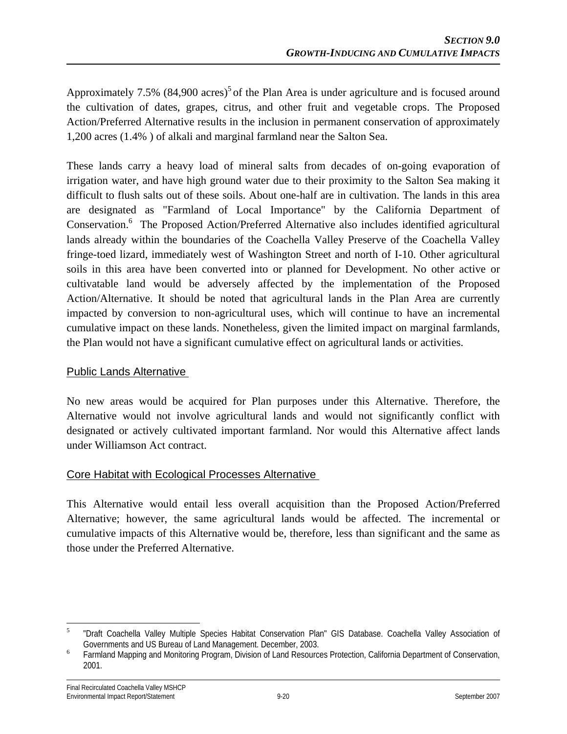Approximately 7.5% (84,900 acres)[5] of the Plan Area is under agriculture and is focused around the cultivation of dates, grapes, citrus, and other fruit and vegetable crops. The Proposed Action/Preferred Alternative results in the inclusion in permanent conservation of approximately 1,200 acres (1.4% ) of alkali and marginal farmland near the Salton Sea.

These lands carry a heavy load of mineral salts from decades of on-going evaporation of irrigation water, and have high ground water due to their proximity to the Salton Sea making it difficult to flush salts out of these soils. About one-half are in cultivation. The lands in this area are designated as "Farmland of Local Importance" by the California Department of Conservation.[6] The Proposed Action/Preferred Alternative also includes identified agricultural lands already within the boundaries of the Coachella Valley Preserve of the Coachella Valley fringe-toed lizard, immediately west of Washington Street and north of I-10. Other agricultural soils in this area have been converted into or planned for Development. No other active or cultivatable land would be adversely affected by the implementation of the Proposed Action/Alternative. It should be noted that agricultural lands in the Plan Area are currently impacted by conversion to non-agricultural uses, which will continue to have an incremental cumulative impact on these lands. Nonetheless, given the limited impact on marginal farmlands, the Plan would not have a significant cumulative effect on agricultural lands or activities.

### Public Lands Alternative

No new areas would be acquired for Plan purposes under this Alternative. Therefore, the Alternative would not involve agricultural lands and would not significantly conflict with designated or actively cultivated important farmland. Nor would this Alternative affect lands under Williamson Act contract.

### Core Habitat with Ecological Processes Alternative

This Alternative would entail less overall acquisition than the Proposed Action/Preferred Alternative; however, the same agricultural lands would be affected. The incremental or cumulative impacts of this Alternative would be, therefore, less than significant and the same as those under the Preferred Alternative.

---

[5] "Draft Coachella Valley Multiple Species Habitat Conservation Plan" GIS Database. Coachella Valley Association of Governments and US Bureau of Land Management. December, 2003.

[6] Farmland Mapping and Monitoring Program, Division of Land Resources Protection, California Department of Conservation, 2001.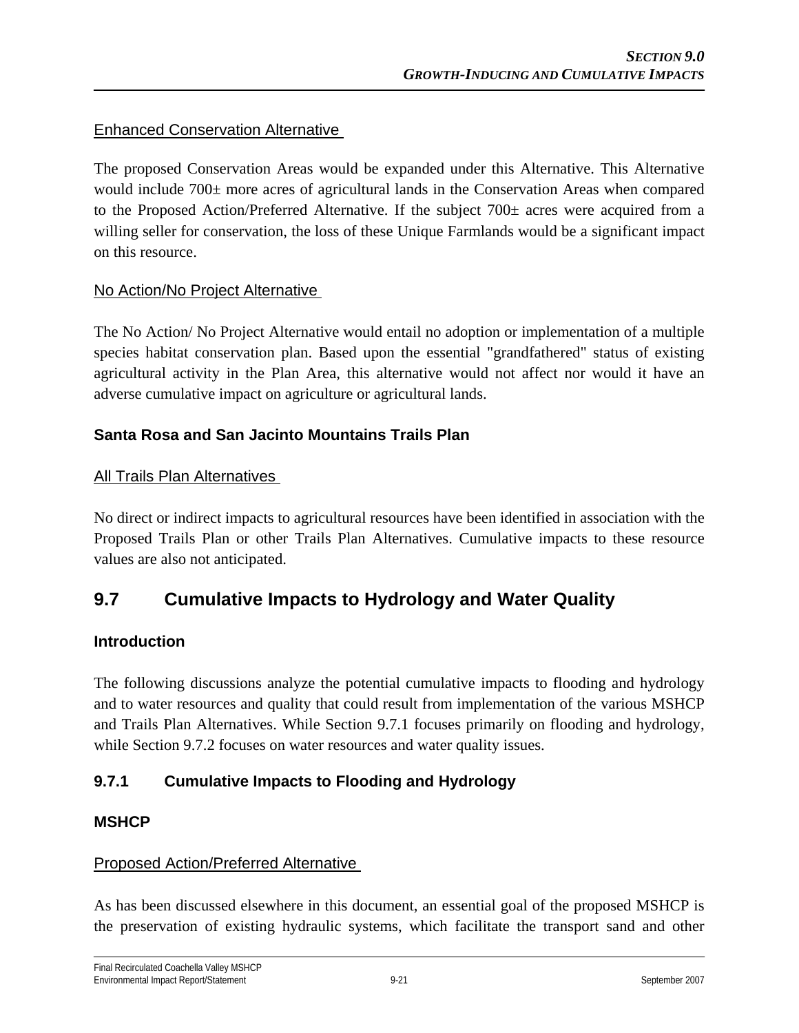Enhanced Conservation Alternative

The proposed Conservation Areas would be expanded under this Alternative. This Alternative would include 700± more acres of agricultural lands in the Conservation Areas when compared to the Proposed Action/Preferred Alternative. If the subject 700± acres were acquired from a willing seller for conservation, the loss of these Unique Farmlands would be a significant impact on this resource.

No Action/No Project Alternative

The No Action/ No Project Alternative would entail no adoption or implementation of a multiple species habitat conservation plan. Based upon the essential "grandfathered" status of existing agricultural activity in the Plan Area, this alternative would not affect nor would it have an adverse cumulative impact on agriculture or agricultural lands.

**Santa Rosa and San Jacinto Mountains Trails Plan**

All Trails Plan Alternatives

No direct or indirect impacts to agricultural resources have been identified in association with the Proposed Trails Plan or other Trails Plan Alternatives. Cumulative impacts to these resource values are also not anticipated.

## 9.7 Cumulative Impacts to Hydrology and Water Quality

**Introduction**

The following discussions analyze the potential cumulative impacts to flooding and hydrology and to water resources and quality that could result from implementation of the various MSHCP and Trails Plan Alternatives. While Section 9.7.1 focuses primarily on flooding and hydrology, while Section 9.7.2 focuses on water resources and water quality issues.

### 9.7.1 Cumulative Impacts to Flooding and Hydrology

**MSHCP**

Proposed Action/Preferred Alternative

As has been discussed elsewhere in this document, an essential goal of the proposed MSHCP is the preservation of existing hydraulic systems, which facilitate the transport sand and other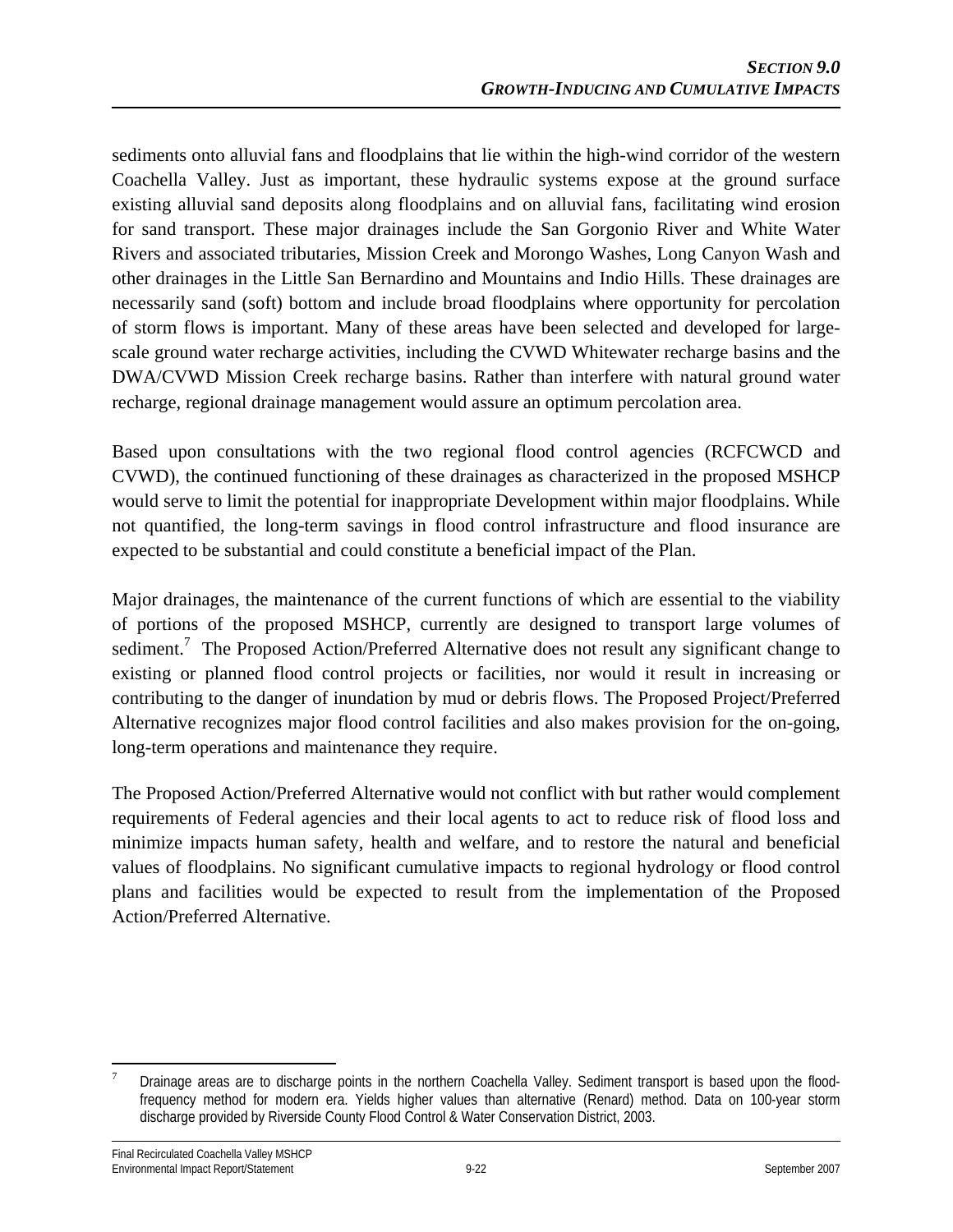sediments onto alluvial fans and floodplains that lie within the high-wind corridor of the western Coachella Valley. Just as important, these hydraulic systems expose at the ground surface existing alluvial sand deposits along floodplains and on alluvial fans, facilitating wind erosion for sand transport. These major drainages include the San Gorgonio River and White Water Rivers and associated tributaries, Mission Creek and Morongo Washes, Long Canyon Wash and other drainages in the Little San Bernardino and Mountains and Indio Hills. These drainages are necessarily sand (soft) bottom and include broad floodplains where opportunity for percolation of storm flows is important. Many of these areas have been selected and developed for large-scale ground water recharge activities, including the CVWD Whitewater recharge basins and the DWA/CVWD Mission Creek recharge basins. Rather than interfere with natural ground water recharge, regional drainage management would assure an optimum percolation area.

Based upon consultations with the two regional flood control agencies (RCFCWCD and CVWD), the continued functioning of these drainages as characterized in the proposed MSHCP would serve to limit the potential for inappropriate Development within major floodplains. While not quantified, the long-term savings in flood control infrastructure and flood insurance are expected to be substantial and could constitute a beneficial impact of the Plan.

Major drainages, the maintenance of the current functions of which are essential to the viability of portions of the proposed MSHCP, currently are designed to transport large volumes of sediment.[7] The Proposed Action/Preferred Alternative does not result any significant change to existing or planned flood control projects or facilities, nor would it result in increasing or contributing to the danger of inundation by mud or debris flows. The Proposed Project/Preferred Alternative recognizes major flood control facilities and also makes provision for the on-going, long-term operations and maintenance they require.

The Proposed Action/Preferred Alternative would not conflict with but rather would complement requirements of Federal agencies and their local agents to act to reduce risk of flood loss and minimize impacts human safety, health and welfare, and to restore the natural and beneficial values of floodplains. No significant cumulative impacts to regional hydrology or flood control plans and facilities would be expected to result from the implementation of the Proposed Action/Preferred Alternative.

[7] Drainage areas are to discharge points in the northern Coachella Valley. Sediment transport is based upon the flood-frequency method for modern era. Yields higher values than alternative (Renard) method. Data on 100-year storm discharge provided by Riverside County Flood Control & Water Conservation District, 2003.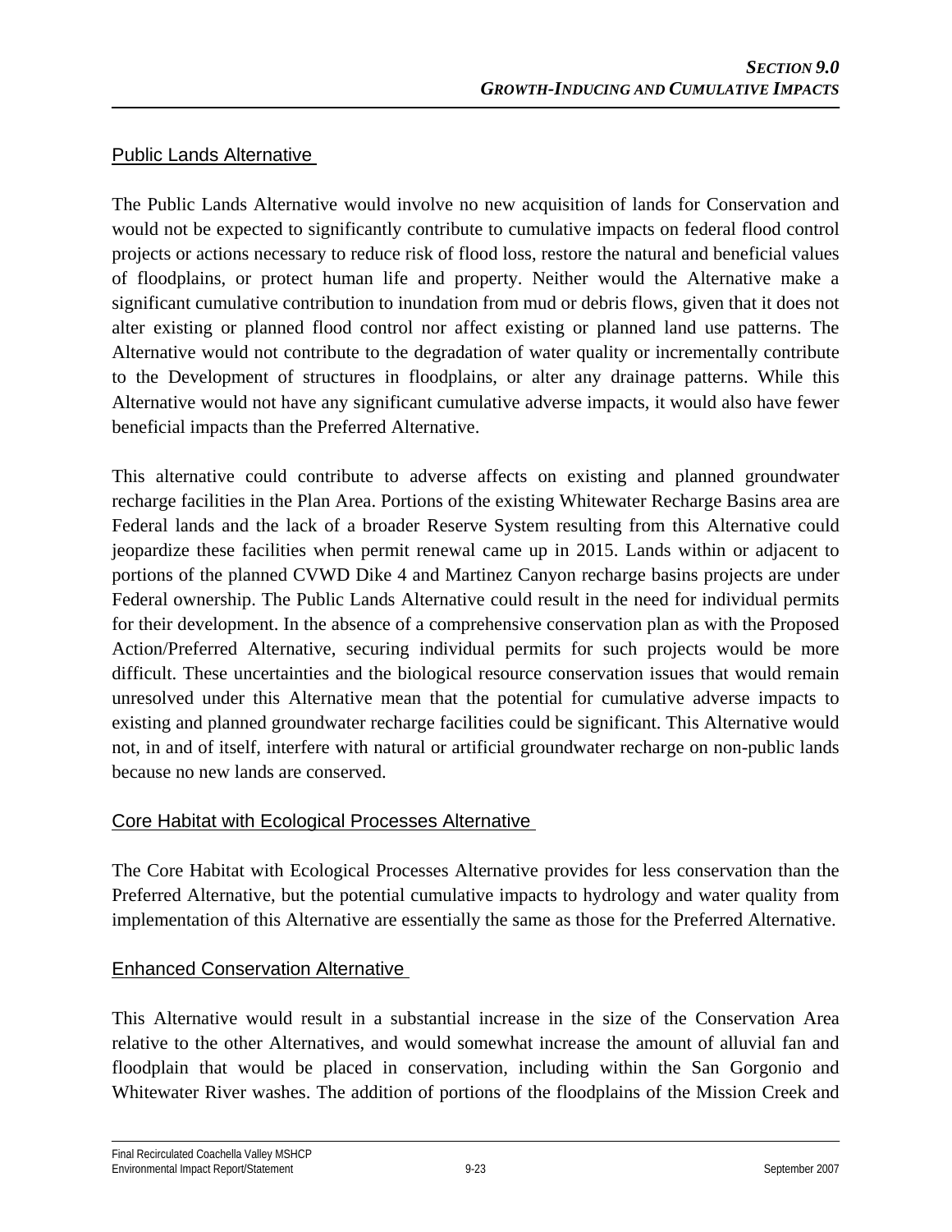## Public Lands Alternative

The Public Lands Alternative would involve no new acquisition of lands for Conservation and would not be expected to significantly contribute to cumulative impacts on federal flood control projects or actions necessary to reduce risk of flood loss, restore the natural and beneficial values of floodplains, or protect human life and property. Neither would the Alternative make a significant cumulative contribution to inundation from mud or debris flows, given that it does not alter existing or planned flood control nor affect existing or planned land use patterns. The Alternative would not contribute to the degradation of water quality or incrementally contribute to the Development of structures in floodplains, or alter any drainage patterns. While this Alternative would not have any significant cumulative adverse impacts, it would also have fewer beneficial impacts than the Preferred Alternative.

This alternative could contribute to adverse affects on existing and planned groundwater recharge facilities in the Plan Area. Portions of the existing Whitewater Recharge Basins area are Federal lands and the lack of a broader Reserve System resulting from this Alternative could jeopardize these facilities when permit renewal came up in 2015. Lands within or adjacent to portions of the planned CVWD Dike 4 and Martinez Canyon recharge basins projects are under Federal ownership. The Public Lands Alternative could result in the need for individual permits for their development. In the absence of a comprehensive conservation plan as with the Proposed Action/Preferred Alternative, securing individual permits for such projects would be more difficult. These uncertainties and the biological resource conservation issues that would remain unresolved under this Alternative mean that the potential for cumulative adverse impacts to existing and planned groundwater recharge facilities could be significant. This Alternative would not, in and of itself, interfere with natural or artificial groundwater recharge on non-public lands because no new lands are conserved.

## Core Habitat with Ecological Processes Alternative

The Core Habitat with Ecological Processes Alternative provides for less conservation than the Preferred Alternative, but the potential cumulative impacts to hydrology and water quality from implementation of this Alternative are essentially the same as those for the Preferred Alternative.

## Enhanced Conservation Alternative

This Alternative would result in a substantial increase in the size of the Conservation Area relative to the other Alternatives, and would somewhat increase the amount of alluvial fan and floodplain that would be placed in conservation, including within the San Gorgonio and Whitewater River washes. The addition of portions of the floodplains of the Mission Creek and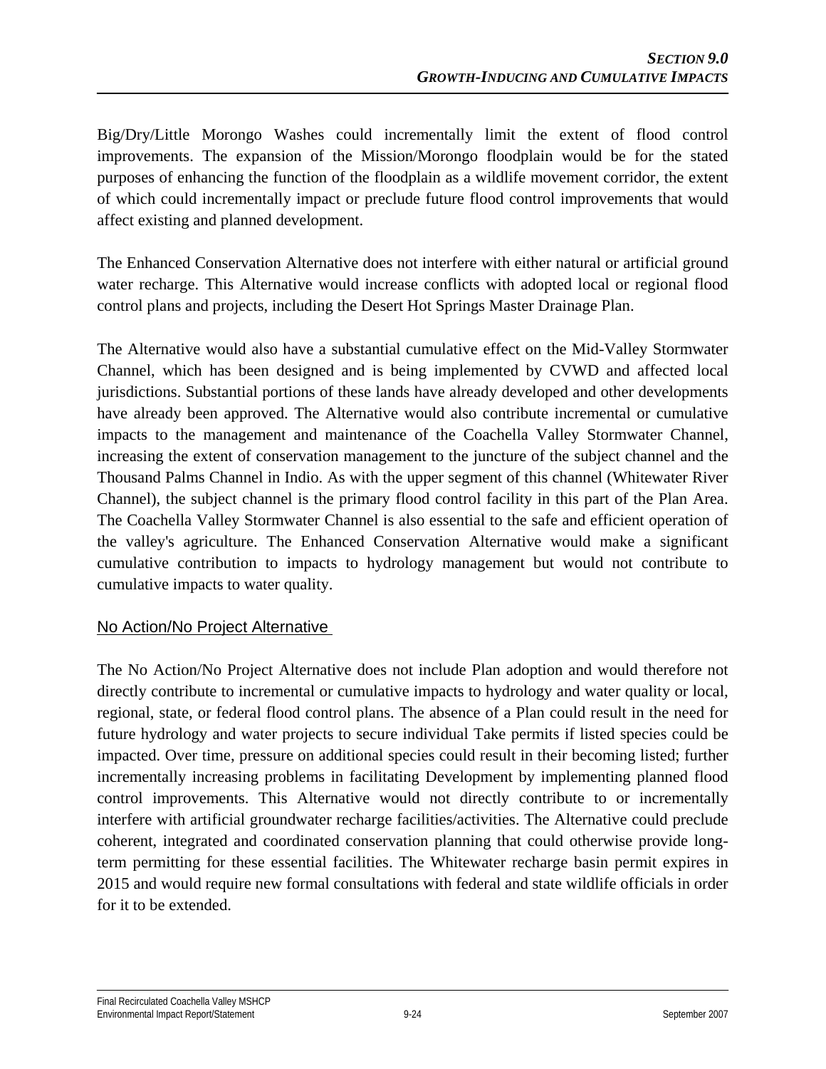Big/Dry/Little Morongo Washes could incrementally limit the extent of flood control improvements. The expansion of the Mission/Morongo floodplain would be for the stated purposes of enhancing the function of the floodplain as a wildlife movement corridor, the extent of which could incrementally impact or preclude future flood control improvements that would affect existing and planned development.

The Enhanced Conservation Alternative does not interfere with either natural or artificial ground water recharge. This Alternative would increase conflicts with adopted local or regional flood control plans and projects, including the Desert Hot Springs Master Drainage Plan.

The Alternative would also have a substantial cumulative effect on the Mid-Valley Stormwater Channel, which has been designed and is being implemented by CVWD and affected local jurisdictions. Substantial portions of these lands have already developed and other developments have already been approved. The Alternative would also contribute incremental or cumulative impacts to the management and maintenance of the Coachella Valley Stormwater Channel, increasing the extent of conservation management to the juncture of the subject channel and the Thousand Palms Channel in Indio. As with the upper segment of this channel (Whitewater River Channel), the subject channel is the primary flood control facility in this part of the Plan Area. The Coachella Valley Stormwater Channel is also essential to the safe and efficient operation of the valley's agriculture. The Enhanced Conservation Alternative would make a significant cumulative contribution to impacts to hydrology management but would not contribute to cumulative impacts to water quality.

## No Action/No Project Alternative

The No Action/No Project Alternative does not include Plan adoption and would therefore not directly contribute to incremental or cumulative impacts to hydrology and water quality or local, regional, state, or federal flood control plans. The absence of a Plan could result in the need for future hydrology and water projects to secure individual Take permits if listed species could be impacted. Over time, pressure on additional species could result in their becoming listed; further incrementally increasing problems in facilitating Development by implementing planned flood control improvements. This Alternative would not directly contribute to or incrementally interfere with artificial groundwater recharge facilities/activities. The Alternative could preclude coherent, integrated and coordinated conservation planning that could otherwise provide long-term permitting for these essential facilities. The Whitewater recharge basin permit expires in 2015 and would require new formal consultations with federal and state wildlife officials in order for it to be extended.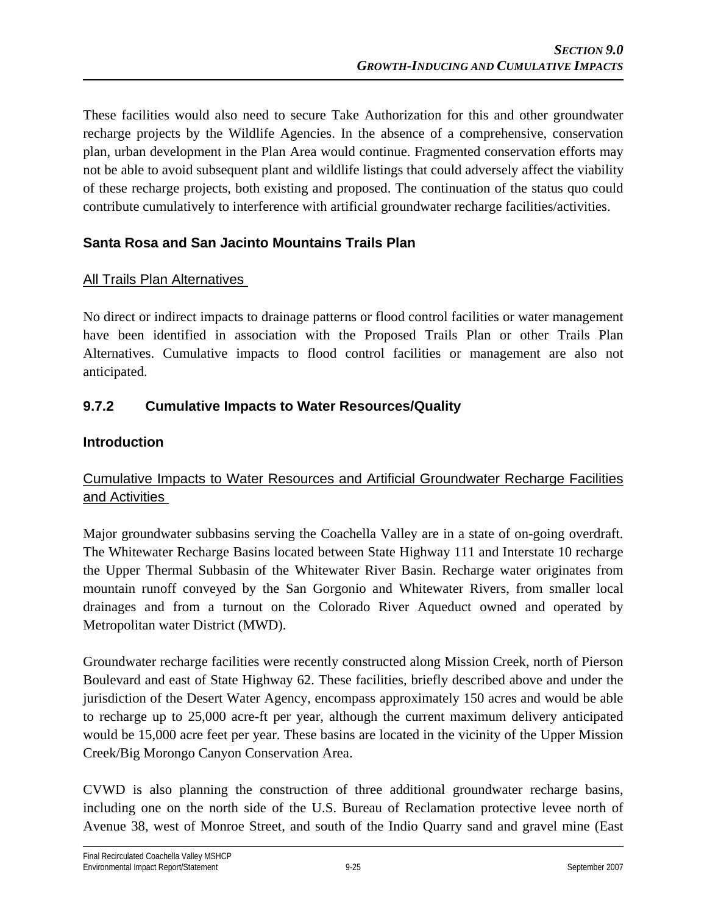These facilities would also need to secure Take Authorization for this and other groundwater recharge projects by the Wildlife Agencies. In the absence of a comprehensive, conservation plan, urban development in the Plan Area would continue. Fragmented conservation efforts may not be able to avoid subsequent plant and wildlife listings that could adversely affect the viability of these recharge projects, both existing and proposed. The continuation of the status quo could contribute cumulatively to interference with artificial groundwater recharge facilities/activities.

### Santa Rosa and San Jacinto Mountains Trails Plan

<u>All Trails Plan Alternatives</u>

No direct or indirect impacts to drainage patterns or flood control facilities or water management have been identified in association with the Proposed Trails Plan or other Trails Plan Alternatives. Cumulative impacts to flood control facilities or management are also not anticipated.

## 9.7.2 Cumulative Impacts to Water Resources/Quality

### Introduction

<u>Cumulative Impacts to Water Resources and Artificial Groundwater Recharge Facilities and Activities</u>

Major groundwater subbasins serving the Coachella Valley are in a state of on-going overdraft. The Whitewater Recharge Basins located between State Highway 111 and Interstate 10 recharge the Upper Thermal Subbasin of the Whitewater River Basin. Recharge water originates from mountain runoff conveyed by the San Gorgonio and Whitewater Rivers, from smaller local drainages and from a turnout on the Colorado River Aqueduct owned and operated by Metropolitan water District (MWD).

Groundwater recharge facilities were recently constructed along Mission Creek, north of Pierson Boulevard and east of State Highway 62. These facilities, briefly described above and under the jurisdiction of the Desert Water Agency, encompass approximately 150 acres and would be able to recharge up to 25,000 acre-ft per year, although the current maximum delivery anticipated would be 15,000 acre feet per year. These basins are located in the vicinity of the Upper Mission Creek/Big Morongo Canyon Conservation Area.

CVWD is also planning the construction of three additional groundwater recharge basins, including one on the north side of the U.S. Bureau of Reclamation protective levee north of Avenue 38, west of Monroe Street, and south of the Indio Quarry sand and gravel mine (East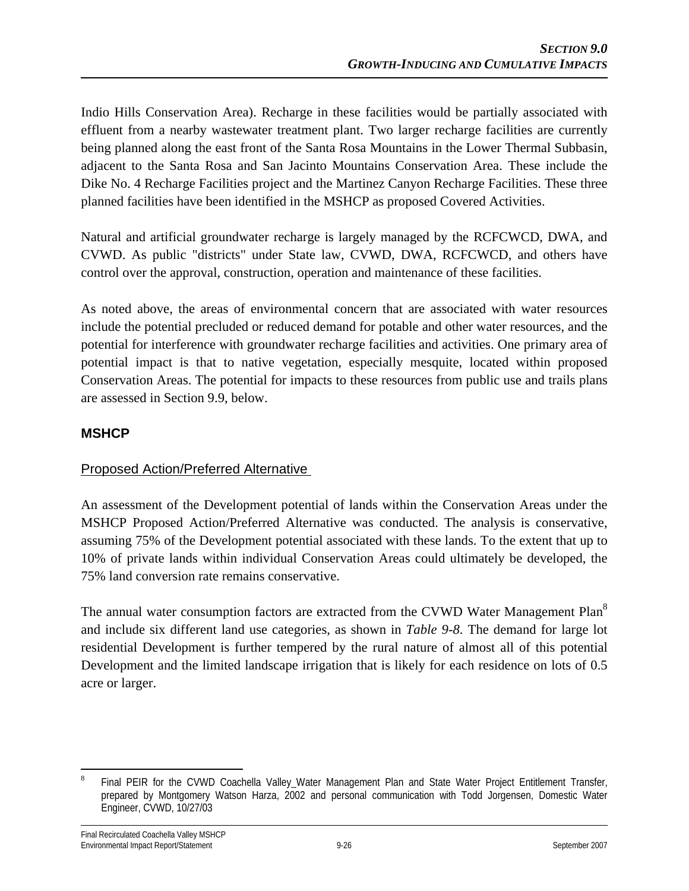Indio Hills Conservation Area). Recharge in these facilities would be partially associated with effluent from a nearby wastewater treatment plant. Two larger recharge facilities are currently being planned along the east front of the Santa Rosa Mountains in the Lower Thermal Subbasin, adjacent to the Santa Rosa and San Jacinto Mountains Conservation Area. These include the Dike No. 4 Recharge Facilities project and the Martinez Canyon Recharge Facilities. These three planned facilities have been identified in the MSHCP as proposed Covered Activities.

Natural and artificial groundwater recharge is largely managed by the RCFCWCD, DWA, and CVWD. As public "districts" under State law, CVWD, DWA, RCFCWCD, and others have control over the approval, construction, operation and maintenance of these facilities.

As noted above, the areas of environmental concern that are associated with water resources include the potential precluded or reduced demand for potable and other water resources, and the potential for interference with groundwater recharge facilities and activities. One primary area of potential impact is that to native vegetation, especially mesquite, located within proposed Conservation Areas. The potential for impacts to these resources from public use and trails plans are assessed in Section 9.9, below.

### MSHCP

#### Proposed Action/Preferred Alternative

An assessment of the Development potential of lands within the Conservation Areas under the MSHCP Proposed Action/Preferred Alternative was conducted. The analysis is conservative, assuming 75% of the Development potential associated with these lands. To the extent that up to 10% of private lands within individual Conservation Areas could ultimately be developed, the 75% land conversion rate remains conservative.

The annual water consumption factors are extracted from the CVWD Water Management Plan[8] and include six different land use categories, as shown in *Table 9-8*. The demand for large lot residential Development is further tempered by the rural nature of almost all of this potential Development and the limited landscape irrigation that is likely for each residence on lots of 0.5 acre or larger.

---

[8] Final PEIR for the CVWD Coachella Valley_Water Management Plan and State Water Project Entitlement Transfer, prepared by Montgomery Watson Harza, 2002 and personal communication with Todd Jorgensen, Domestic Water Engineer, CVWD, 10/27/03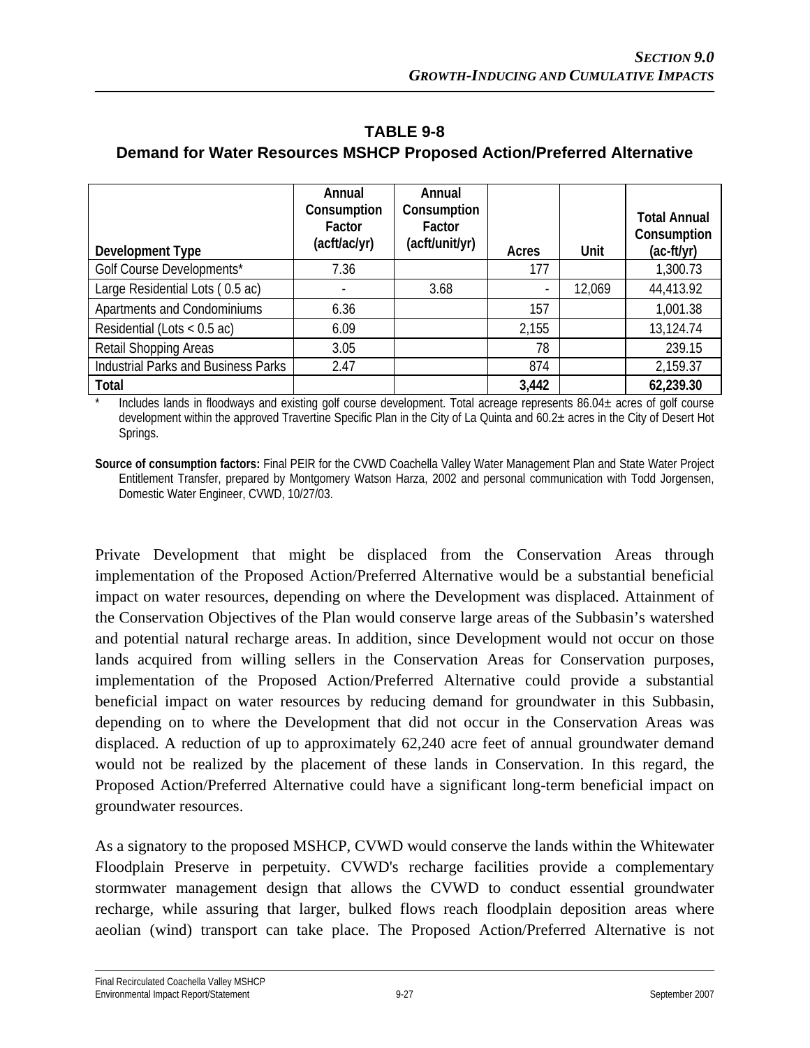## TABLE 9-8

## Demand for Water Resources MSHCP Proposed Action/Preferred Alternative

| Development Type | Annual Consumption Factor (acft/ac/yr) | Annual Consumption Factor (acft/unit/yr) | Acres | Unit | Total Annual Consumption (ac-ft/yr) |
|---|---|---|---|---|---|
| Golf Course Developments* | 7.36 | | 177 | | 1,300.73 |
| Large Residential Lots ( 0.5 ac) | - | 3.68 | - | 12,069 | 44,413.92 |
| Apartments and Condominiums | 6.36 | | 157 | | 1,001.38 |
| Residential (Lots < 0.5 ac) | 6.09 | | 2,155 | | 13,124.74 |
| Retail Shopping Areas | 3.05 | | 78 | | 239.15 |
| Industrial Parks and Business Parks | 2.47 | | 874 | | 2,159.37 |
| **Total** | | | **3,442** | | **62,239.30** |

\* Includes lands in floodways and existing golf course development. Total acreage represents 86.04± acres of golf course development within the approved Travertine Specific Plan in the City of La Quinta and 60.2± acres in the City of Desert Hot Springs.

**Source of consumption factors:** Final PEIR for the CVWD Coachella Valley Water Management Plan and State Water Project Entitlement Transfer, prepared by Montgomery Watson Harza, 2002 and personal communication with Todd Jorgensen, Domestic Water Engineer, CVWD, 10/27/03.

Private Development that might be displaced from the Conservation Areas through implementation of the Proposed Action/Preferred Alternative would be a substantial beneficial impact on water resources, depending on where the Development was displaced. Attainment of the Conservation Objectives of the Plan would conserve large areas of the Subbasin's watershed and potential natural recharge areas. In addition, since Development would not occur on those lands acquired from willing sellers in the Conservation Areas for Conservation purposes, implementation of the Proposed Action/Preferred Alternative could provide a substantial beneficial impact on water resources by reducing demand for groundwater in this Subbasin, depending on to where the Development that did not occur in the Conservation Areas was displaced. A reduction of up to approximately 62,240 acre feet of annual groundwater demand would not be realized by the placement of these lands in Conservation. In this regard, the Proposed Action/Preferred Alternative could have a significant long-term beneficial impact on groundwater resources.

As a signatory to the proposed MSHCP, CVWD would conserve the lands within the Whitewater Floodplain Preserve in perpetuity. CVWD's recharge facilities provide a complementary stormwater management design that allows the CVWD to conduct essential groundwater recharge, while assuring that larger, bulked flows reach floodplain deposition areas where aeolian (wind) transport can take place. The Proposed Action/Preferred Alternative is not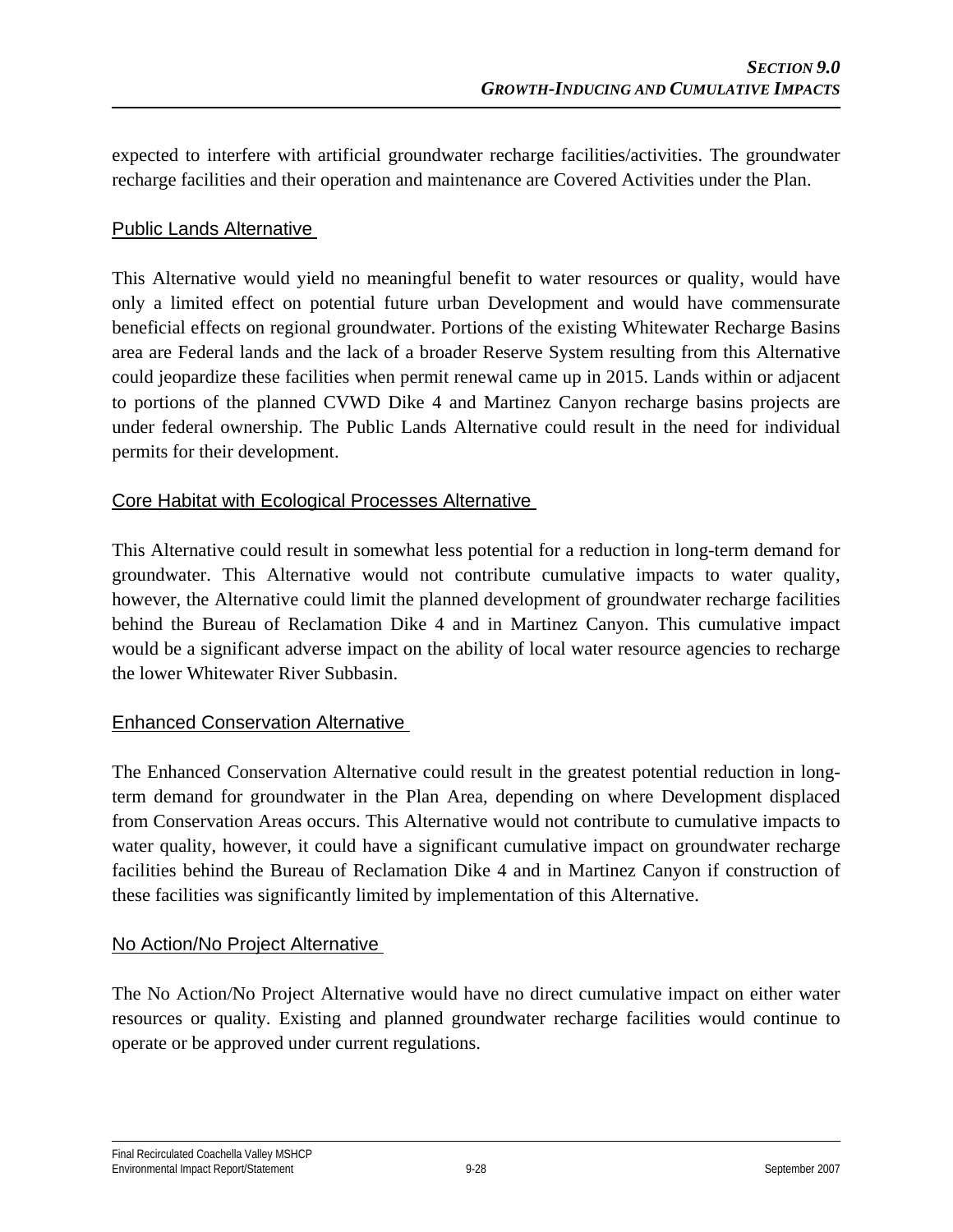expected to interfere with artificial groundwater recharge facilities/activities. The groundwater recharge facilities and their operation and maintenance are Covered Activities under the Plan.

### Public Lands Alternative

This Alternative would yield no meaningful benefit to water resources or quality, would have only a limited effect on potential future urban Development and would have commensurate beneficial effects on regional groundwater. Portions of the existing Whitewater Recharge Basins area are Federal lands and the lack of a broader Reserve System resulting from this Alternative could jeopardize these facilities when permit renewal came up in 2015. Lands within or adjacent to portions of the planned CVWD Dike 4 and Martinez Canyon recharge basins projects are under federal ownership. The Public Lands Alternative could result in the need for individual permits for their development.

### Core Habitat with Ecological Processes Alternative

This Alternative could result in somewhat less potential for a reduction in long-term demand for groundwater. This Alternative would not contribute cumulative impacts to water quality, however, the Alternative could limit the planned development of groundwater recharge facilities behind the Bureau of Reclamation Dike 4 and in Martinez Canyon. This cumulative impact would be a significant adverse impact on the ability of local water resource agencies to recharge the lower Whitewater River Subbasin.

### Enhanced Conservation Alternative

The Enhanced Conservation Alternative could result in the greatest potential reduction in long-term demand for groundwater in the Plan Area, depending on where Development displaced from Conservation Areas occurs. This Alternative would not contribute to cumulative impacts to water quality, however, it could have a significant cumulative impact on groundwater recharge facilities behind the Bureau of Reclamation Dike 4 and in Martinez Canyon if construction of these facilities was significantly limited by implementation of this Alternative.

### No Action/No Project Alternative

The No Action/No Project Alternative would have no direct cumulative impact on either water resources or quality. Existing and planned groundwater recharge facilities would continue to operate or be approved under current regulations.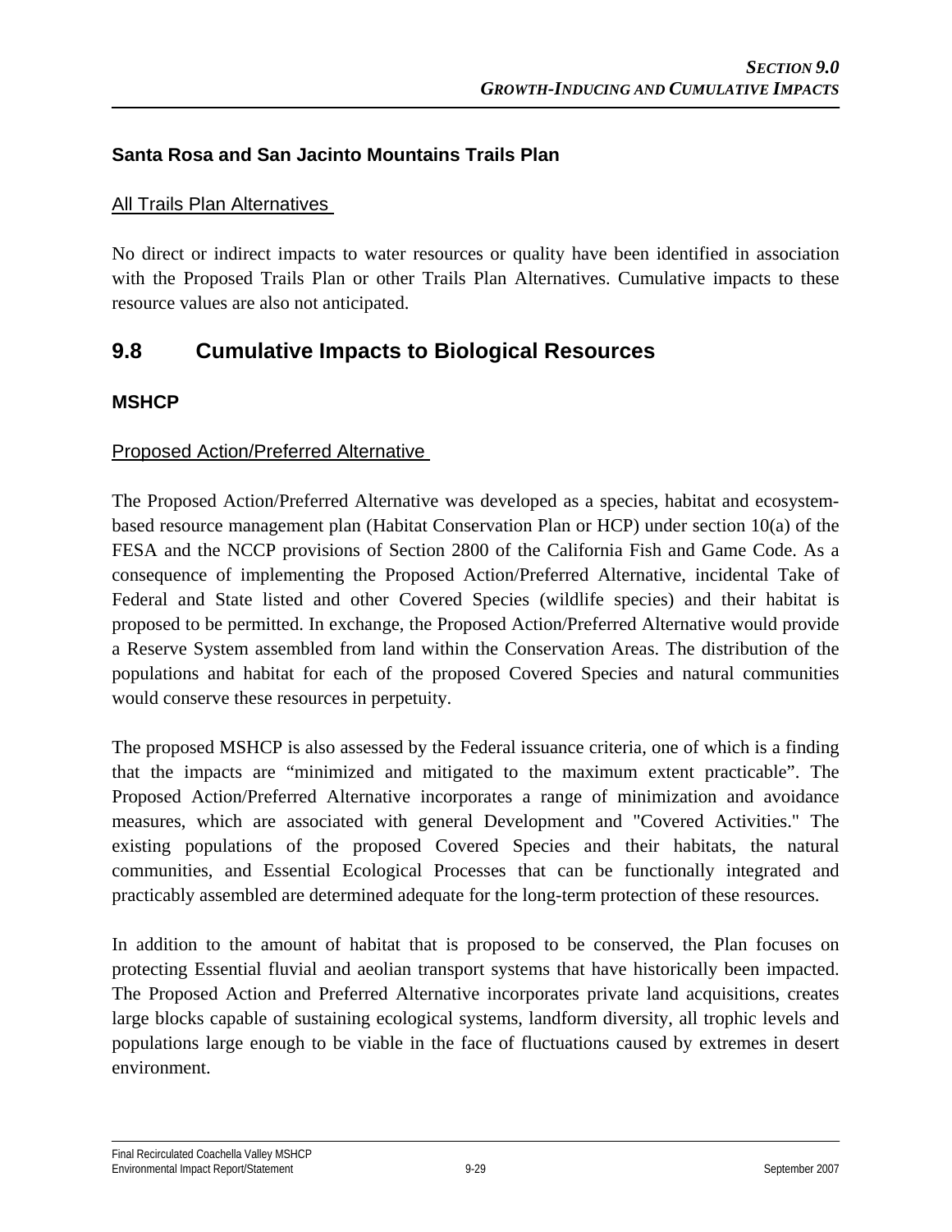### Santa Rosa and San Jacinto Mountains Trails Plan

All Trails Plan Alternatives

No direct or indirect impacts to water resources or quality have been identified in association with the Proposed Trails Plan or other Trails Plan Alternatives. Cumulative impacts to these resource values are also not anticipated.

## 9.8 Cumulative Impacts to Biological Resources

### MSHCP

Proposed Action/Preferred Alternative

The Proposed Action/Preferred Alternative was developed as a species, habitat and ecosystem-based resource management plan (Habitat Conservation Plan or HCP) under section 10(a) of the FESA and the NCCP provisions of Section 2800 of the California Fish and Game Code. As a consequence of implementing the Proposed Action/Preferred Alternative, incidental Take of Federal and State listed and other Covered Species (wildlife species) and their habitat is proposed to be permitted. In exchange, the Proposed Action/Preferred Alternative would provide a Reserve System assembled from land within the Conservation Areas. The distribution of the populations and habitat for each of the proposed Covered Species and natural communities would conserve these resources in perpetuity.

The proposed MSHCP is also assessed by the Federal issuance criteria, one of which is a finding that the impacts are "minimized and mitigated to the maximum extent practicable". The Proposed Action/Preferred Alternative incorporates a range of minimization and avoidance measures, which are associated with general Development and "Covered Activities." The existing populations of the proposed Covered Species and their habitats, the natural communities, and Essential Ecological Processes that can be functionally integrated and practicably assembled are determined adequate for the long-term protection of these resources.

In addition to the amount of habitat that is proposed to be conserved, the Plan focuses on protecting Essential fluvial and aeolian transport systems that have historically been impacted. The Proposed Action and Preferred Alternative incorporates private land acquisitions, creates large blocks capable of sustaining ecological systems, landform diversity, all trophic levels and populations large enough to be viable in the face of fluctuations caused by extremes in desert environment.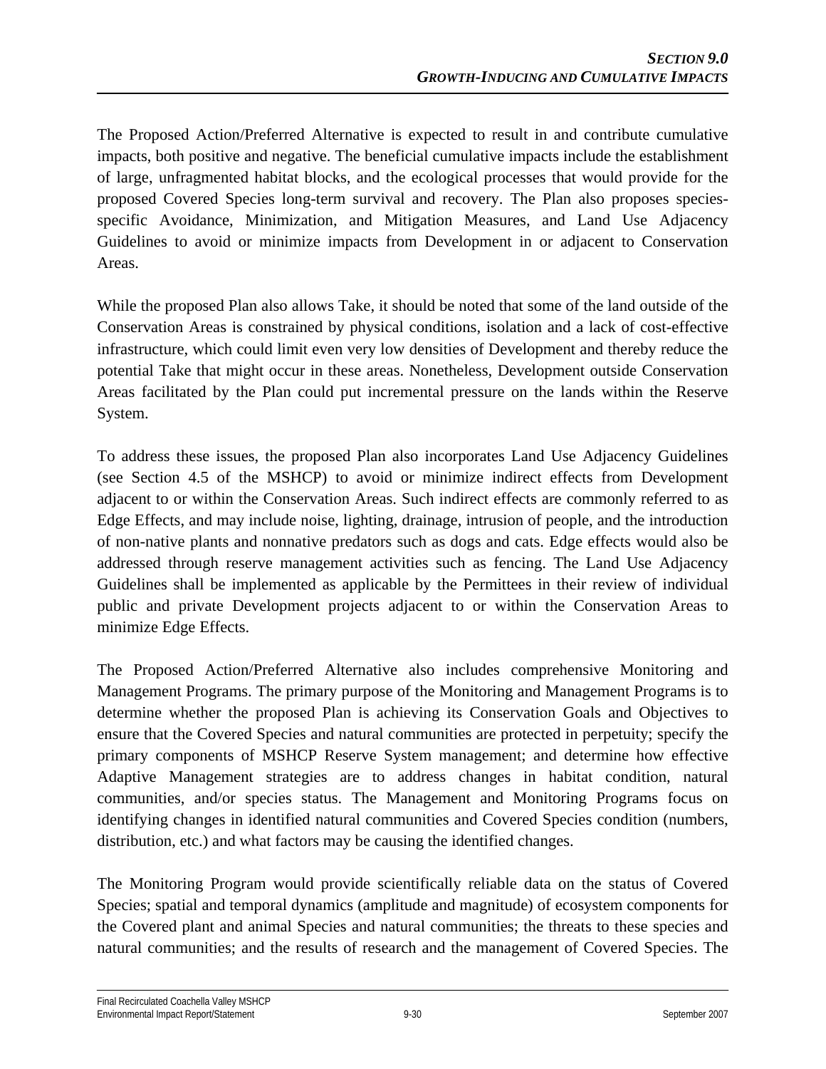The Proposed Action/Preferred Alternative is expected to result in and contribute cumulative impacts, both positive and negative. The beneficial cumulative impacts include the establishment of large, unfragmented habitat blocks, and the ecological processes that would provide for the proposed Covered Species long-term survival and recovery. The Plan also proposes species-specific Avoidance, Minimization, and Mitigation Measures, and Land Use Adjacency Guidelines to avoid or minimize impacts from Development in or adjacent to Conservation Areas.

While the proposed Plan also allows Take, it should be noted that some of the land outside of the Conservation Areas is constrained by physical conditions, isolation and a lack of cost-effective infrastructure, which could limit even very low densities of Development and thereby reduce the potential Take that might occur in these areas. Nonetheless, Development outside Conservation Areas facilitated by the Plan could put incremental pressure on the lands within the Reserve System.

To address these issues, the proposed Plan also incorporates Land Use Adjacency Guidelines (see Section 4.5 of the MSHCP) to avoid or minimize indirect effects from Development adjacent to or within the Conservation Areas. Such indirect effects are commonly referred to as Edge Effects, and may include noise, lighting, drainage, intrusion of people, and the introduction of non-native plants and nonnative predators such as dogs and cats. Edge effects would also be addressed through reserve management activities such as fencing. The Land Use Adjacency Guidelines shall be implemented as applicable by the Permittees in their review of individual public and private Development projects adjacent to or within the Conservation Areas to minimize Edge Effects.

The Proposed Action/Preferred Alternative also includes comprehensive Monitoring and Management Programs. The primary purpose of the Monitoring and Management Programs is to determine whether the proposed Plan is achieving its Conservation Goals and Objectives to ensure that the Covered Species and natural communities are protected in perpetuity; specify the primary components of MSHCP Reserve System management; and determine how effective Adaptive Management strategies are to address changes in habitat condition, natural communities, and/or species status. The Management and Monitoring Programs focus on identifying changes in identified natural communities and Covered Species condition (numbers, distribution, etc.) and what factors may be causing the identified changes.

The Monitoring Program would provide scientifically reliable data on the status of Covered Species; spatial and temporal dynamics (amplitude and magnitude) of ecosystem components for the Covered plant and animal Species and natural communities; the threats to these species and natural communities; and the results of research and the management of Covered Species. The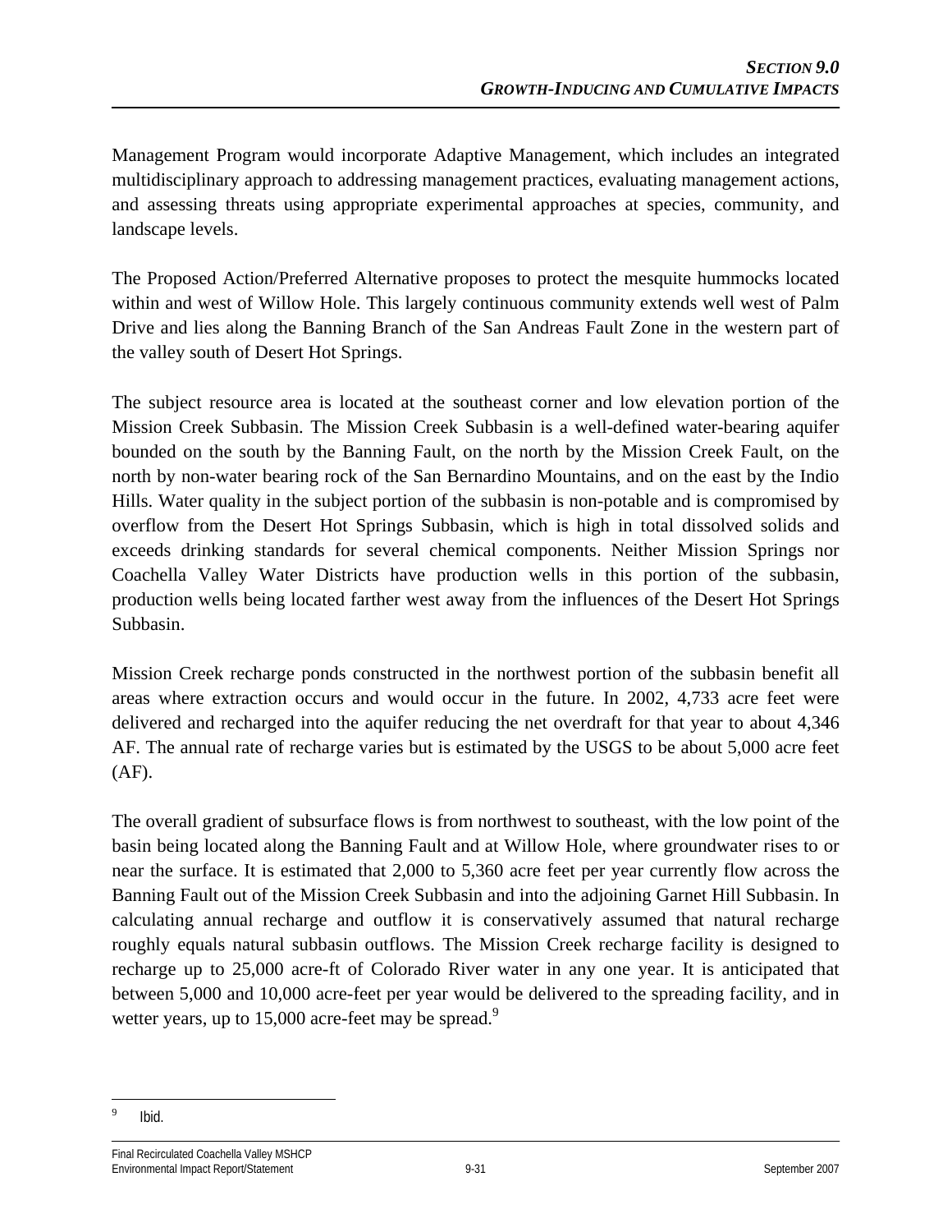Management Program would incorporate Adaptive Management, which includes an integrated multidisciplinary approach to addressing management practices, evaluating management actions, and assessing threats using appropriate experimental approaches at species, community, and landscape levels.

The Proposed Action/Preferred Alternative proposes to protect the mesquite hummocks located within and west of Willow Hole. This largely continuous community extends well west of Palm Drive and lies along the Banning Branch of the San Andreas Fault Zone in the western part of the valley south of Desert Hot Springs.

The subject resource area is located at the southeast corner and low elevation portion of the Mission Creek Subbasin. The Mission Creek Subbasin is a well-defined water-bearing aquifer bounded on the south by the Banning Fault, on the north by the Mission Creek Fault, on the north by non-water bearing rock of the San Bernardino Mountains, and on the east by the Indio Hills. Water quality in the subject portion of the subbasin is non-potable and is compromised by overflow from the Desert Hot Springs Subbasin, which is high in total dissolved solids and exceeds drinking standards for several chemical components. Neither Mission Springs nor Coachella Valley Water Districts have production wells in this portion of the subbasin, production wells being located farther west away from the influences of the Desert Hot Springs Subbasin.

Mission Creek recharge ponds constructed in the northwest portion of the subbasin benefit all areas where extraction occurs and would occur in the future. In 2002, 4,733 acre feet were delivered and recharged into the aquifer reducing the net overdraft for that year to about 4,346 AF. The annual rate of recharge varies but is estimated by the USGS to be about 5,000 acre feet (AF).

The overall gradient of subsurface flows is from northwest to southeast, with the low point of the basin being located along the Banning Fault and at Willow Hole, where groundwater rises to or near the surface. It is estimated that 2,000 to 5,360 acre feet per year currently flow across the Banning Fault out of the Mission Creek Subbasin and into the adjoining Garnet Hill Subbasin. In calculating annual recharge and outflow it is conservatively assumed that natural recharge roughly equals natural subbasin outflows. The Mission Creek recharge facility is designed to recharge up to 25,000 acre-ft of Colorado River water in any one year. It is anticipated that between 5,000 and 10,000 acre-feet per year would be delivered to the spreading facility, and in wetter years, up to 15,000 acre-feet may be spread.[9]

---

[9] Ibid.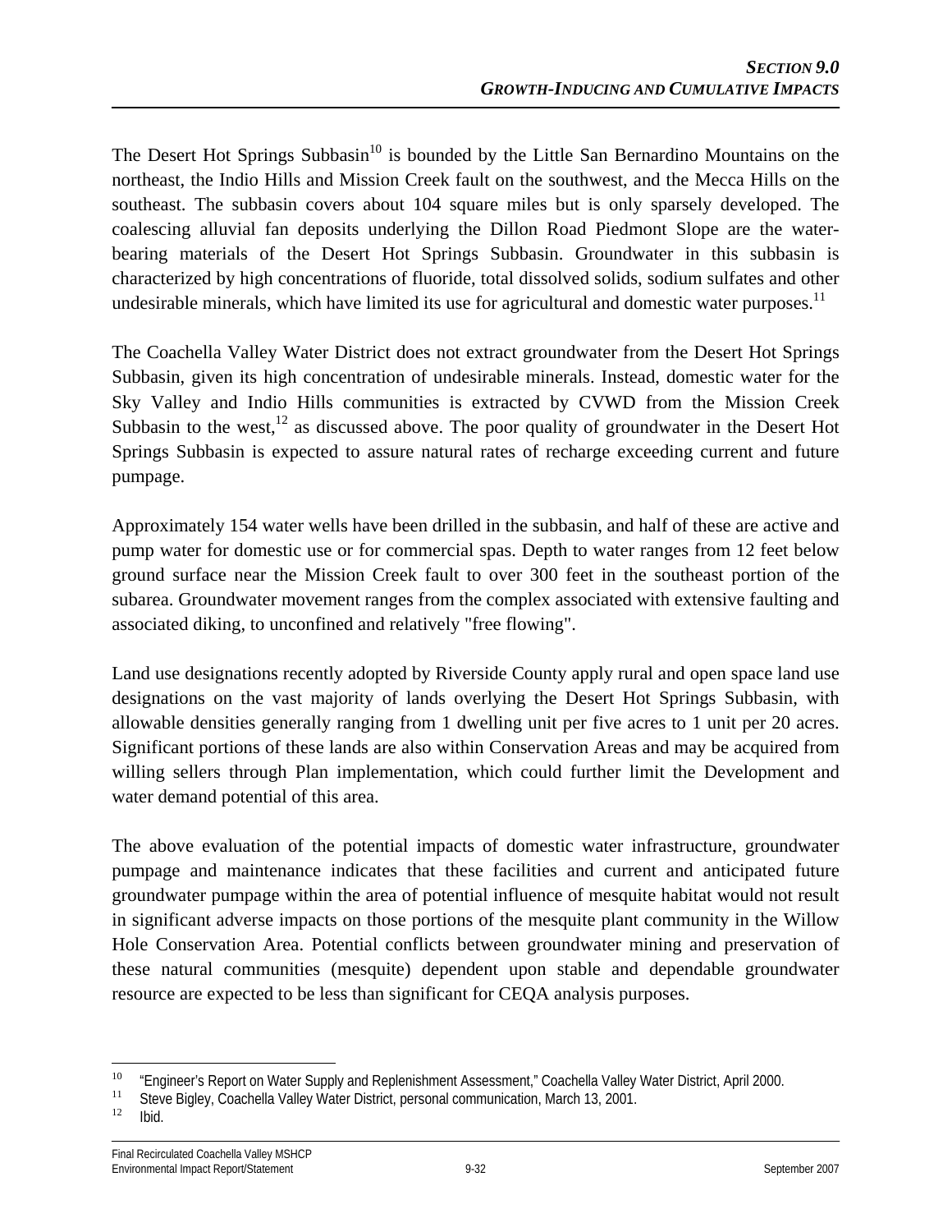The Desert Hot Springs Subbasin[10] is bounded by the Little San Bernardino Mountains on the northeast, the Indio Hills and Mission Creek fault on the southwest, and the Mecca Hills on the southeast. The subbasin covers about 104 square miles but is only sparsely developed. The coalescing alluvial fan deposits underlying the Dillon Road Piedmont Slope are the water-bearing materials of the Desert Hot Springs Subbasin. Groundwater in this subbasin is characterized by high concentrations of fluoride, total dissolved solids, sodium sulfates and other undesirable minerals, which have limited its use for agricultural and domestic water purposes.[11]

The Coachella Valley Water District does not extract groundwater from the Desert Hot Springs Subbasin, given its high concentration of undesirable minerals. Instead, domestic water for the Sky Valley and Indio Hills communities is extracted by CVWD from the Mission Creek Subbasin to the west,[12] as discussed above. The poor quality of groundwater in the Desert Hot Springs Subbasin is expected to assure natural rates of recharge exceeding current and future pumpage.

Approximately 154 water wells have been drilled in the subbasin, and half of these are active and pump water for domestic use or for commercial spas. Depth to water ranges from 12 feet below ground surface near the Mission Creek fault to over 300 feet in the southeast portion of the subarea. Groundwater movement ranges from the complex associated with extensive faulting and associated diking, to unconfined and relatively "free flowing".

Land use designations recently adopted by Riverside County apply rural and open space land use designations on the vast majority of lands overlying the Desert Hot Springs Subbasin, with allowable densities generally ranging from 1 dwelling unit per five acres to 1 unit per 20 acres. Significant portions of these lands are also within Conservation Areas and may be acquired from willing sellers through Plan implementation, which could further limit the Development and water demand potential of this area.

The above evaluation of the potential impacts of domestic water infrastructure, groundwater pumpage and maintenance indicates that these facilities and current and anticipated future groundwater pumpage within the area of potential influence of mesquite habitat would not result in significant adverse impacts on those portions of the mesquite plant community in the Willow Hole Conservation Area. Potential conflicts between groundwater mining and preservation of these natural communities (mesquite) dependent upon stable and dependable groundwater resource are expected to be less than significant for CEQA analysis purposes.

---

[10] "Engineer's Report on Water Supply and Replenishment Assessment," Coachella Valley Water District, April 2000.

[11] Steve Bigley, Coachella Valley Water District, personal communication, March 13, 2001.

[12] Ibid.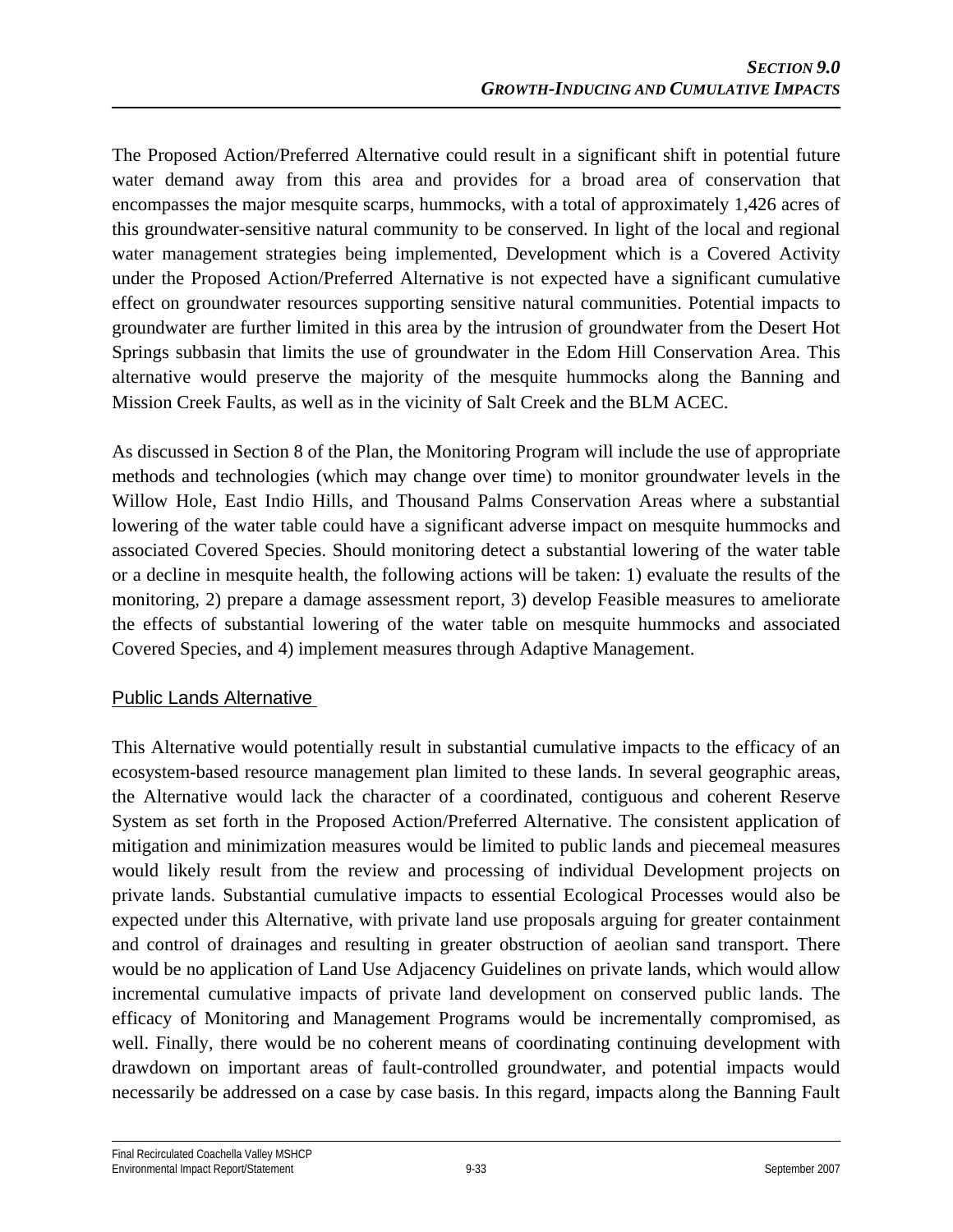The Proposed Action/Preferred Alternative could result in a significant shift in potential future water demand away from this area and provides for a broad area of conservation that encompasses the major mesquite scarps, hummocks, with a total of approximately 1,426 acres of this groundwater-sensitive natural community to be conserved. In light of the local and regional water management strategies being implemented, Development which is a Covered Activity under the Proposed Action/Preferred Alternative is not expected have a significant cumulative effect on groundwater resources supporting sensitive natural communities. Potential impacts to groundwater are further limited in this area by the intrusion of groundwater from the Desert Hot Springs subbasin that limits the use of groundwater in the Edom Hill Conservation Area. This alternative would preserve the majority of the mesquite hummocks along the Banning and Mission Creek Faults, as well as in the vicinity of Salt Creek and the BLM ACEC.

As discussed in Section 8 of the Plan, the Monitoring Program will include the use of appropriate methods and technologies (which may change over time) to monitor groundwater levels in the Willow Hole, East Indio Hills, and Thousand Palms Conservation Areas where a substantial lowering of the water table could have a significant adverse impact on mesquite hummocks and associated Covered Species. Should monitoring detect a substantial lowering of the water table or a decline in mesquite health, the following actions will be taken: 1) evaluate the results of the monitoring, 2) prepare a damage assessment report, 3) develop Feasible measures to ameliorate the effects of substantial lowering of the water table on mesquite hummocks and associated Covered Species, and 4) implement measures through Adaptive Management.

## Public Lands Alternative

This Alternative would potentially result in substantial cumulative impacts to the efficacy of an ecosystem-based resource management plan limited to these lands. In several geographic areas, the Alternative would lack the character of a coordinated, contiguous and coherent Reserve System as set forth in the Proposed Action/Preferred Alternative. The consistent application of mitigation and minimization measures would be limited to public lands and piecemeal measures would likely result from the review and processing of individual Development projects on private lands. Substantial cumulative impacts to essential Ecological Processes would also be expected under this Alternative, with private land use proposals arguing for greater containment and control of drainages and resulting in greater obstruction of aeolian sand transport. There would be no application of Land Use Adjacency Guidelines on private lands, which would allow incremental cumulative impacts of private land development on conserved public lands. The efficacy of Monitoring and Management Programs would be incrementally compromised, as well. Finally, there would be no coherent means of coordinating continuing development with drawdown on important areas of fault-controlled groundwater, and potential impacts would necessarily be addressed on a case by case basis. In this regard, impacts along the Banning Fault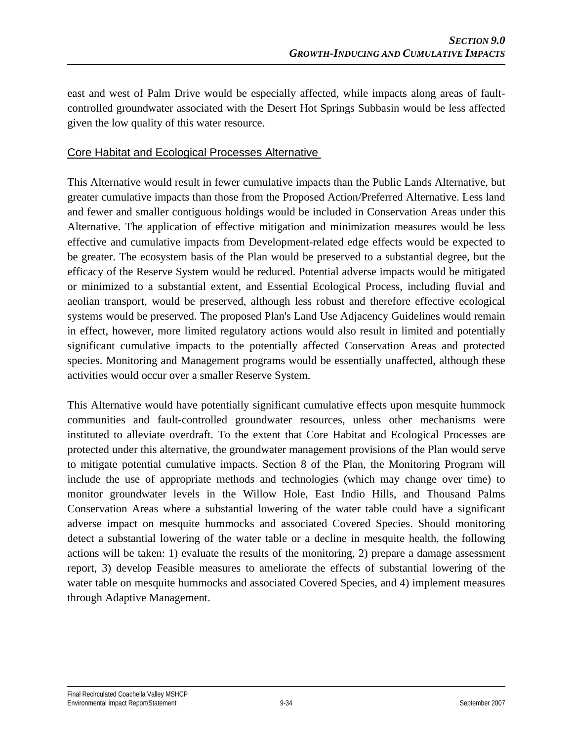east and west of Palm Drive would be especially affected, while impacts along areas of fault-controlled groundwater associated with the Desert Hot Springs Subbasin would be less affected given the low quality of this water resource.

### Core Habitat and Ecological Processes Alternative

This Alternative would result in fewer cumulative impacts than the Public Lands Alternative, but greater cumulative impacts than those from the Proposed Action/Preferred Alternative. Less land and fewer and smaller contiguous holdings would be included in Conservation Areas under this Alternative. The application of effective mitigation and minimization measures would be less effective and cumulative impacts from Development-related edge effects would be expected to be greater. The ecosystem basis of the Plan would be preserved to a substantial degree, but the efficacy of the Reserve System would be reduced. Potential adverse impacts would be mitigated or minimized to a substantial extent, and Essential Ecological Process, including fluvial and aeolian transport, would be preserved, although less robust and therefore effective ecological systems would be preserved. The proposed Plan's Land Use Adjacency Guidelines would remain in effect, however, more limited regulatory actions would also result in limited and potentially significant cumulative impacts to the potentially affected Conservation Areas and protected species. Monitoring and Management programs would be essentially unaffected, although these activities would occur over a smaller Reserve System.

This Alternative would have potentially significant cumulative effects upon mesquite hummock communities and fault-controlled groundwater resources, unless other mechanisms were instituted to alleviate overdraft. To the extent that Core Habitat and Ecological Processes are protected under this alternative, the groundwater management provisions of the Plan would serve to mitigate potential cumulative impacts. Section 8 of the Plan, the Monitoring Program will include the use of appropriate methods and technologies (which may change over time) to monitor groundwater levels in the Willow Hole, East Indio Hills, and Thousand Palms Conservation Areas where a substantial lowering of the water table could have a significant adverse impact on mesquite hummocks and associated Covered Species. Should monitoring detect a substantial lowering of the water table or a decline in mesquite health, the following actions will be taken: 1) evaluate the results of the monitoring, 2) prepare a damage assessment report, 3) develop Feasible measures to ameliorate the effects of substantial lowering of the water table on mesquite hummocks and associated Covered Species, and 4) implement measures through Adaptive Management.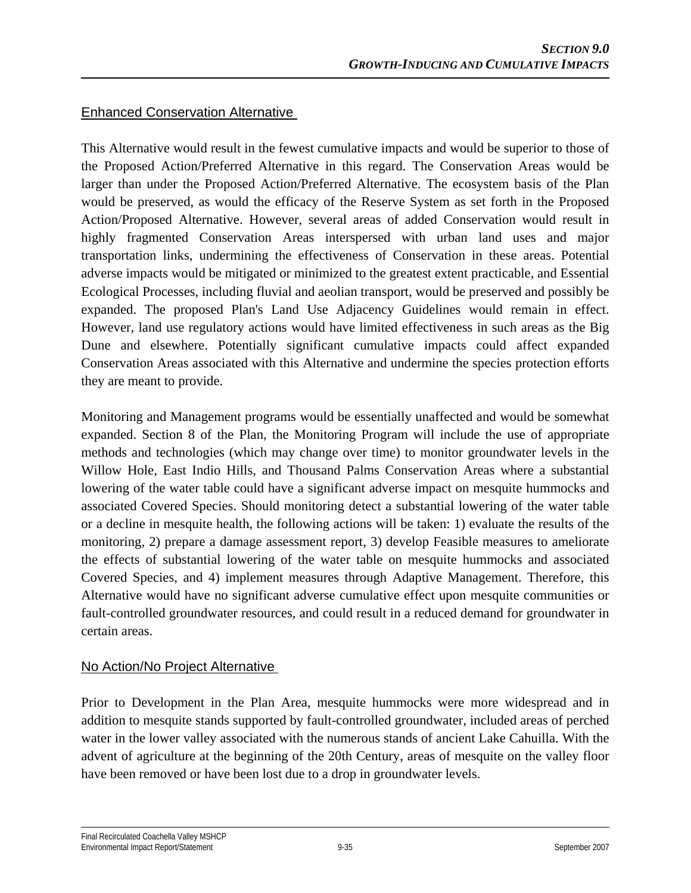## Enhanced Conservation Alternative

This Alternative would result in the fewest cumulative impacts and would be superior to those of the Proposed Action/Preferred Alternative in this regard. The Conservation Areas would be larger than under the Proposed Action/Preferred Alternative. The ecosystem basis of the Plan would be preserved, as would the efficacy of the Reserve System as set forth in the Proposed Action/Proposed Alternative. However, several areas of added Conservation would result in highly fragmented Conservation Areas interspersed with urban land uses and major transportation links, undermining the effectiveness of Conservation in these areas. Potential adverse impacts would be mitigated or minimized to the greatest extent practicable, and Essential Ecological Processes, including fluvial and aeolian transport, would be preserved and possibly be expanded. The proposed Plan's Land Use Adjacency Guidelines would remain in effect. However, land use regulatory actions would have limited effectiveness in such areas as the Big Dune and elsewhere. Potentially significant cumulative impacts could affect expanded Conservation Areas associated with this Alternative and undermine the species protection efforts they are meant to provide.

Monitoring and Management programs would be essentially unaffected and would be somewhat expanded. Section 8 of the Plan, the Monitoring Program will include the use of appropriate methods and technologies (which may change over time) to monitor groundwater levels in the Willow Hole, East Indio Hills, and Thousand Palms Conservation Areas where a substantial lowering of the water table could have a significant adverse impact on mesquite hummocks and associated Covered Species. Should monitoring detect a substantial lowering of the water table or a decline in mesquite health, the following actions will be taken: 1) evaluate the results of the monitoring, 2) prepare a damage assessment report, 3) develop Feasible measures to ameliorate the effects of substantial lowering of the water table on mesquite hummocks and associated Covered Species, and 4) implement measures through Adaptive Management. Therefore, this Alternative would have no significant adverse cumulative effect upon mesquite communities or fault-controlled groundwater resources, and could result in a reduced demand for groundwater in certain areas.

## No Action/No Project Alternative

Prior to Development in the Plan Area, mesquite hummocks were more widespread and in addition to mesquite stands supported by fault-controlled groundwater, included areas of perched water in the lower valley associated with the numerous stands of ancient Lake Cahuilla. With the advent of agriculture at the beginning of the 20th Century, areas of mesquite on the valley floor have been removed or have been lost due to a drop in groundwater levels.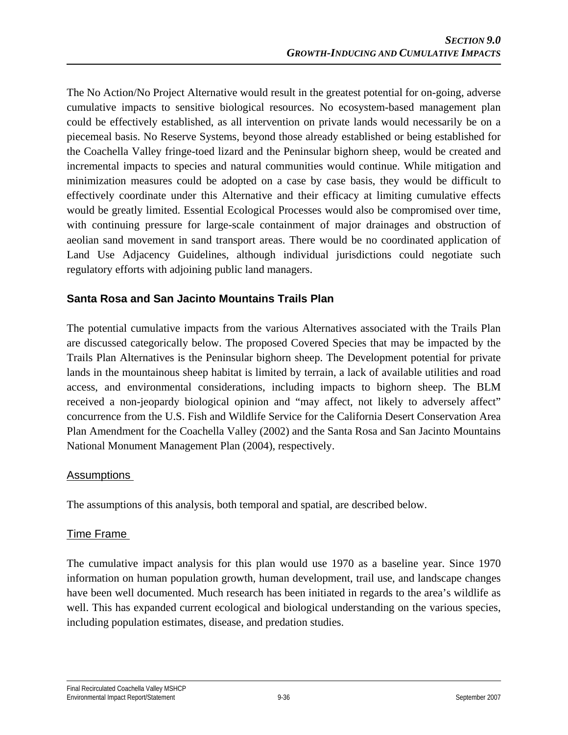The No Action/No Project Alternative would result in the greatest potential for on-going, adverse cumulative impacts to sensitive biological resources. No ecosystem-based management plan could be effectively established, as all intervention on private lands would necessarily be on a piecemeal basis. No Reserve Systems, beyond those already established or being established for the Coachella Valley fringe-toed lizard and the Peninsular bighorn sheep, would be created and incremental impacts to species and natural communities would continue. While mitigation and minimization measures could be adopted on a case by case basis, they would be difficult to effectively coordinate under this Alternative and their efficacy at limiting cumulative effects would be greatly limited. Essential Ecological Processes would also be compromised over time, with continuing pressure for large-scale containment of major drainages and obstruction of aeolian sand movement in sand transport areas. There would be no coordinated application of Land Use Adjacency Guidelines, although individual jurisdictions could negotiate such regulatory efforts with adjoining public land managers.

## Santa Rosa and San Jacinto Mountains Trails Plan

The potential cumulative impacts from the various Alternatives associated with the Trails Plan are discussed categorically below. The proposed Covered Species that may be impacted by the Trails Plan Alternatives is the Peninsular bighorn sheep. The Development potential for private lands in the mountainous sheep habitat is limited by terrain, a lack of available utilities and road access, and environmental considerations, including impacts to bighorn sheep. The BLM received a non-jeopardy biological opinion and "may affect, not likely to adversely affect" concurrence from the U.S. Fish and Wildlife Service for the California Desert Conservation Area Plan Amendment for the Coachella Valley (2002) and the Santa Rosa and San Jacinto Mountains National Monument Management Plan (2004), respectively.

### Assumptions

The assumptions of this analysis, both temporal and spatial, are described below.

### Time Frame

The cumulative impact analysis for this plan would use 1970 as a baseline year. Since 1970 information on human population growth, human development, trail use, and landscape changes have been well documented. Much research has been initiated in regards to the area's wildlife as well. This has expanded current ecological and biological understanding on the various species, including population estimates, disease, and predation studies.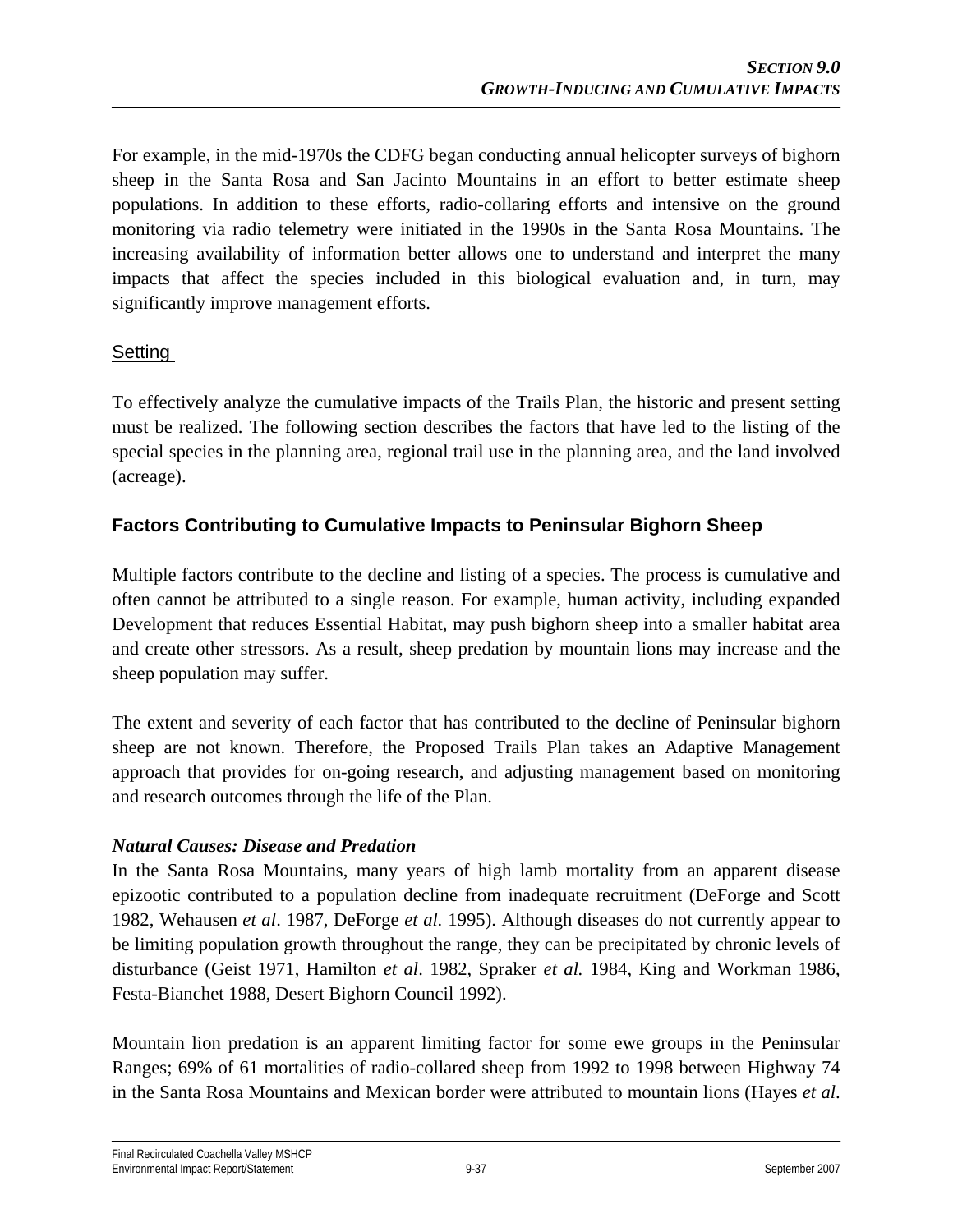For example, in the mid-1970s the CDFG began conducting annual helicopter surveys of bighorn sheep in the Santa Rosa and San Jacinto Mountains in an effort to better estimate sheep populations. In addition to these efforts, radio-collaring efforts and intensive on the ground monitoring via radio telemetry were initiated in the 1990s in the Santa Rosa Mountains. The increasing availability of information better allows one to understand and interpret the many impacts that affect the species included in this biological evaluation and, in turn, may significantly improve management efforts.

## Setting

To effectively analyze the cumulative impacts of the Trails Plan, the historic and present setting must be realized. The following section describes the factors that have led to the listing of the special species in the planning area, regional trail use in the planning area, and the land involved (acreage).

### Factors Contributing to Cumulative Impacts to Peninsular Bighorn Sheep

Multiple factors contribute to the decline and listing of a species. The process is cumulative and often cannot be attributed to a single reason. For example, human activity, including expanded Development that reduces Essential Habitat, may push bighorn sheep into a smaller habitat area and create other stressors. As a result, sheep predation by mountain lions may increase and the sheep population may suffer.

The extent and severity of each factor that has contributed to the decline of Peninsular bighorn sheep are not known. Therefore, the Proposed Trails Plan takes an Adaptive Management approach that provides for on-going research, and adjusting management based on monitoring and research outcomes through the life of the Plan.

#### *Natural Causes: Disease and Predation*

In the Santa Rosa Mountains, many years of high lamb mortality from an apparent disease epizootic contributed to a population decline from inadequate recruitment (DeForge and Scott 1982, Wehausen *et al*. 1987, DeForge *et al.* 1995). Although diseases do not currently appear to be limiting population growth throughout the range, they can be precipitated by chronic levels of disturbance (Geist 1971, Hamilton *et al*. 1982, Spraker *et al.* 1984, King and Workman 1986, Festa-Bianchet 1988, Desert Bighorn Council 1992).

Mountain lion predation is an apparent limiting factor for some ewe groups in the Peninsular Ranges; 69% of 61 mortalities of radio-collared sheep from 1992 to 1998 between Highway 74 in the Santa Rosa Mountains and Mexican border were attributed to mountain lions (Hayes *et al*.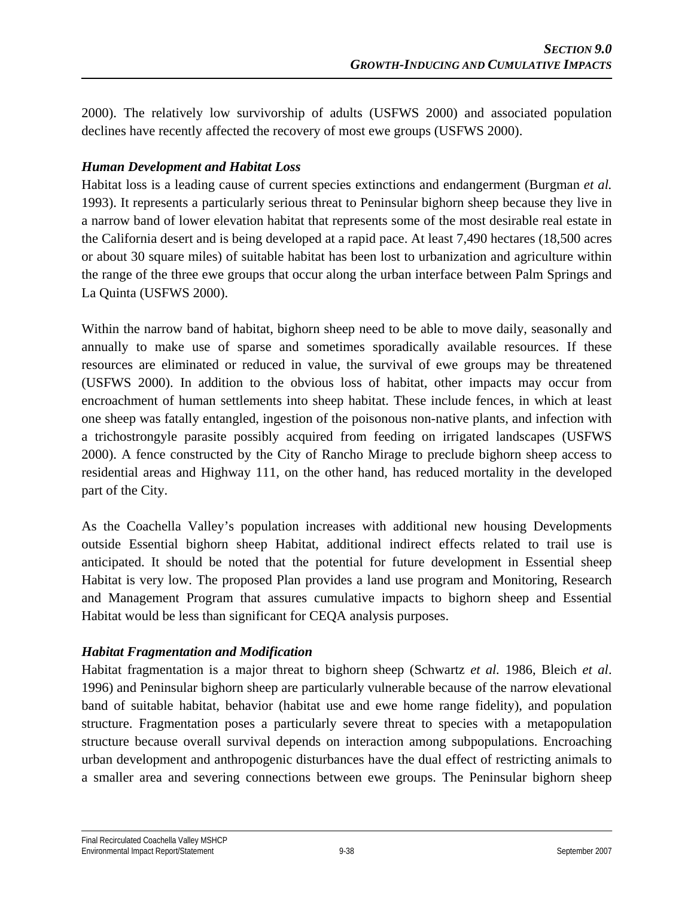2000). The relatively low survivorship of adults (USFWS 2000) and associated population declines have recently affected the recovery of most ewe groups (USFWS 2000).

### *Human Development and Habitat Loss*

Habitat loss is a leading cause of current species extinctions and endangerment (Burgman *et al.* 1993). It represents a particularly serious threat to Peninsular bighorn sheep because they live in a narrow band of lower elevation habitat that represents some of the most desirable real estate in the California desert and is being developed at a rapid pace. At least 7,490 hectares (18,500 acres or about 30 square miles) of suitable habitat has been lost to urbanization and agriculture within the range of the three ewe groups that occur along the urban interface between Palm Springs and La Quinta (USFWS 2000).

Within the narrow band of habitat, bighorn sheep need to be able to move daily, seasonally and annually to make use of sparse and sometimes sporadically available resources. If these resources are eliminated or reduced in value, the survival of ewe groups may be threatened (USFWS 2000). In addition to the obvious loss of habitat, other impacts may occur from encroachment of human settlements into sheep habitat. These include fences, in which at least one sheep was fatally entangled, ingestion of the poisonous non-native plants, and infection with a trichostrongyle parasite possibly acquired from feeding on irrigated landscapes (USFWS 2000). A fence constructed by the City of Rancho Mirage to preclude bighorn sheep access to residential areas and Highway 111, on the other hand, has reduced mortality in the developed part of the City.

As the Coachella Valley's population increases with additional new housing Developments outside Essential bighorn sheep Habitat, additional indirect effects related to trail use is anticipated. It should be noted that the potential for future development in Essential sheep Habitat is very low. The proposed Plan provides a land use program and Monitoring, Research and Management Program that assures cumulative impacts to bighorn sheep and Essential Habitat would be less than significant for CEQA analysis purposes.

### *Habitat Fragmentation and Modification*

Habitat fragmentation is a major threat to bighorn sheep (Schwartz *et al.* 1986, Bleich *et al*. 1996) and Peninsular bighorn sheep are particularly vulnerable because of the narrow elevational band of suitable habitat, behavior (habitat use and ewe home range fidelity), and population structure. Fragmentation poses a particularly severe threat to species with a metapopulation structure because overall survival depends on interaction among subpopulations. Encroaching urban development and anthropogenic disturbances have the dual effect of restricting animals to a smaller area and severing connections between ewe groups. The Peninsular bighorn sheep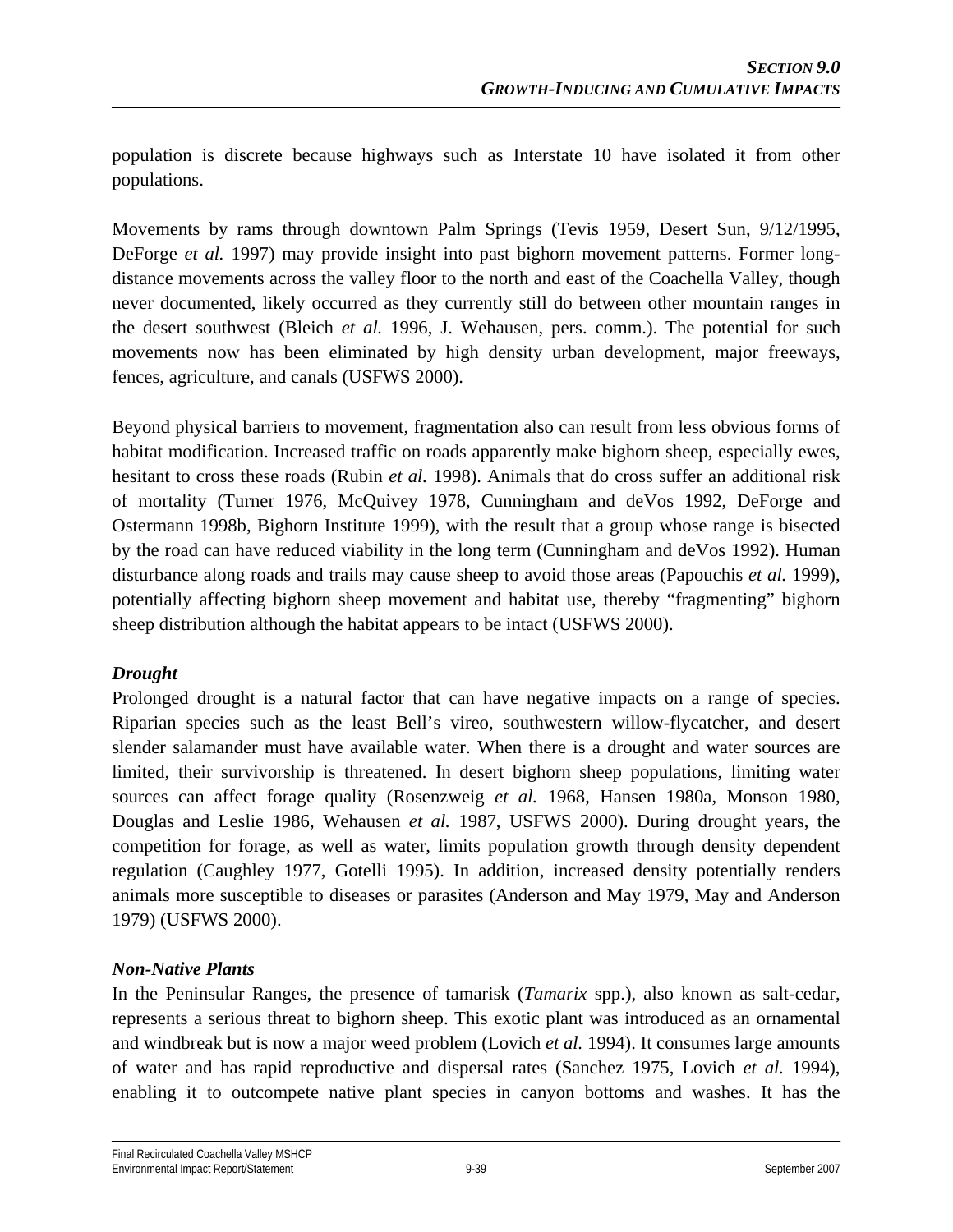population is discrete because highways such as Interstate 10 have isolated it from other populations.

Movements by rams through downtown Palm Springs (Tevis 1959, Desert Sun, 9/12/1995, DeForge *et al.* 1997) may provide insight into past bighorn movement patterns. Former long-distance movements across the valley floor to the north and east of the Coachella Valley, though never documented, likely occurred as they currently still do between other mountain ranges in the desert southwest (Bleich *et al.* 1996, J. Wehausen, pers. comm.). The potential for such movements now has been eliminated by high density urban development, major freeways, fences, agriculture, and canals (USFWS 2000).

Beyond physical barriers to movement, fragmentation also can result from less obvious forms of habitat modification. Increased traffic on roads apparently make bighorn sheep, especially ewes, hesitant to cross these roads (Rubin *et al.* 1998). Animals that do cross suffer an additional risk of mortality (Turner 1976, McQuivey 1978, Cunningham and deVos 1992, DeForge and Ostermann 1998b, Bighorn Institute 1999), with the result that a group whose range is bisected by the road can have reduced viability in the long term (Cunningham and deVos 1992). Human disturbance along roads and trails may cause sheep to avoid those areas (Papouchis *et al.* 1999), potentially affecting bighorn sheep movement and habitat use, thereby "fragmenting" bighorn sheep distribution although the habitat appears to be intact (USFWS 2000).

***Drought***

Prolonged drought is a natural factor that can have negative impacts on a range of species. Riparian species such as the least Bell's vireo, southwestern willow-flycatcher, and desert slender salamander must have available water. When there is a drought and water sources are limited, their survivorship is threatened. In desert bighorn sheep populations, limiting water sources can affect forage quality (Rosenzweig *et al.* 1968, Hansen 1980a, Monson 1980, Douglas and Leslie 1986, Wehausen *et al.* 1987, USFWS 2000). During drought years, the competition for forage, as well as water, limits population growth through density dependent regulation (Caughley 1977, Gotelli 1995). In addition, increased density potentially renders animals more susceptible to diseases or parasites (Anderson and May 1979, May and Anderson 1979) (USFWS 2000).

***Non-Native Plants***

In the Peninsular Ranges, the presence of tamarisk (*Tamarix* spp.), also known as salt-cedar, represents a serious threat to bighorn sheep. This exotic plant was introduced as an ornamental and windbreak but is now a major weed problem (Lovich *et al.* 1994). It consumes large amounts of water and has rapid reproductive and dispersal rates (Sanchez 1975, Lovich *et al.* 1994), enabling it to outcompete native plant species in canyon bottoms and washes. It has the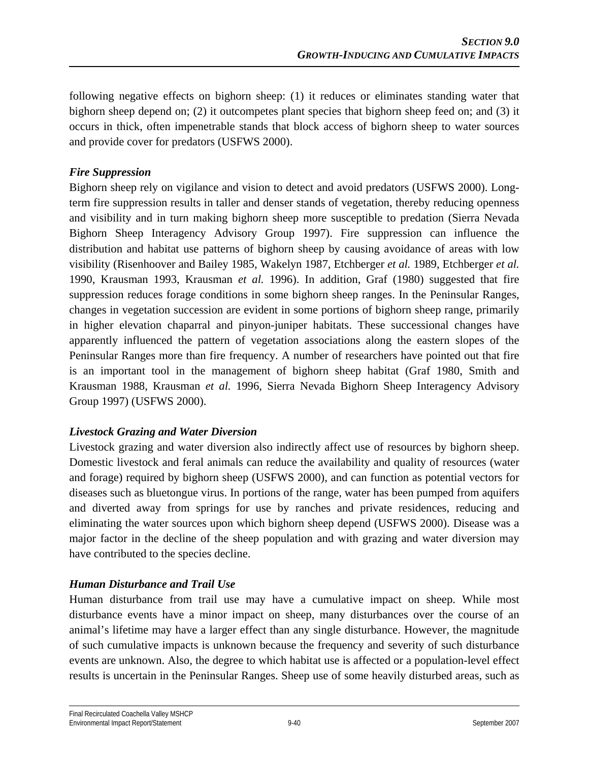following negative effects on bighorn sheep: (1) it reduces or eliminates standing water that bighorn sheep depend on; (2) it outcompetes plant species that bighorn sheep feed on; and (3) it occurs in thick, often impenetrable stands that block access of bighorn sheep to water sources and provide cover for predators (USFWS 2000).

***Fire Suppression***

Bighorn sheep rely on vigilance and vision to detect and avoid predators (USFWS 2000). Long-term fire suppression results in taller and denser stands of vegetation, thereby reducing openness and visibility and in turn making bighorn sheep more susceptible to predation (Sierra Nevada Bighorn Sheep Interagency Advisory Group 1997). Fire suppression can influence the distribution and habitat use patterns of bighorn sheep by causing avoidance of areas with low visibility (Risenhoover and Bailey 1985, Wakelyn 1987, Etchberger *et al.* 1989, Etchberger *et al.* 1990, Krausman 1993, Krausman *et al.* 1996). In addition, Graf (1980) suggested that fire suppression reduces forage conditions in some bighorn sheep ranges. In the Peninsular Ranges, changes in vegetation succession are evident in some portions of bighorn sheep range, primarily in higher elevation chaparral and pinyon-juniper habitats. These successional changes have apparently influenced the pattern of vegetation associations along the eastern slopes of the Peninsular Ranges more than fire frequency. A number of researchers have pointed out that fire is an important tool in the management of bighorn sheep habitat (Graf 1980, Smith and Krausman 1988, Krausman *et al.* 1996, Sierra Nevada Bighorn Sheep Interagency Advisory Group 1997) (USFWS 2000).

***Livestock Grazing and Water Diversion***

Livestock grazing and water diversion also indirectly affect use of resources by bighorn sheep. Domestic livestock and feral animals can reduce the availability and quality of resources (water and forage) required by bighorn sheep (USFWS 2000), and can function as potential vectors for diseases such as bluetongue virus. In portions of the range, water has been pumped from aquifers and diverted away from springs for use by ranches and private residences, reducing and eliminating the water sources upon which bighorn sheep depend (USFWS 2000). Disease was a major factor in the decline of the sheep population and with grazing and water diversion may have contributed to the species decline.

***Human Disturbance and Trail Use***

Human disturbance from trail use may have a cumulative impact on sheep. While most disturbance events have a minor impact on sheep, many disturbances over the course of an animal's lifetime may have a larger effect than any single disturbance. However, the magnitude of such cumulative impacts is unknown because the frequency and severity of such disturbance events are unknown. Also, the degree to which habitat use is affected or a population-level effect results is uncertain in the Peninsular Ranges. Sheep use of some heavily disturbed areas, such as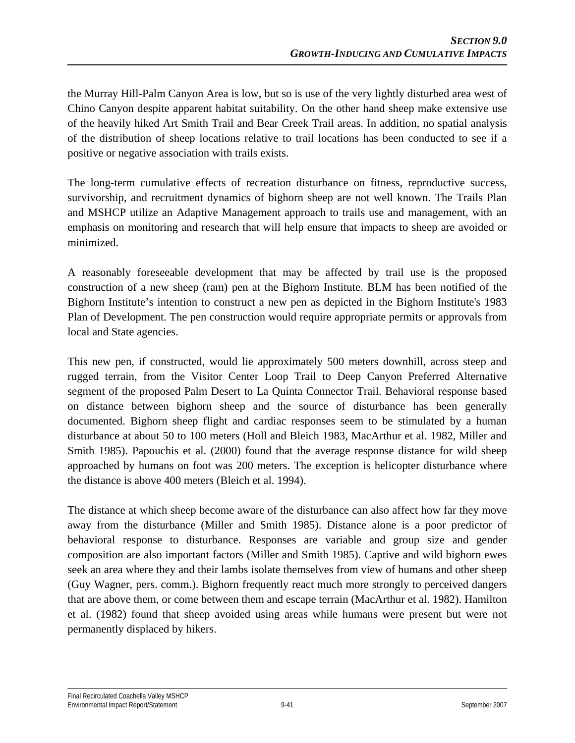the Murray Hill-Palm Canyon Area is low, but so is use of the very lightly disturbed area west of Chino Canyon despite apparent habitat suitability. On the other hand sheep make extensive use of the heavily hiked Art Smith Trail and Bear Creek Trail areas. In addition, no spatial analysis of the distribution of sheep locations relative to trail locations has been conducted to see if a positive or negative association with trails exists.

The long-term cumulative effects of recreation disturbance on fitness, reproductive success, survivorship, and recruitment dynamics of bighorn sheep are not well known. The Trails Plan and MSHCP utilize an Adaptive Management approach to trails use and management, with an emphasis on monitoring and research that will help ensure that impacts to sheep are avoided or minimized.

A reasonably foreseeable development that may be affected by trail use is the proposed construction of a new sheep (ram) pen at the Bighorn Institute. BLM has been notified of the Bighorn Institute's intention to construct a new pen as depicted in the Bighorn Institute's 1983 Plan of Development. The pen construction would require appropriate permits or approvals from local and State agencies.

This new pen, if constructed, would lie approximately 500 meters downhill, across steep and rugged terrain, from the Visitor Center Loop Trail to Deep Canyon Preferred Alternative segment of the proposed Palm Desert to La Quinta Connector Trail. Behavioral response based on distance between bighorn sheep and the source of disturbance has been generally documented. Bighorn sheep flight and cardiac responses seem to be stimulated by a human disturbance at about 50 to 100 meters (Holl and Bleich 1983, MacArthur et al. 1982, Miller and Smith 1985). Papouchis et al. (2000) found that the average response distance for wild sheep approached by humans on foot was 200 meters. The exception is helicopter disturbance where the distance is above 400 meters (Bleich et al. 1994).

The distance at which sheep become aware of the disturbance can also affect how far they move away from the disturbance (Miller and Smith 1985). Distance alone is a poor predictor of behavioral response to disturbance. Responses are variable and group size and gender composition are also important factors (Miller and Smith 1985). Captive and wild bighorn ewes seek an area where they and their lambs isolate themselves from view of humans and other sheep (Guy Wagner, pers. comm.). Bighorn frequently react much more strongly to perceived dangers that are above them, or come between them and escape terrain (MacArthur et al. 1982). Hamilton et al. (1982) found that sheep avoided using areas while humans were present but were not permanently displaced by hikers.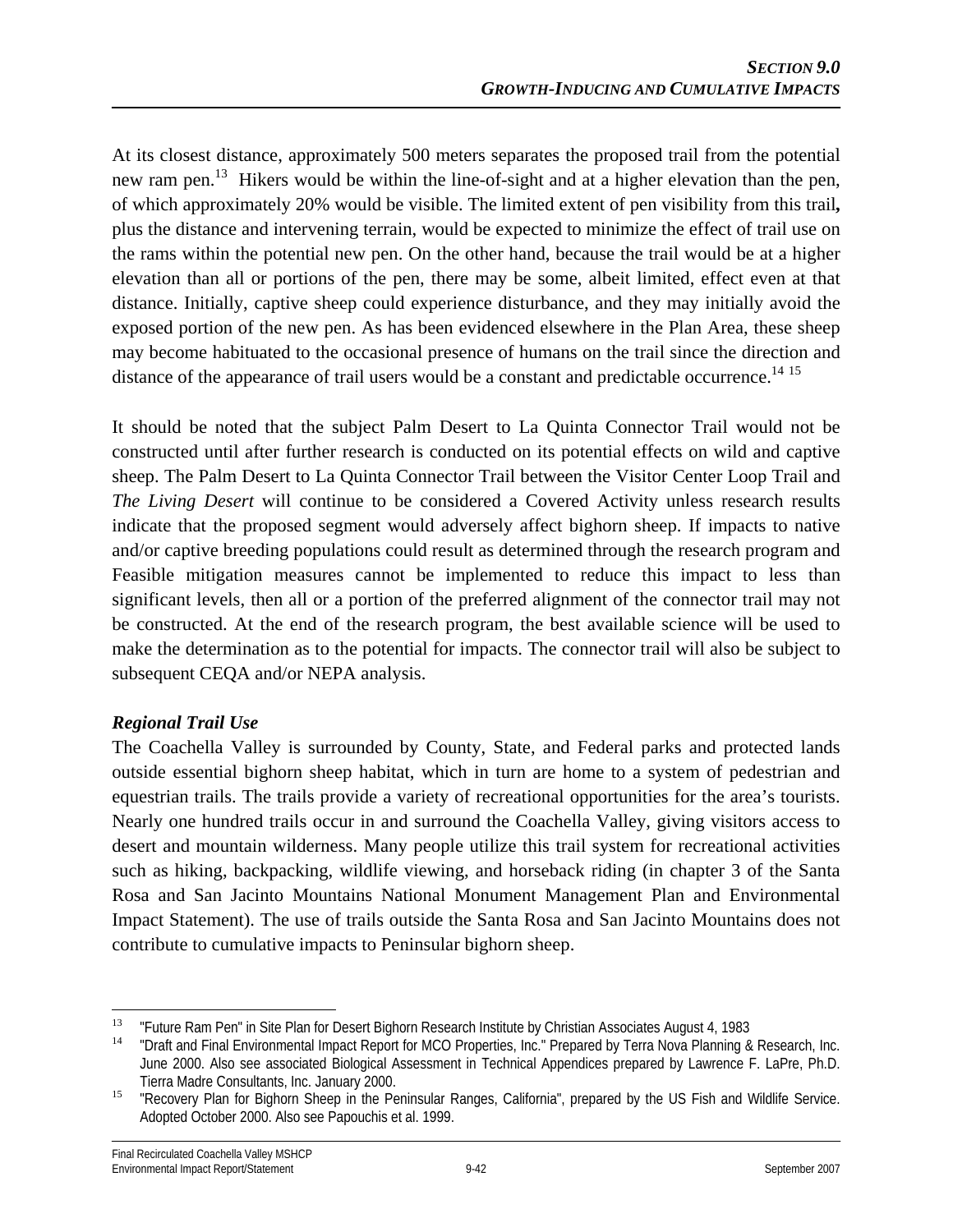At its closest distance, approximately 500 meters separates the proposed trail from the potential new ram pen.[13] Hikers would be within the line-of-sight and at a higher elevation than the pen, of which approximately 20% would be visible. The limited extent of pen visibility from this trail**,** plus the distance and intervening terrain, would be expected to minimize the effect of trail use on the rams within the potential new pen. On the other hand, because the trail would be at a higher elevation than all or portions of the pen, there may be some, albeit limited, effect even at that distance. Initially, captive sheep could experience disturbance, and they may initially avoid the exposed portion of the new pen. As has been evidenced elsewhere in the Plan Area, these sheep may become habituated to the occasional presence of humans on the trail since the direction and distance of the appearance of trail users would be a constant and predictable occurrence.[14] [15]

It should be noted that the subject Palm Desert to La Quinta Connector Trail would not be constructed until after further research is conducted on its potential effects on wild and captive sheep. The Palm Desert to La Quinta Connector Trail between the Visitor Center Loop Trail and *The Living Desert* will continue to be considered a Covered Activity unless research results indicate that the proposed segment would adversely affect bighorn sheep. If impacts to native and/or captive breeding populations could result as determined through the research program and Feasible mitigation measures cannot be implemented to reduce this impact to less than significant levels, then all or a portion of the preferred alignment of the connector trail may not be constructed. At the end of the research program, the best available science will be used to make the determination as to the potential for impacts. The connector trail will also be subject to subsequent CEQA and/or NEPA analysis.

***Regional Trail Use***

The Coachella Valley is surrounded by County, State, and Federal parks and protected lands outside essential bighorn sheep habitat, which in turn are home to a system of pedestrian and equestrian trails. The trails provide a variety of recreational opportunities for the area's tourists. Nearly one hundred trails occur in and surround the Coachella Valley, giving visitors access to desert and mountain wilderness. Many people utilize this trail system for recreational activities such as hiking, backpacking, wildlife viewing, and horseback riding (in chapter 3 of the Santa Rosa and San Jacinto Mountains National Monument Management Plan and Environmental Impact Statement). The use of trails outside the Santa Rosa and San Jacinto Mountains does not contribute to cumulative impacts to Peninsular bighorn sheep.

---

[13] "Future Ram Pen" in Site Plan for Desert Bighorn Research Institute by Christian Associates August 4, 1983

[14] "Draft and Final Environmental Impact Report for MCO Properties, Inc." Prepared by Terra Nova Planning & Research, Inc. June 2000. Also see associated Biological Assessment in Technical Appendices prepared by Lawrence F. LaPre, Ph.D. Tierra Madre Consultants, Inc. January 2000.

[15] "Recovery Plan for Bighorn Sheep in the Peninsular Ranges, California", prepared by the US Fish and Wildlife Service. Adopted October 2000. Also see Papouchis et al. 1999.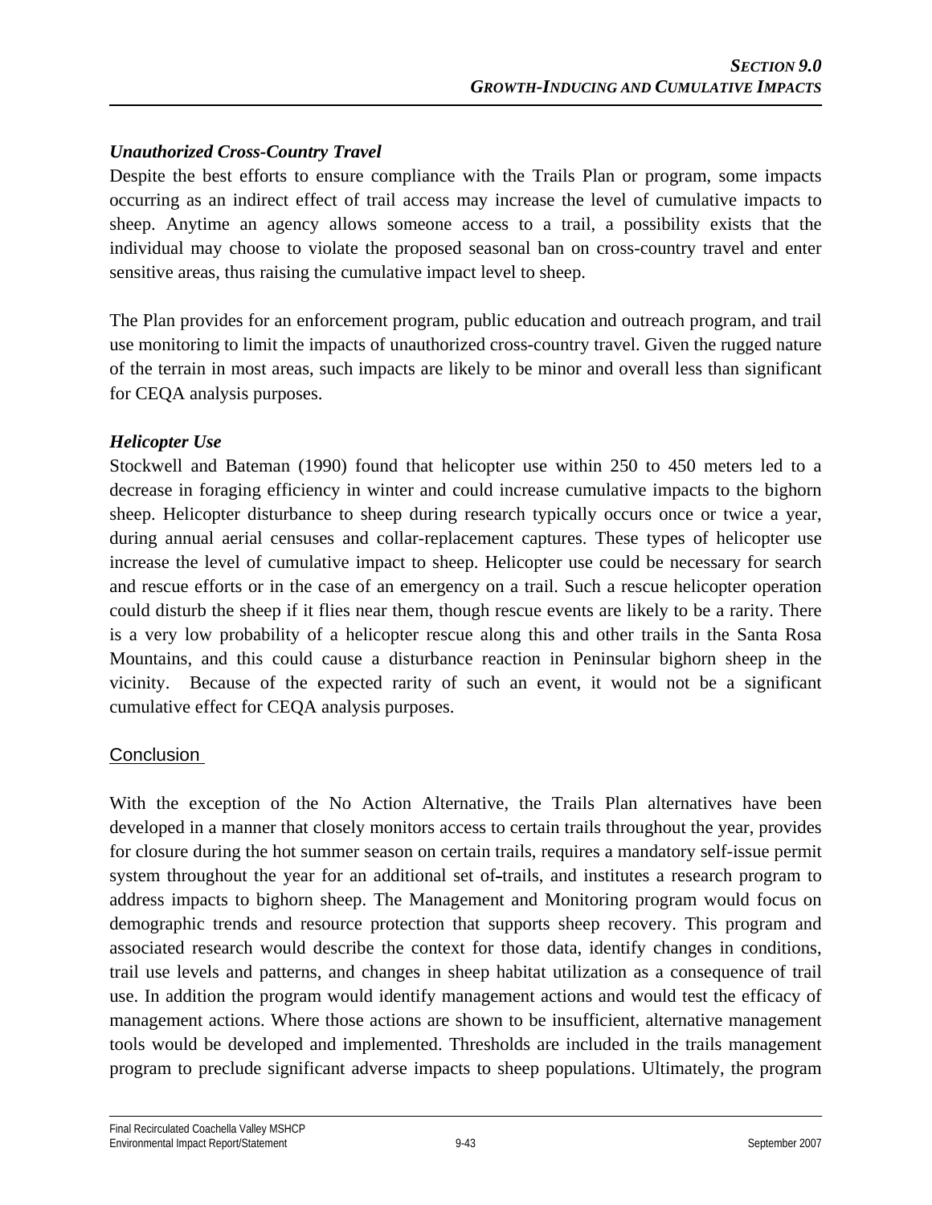### *Unauthorized Cross-Country Travel*

Despite the best efforts to ensure compliance with the Trails Plan or program, some impacts occurring as an indirect effect of trail access may increase the level of cumulative impacts to sheep. Anytime an agency allows someone access to a trail, a possibility exists that the individual may choose to violate the proposed seasonal ban on cross-country travel and enter sensitive areas, thus raising the cumulative impact level to sheep.

The Plan provides for an enforcement program, public education and outreach program, and trail use monitoring to limit the impacts of unauthorized cross-country travel. Given the rugged nature of the terrain in most areas, such impacts are likely to be minor and overall less than significant for CEQA analysis purposes.

### *Helicopter Use*

Stockwell and Bateman (1990) found that helicopter use within 250 to 450 meters led to a decrease in foraging efficiency in winter and could increase cumulative impacts to the bighorn sheep. Helicopter disturbance to sheep during research typically occurs once or twice a year, during annual aerial censuses and collar-replacement captures. These types of helicopter use increase the level of cumulative impact to sheep. Helicopter use could be necessary for search and rescue efforts or in the case of an emergency on a trail. Such a rescue helicopter operation could disturb the sheep if it flies near them, though rescue events are likely to be a rarity. There is a very low probability of a helicopter rescue along this and other trails in the Santa Rosa Mountains, and this could cause a disturbance reaction in Peninsular bighorn sheep in the vicinity. Because of the expected rarity of such an event, it would not be a significant cumulative effect for CEQA analysis purposes.

## Conclusion

With the exception of the No Action Alternative, the Trails Plan alternatives have been developed in a manner that closely monitors access to certain trails throughout the year, provides for closure during the hot summer season on certain trails, requires a mandatory self-issue permit system throughout the year for an additional set of trails, and institutes a research program to address impacts to bighorn sheep. The Management and Monitoring program would focus on demographic trends and resource protection that supports sheep recovery. This program and associated research would describe the context for those data, identify changes in conditions, trail use levels and patterns, and changes in sheep habitat utilization as a consequence of trail use. In addition the program would identify management actions and would test the efficacy of management actions. Where those actions are shown to be insufficient, alternative management tools would be developed and implemented. Thresholds are included in the trails management program to preclude significant adverse impacts to sheep populations. Ultimately, the program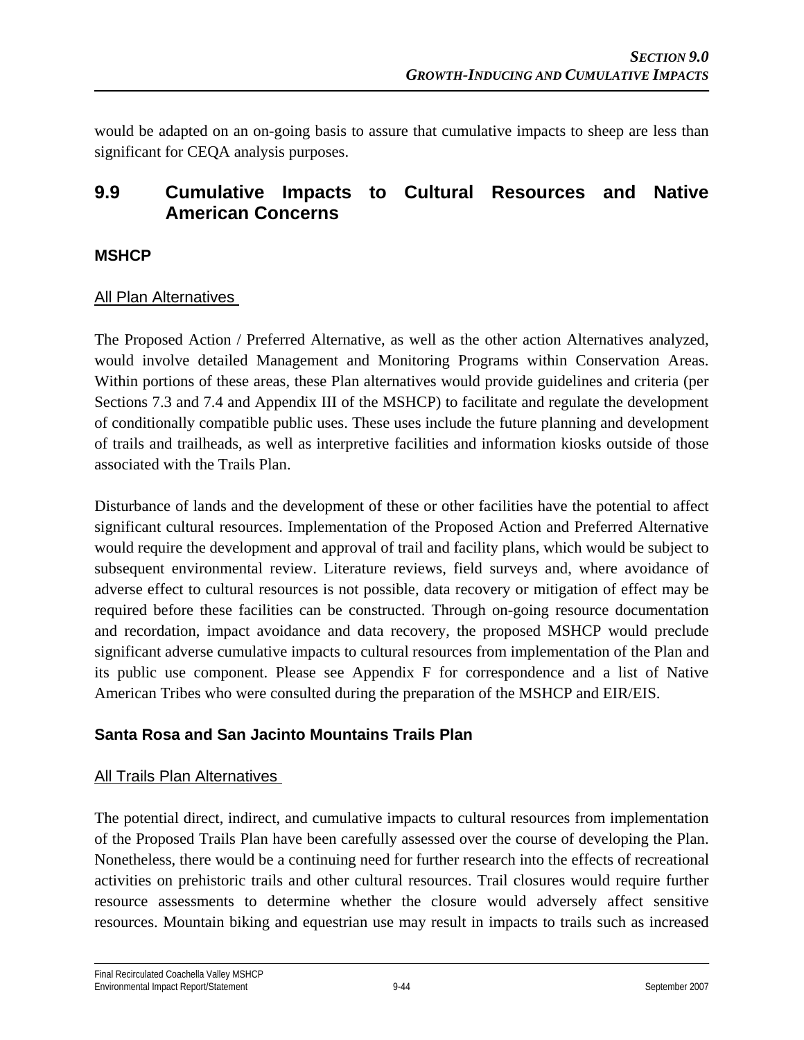would be adapted on an on-going basis to assure that cumulative impacts to sheep are less than significant for CEQA analysis purposes.

## 9.9 Cumulative Impacts to Cultural Resources and Native American Concerns

### MSHCP

<u>All Plan Alternatives</u>

The Proposed Action / Preferred Alternative, as well as the other action Alternatives analyzed, would involve detailed Management and Monitoring Programs within Conservation Areas. Within portions of these areas, these Plan alternatives would provide guidelines and criteria (per Sections 7.3 and 7.4 and Appendix III of the MSHCP) to facilitate and regulate the development of conditionally compatible public uses. These uses include the future planning and development of trails and trailheads, as well as interpretive facilities and information kiosks outside of those associated with the Trails Plan.

Disturbance of lands and the development of these or other facilities have the potential to affect significant cultural resources. Implementation of the Proposed Action and Preferred Alternative would require the development and approval of trail and facility plans, which would be subject to subsequent environmental review. Literature reviews, field surveys and, where avoidance of adverse effect to cultural resources is not possible, data recovery or mitigation of effect may be required before these facilities can be constructed. Through on-going resource documentation and recordation, impact avoidance and data recovery, the proposed MSHCP would preclude significant adverse cumulative impacts to cultural resources from implementation of the Plan and its public use component. Please see Appendix F for correspondence and a list of Native American Tribes who were consulted during the preparation of the MSHCP and EIR/EIS.

### Santa Rosa and San Jacinto Mountains Trails Plan

<u>All Trails Plan Alternatives</u>

The potential direct, indirect, and cumulative impacts to cultural resources from implementation of the Proposed Trails Plan have been carefully assessed over the course of developing the Plan. Nonetheless, there would be a continuing need for further research into the effects of recreational activities on prehistoric trails and other cultural resources. Trail closures would require further resource assessments to determine whether the closure would adversely affect sensitive resources. Mountain biking and equestrian use may result in impacts to trails such as increased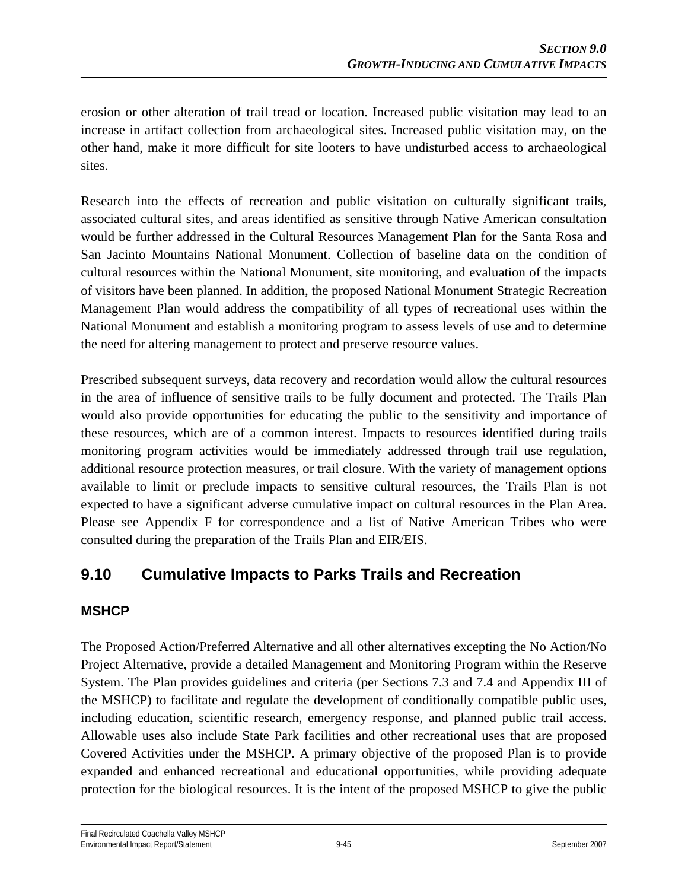erosion or other alteration of trail tread or location. Increased public visitation may lead to an increase in artifact collection from archaeological sites. Increased public visitation may, on the other hand, make it more difficult for site looters to have undisturbed access to archaeological sites.

Research into the effects of recreation and public visitation on culturally significant trails, associated cultural sites, and areas identified as sensitive through Native American consultation would be further addressed in the Cultural Resources Management Plan for the Santa Rosa and San Jacinto Mountains National Monument. Collection of baseline data on the condition of cultural resources within the National Monument, site monitoring, and evaluation of the impacts of visitors have been planned. In addition, the proposed National Monument Strategic Recreation Management Plan would address the compatibility of all types of recreational uses within the National Monument and establish a monitoring program to assess levels of use and to determine the need for altering management to protect and preserve resource values.

Prescribed subsequent surveys, data recovery and recordation would allow the cultural resources in the area of influence of sensitive trails to be fully document and protected. The Trails Plan would also provide opportunities for educating the public to the sensitivity and importance of these resources, which are of a common interest. Impacts to resources identified during trails monitoring program activities would be immediately addressed through trail use regulation, additional resource protection measures, or trail closure. With the variety of management options available to limit or preclude impacts to sensitive cultural resources, the Trails Plan is not expected to have a significant adverse cumulative impact on cultural resources in the Plan Area. Please see Appendix F for correspondence and a list of Native American Tribes who were consulted during the preparation of the Trails Plan and EIR/EIS.

## 9.10 Cumulative Impacts to Parks Trails and Recreation

### MSHCP

The Proposed Action/Preferred Alternative and all other alternatives excepting the No Action/No Project Alternative, provide a detailed Management and Monitoring Program within the Reserve System. The Plan provides guidelines and criteria (per Sections 7.3 and 7.4 and Appendix III of the MSHCP) to facilitate and regulate the development of conditionally compatible public uses, including education, scientific research, emergency response, and planned public trail access. Allowable uses also include State Park facilities and other recreational uses that are proposed Covered Activities under the MSHCP. A primary objective of the proposed Plan is to provide expanded and enhanced recreational and educational opportunities, while providing adequate protection for the biological resources. It is the intent of the proposed MSHCP to give the public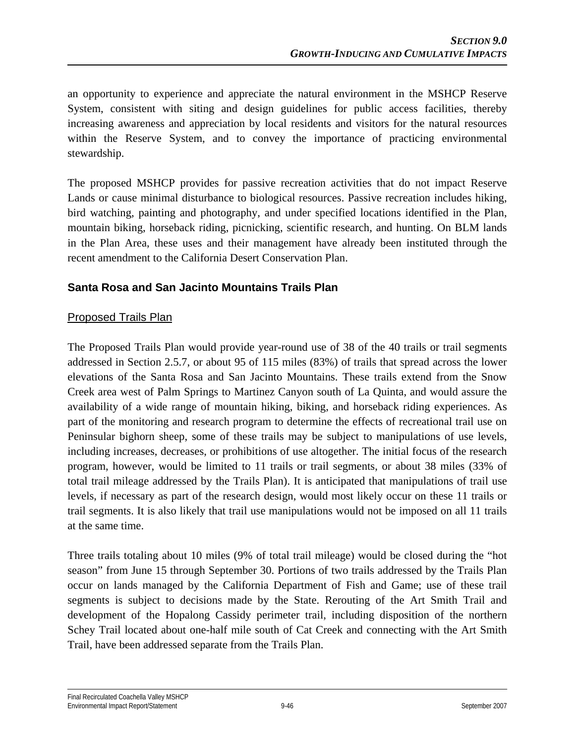an opportunity to experience and appreciate the natural environment in the MSHCP Reserve System, consistent with siting and design guidelines for public access facilities, thereby increasing awareness and appreciation by local residents and visitors for the natural resources within the Reserve System, and to convey the importance of practicing environmental stewardship.

The proposed MSHCP provides for passive recreation activities that do not impact Reserve Lands or cause minimal disturbance to biological resources. Passive recreation includes hiking, bird watching, painting and photography, and under specified locations identified in the Plan, mountain biking, horseback riding, picnicking, scientific research, and hunting. On BLM lands in the Plan Area, these uses and their management have already been instituted through the recent amendment to the California Desert Conservation Plan.

### Santa Rosa and San Jacinto Mountains Trails Plan

#### Proposed Trails Plan

The Proposed Trails Plan would provide year-round use of 38 of the 40 trails or trail segments addressed in Section 2.5.7, or about 95 of 115 miles (83%) of trails that spread across the lower elevations of the Santa Rosa and San Jacinto Mountains. These trails extend from the Snow Creek area west of Palm Springs to Martinez Canyon south of La Quinta, and would assure the availability of a wide range of mountain hiking, biking, and horseback riding experiences. As part of the monitoring and research program to determine the effects of recreational trail use on Peninsular bighorn sheep, some of these trails may be subject to manipulations of use levels, including increases, decreases, or prohibitions of use altogether. The initial focus of the research program, however, would be limited to 11 trails or trail segments, or about 38 miles (33% of total trail mileage addressed by the Trails Plan). It is anticipated that manipulations of trail use levels, if necessary as part of the research design, would most likely occur on these 11 trails or trail segments. It is also likely that trail use manipulations would not be imposed on all 11 trails at the same time.

Three trails totaling about 10 miles (9% of total trail mileage) would be closed during the "hot season" from June 15 through September 30. Portions of two trails addressed by the Trails Plan occur on lands managed by the California Department of Fish and Game; use of these trail segments is subject to decisions made by the State. Rerouting of the Art Smith Trail and development of the Hopalong Cassidy perimeter trail, including disposition of the northern Schey Trail located about one-half mile south of Cat Creek and connecting with the Art Smith Trail, have been addressed separate from the Trails Plan.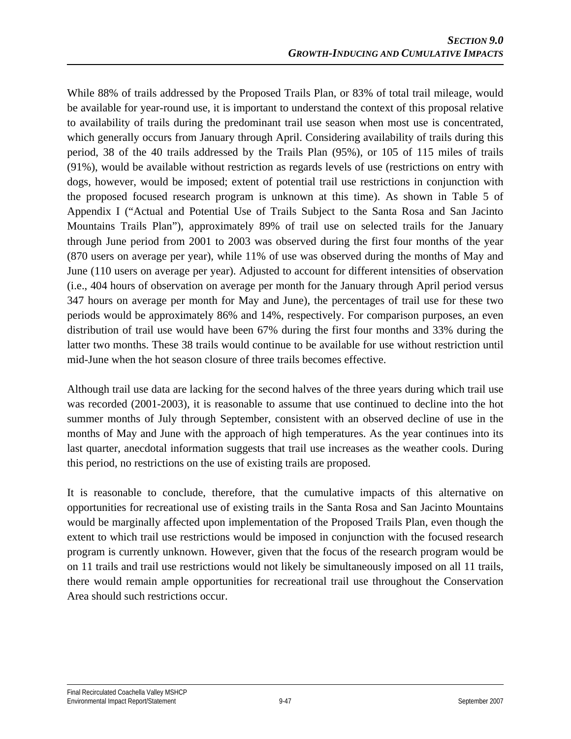While 88% of trails addressed by the Proposed Trails Plan, or 83% of total trail mileage, would be available for year-round use, it is important to understand the context of this proposal relative to availability of trails during the predominant trail use season when most use is concentrated, which generally occurs from January through April. Considering availability of trails during this period, 38 of the 40 trails addressed by the Trails Plan (95%), or 105 of 115 miles of trails (91%), would be available without restriction as regards levels of use (restrictions on entry with dogs, however, would be imposed; extent of potential trail use restrictions in conjunction with the proposed focused research program is unknown at this time). As shown in Table 5 of Appendix I ("Actual and Potential Use of Trails Subject to the Santa Rosa and San Jacinto Mountains Trails Plan"), approximately 89% of trail use on selected trails for the January through June period from 2001 to 2003 was observed during the first four months of the year (870 users on average per year), while 11% of use was observed during the months of May and June (110 users on average per year). Adjusted to account for different intensities of observation (i.e., 404 hours of observation on average per month for the January through April period versus 347 hours on average per month for May and June), the percentages of trail use for these two periods would be approximately 86% and 14%, respectively. For comparison purposes, an even distribution of trail use would have been 67% during the first four months and 33% during the latter two months. These 38 trails would continue to be available for use without restriction until mid-June when the hot season closure of three trails becomes effective.

Although trail use data are lacking for the second halves of the three years during which trail use was recorded (2001-2003), it is reasonable to assume that use continued to decline into the hot summer months of July through September, consistent with an observed decline of use in the months of May and June with the approach of high temperatures. As the year continues into its last quarter, anecdotal information suggests that trail use increases as the weather cools. During this period, no restrictions on the use of existing trails are proposed.

It is reasonable to conclude, therefore, that the cumulative impacts of this alternative on opportunities for recreational use of existing trails in the Santa Rosa and San Jacinto Mountains would be marginally affected upon implementation of the Proposed Trails Plan, even though the extent to which trail use restrictions would be imposed in conjunction with the focused research program is currently unknown. However, given that the focus of the research program would be on 11 trails and trail use restrictions would not likely be simultaneously imposed on all 11 trails, there would remain ample opportunities for recreational trail use throughout the Conservation Area should such restrictions occur.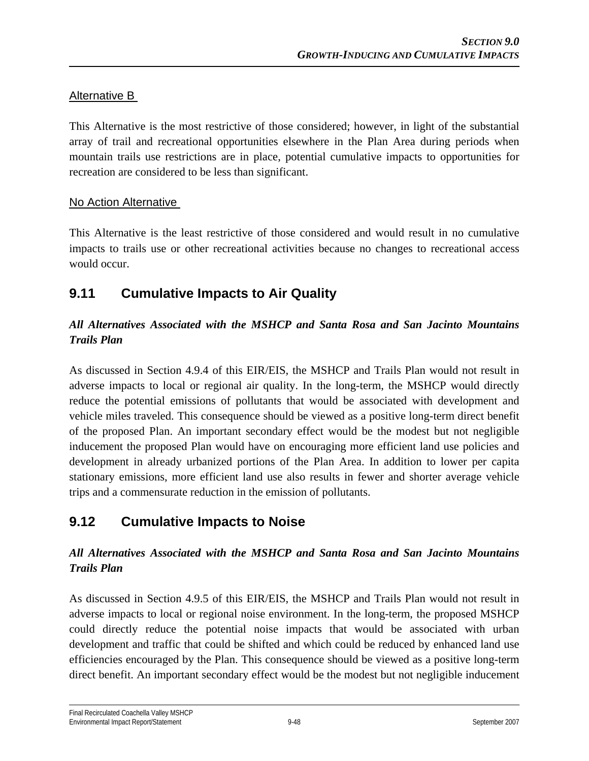Alternative B

This Alternative is the most restrictive of those considered; however, in light of the substantial array of trail and recreational opportunities elsewhere in the Plan Area during periods when mountain trails use restrictions are in place, potential cumulative impacts to opportunities for recreation are considered to be less than significant.

No Action Alternative

This Alternative is the least restrictive of those considered and would result in no cumulative impacts to trails use or other recreational activities because no changes to recreational access would occur.

## 9.11 Cumulative Impacts to Air Quality

***All Alternatives Associated with the MSHCP and Santa Rosa and San Jacinto Mountains Trails Plan***

As discussed in Section 4.9.4 of this EIR/EIS, the MSHCP and Trails Plan would not result in adverse impacts to local or regional air quality. In the long-term, the MSHCP would directly reduce the potential emissions of pollutants that would be associated with development and vehicle miles traveled. This consequence should be viewed as a positive long-term direct benefit of the proposed Plan. An important secondary effect would be the modest but not negligible inducement the proposed Plan would have on encouraging more efficient land use policies and development in already urbanized portions of the Plan Area. In addition to lower per capita stationary emissions, more efficient land use also results in fewer and shorter average vehicle trips and a commensurate reduction in the emission of pollutants.

## 9.12 Cumulative Impacts to Noise

***All Alternatives Associated with the MSHCP and Santa Rosa and San Jacinto Mountains Trails Plan***

As discussed in Section 4.9.5 of this EIR/EIS, the MSHCP and Trails Plan would not result in adverse impacts to local or regional noise environment. In the long-term, the proposed MSHCP could directly reduce the potential noise impacts that would be associated with urban development and traffic that could be shifted and which could be reduced by enhanced land use efficiencies encouraged by the Plan. This consequence should be viewed as a positive long-term direct benefit. An important secondary effect would be the modest but not negligible inducement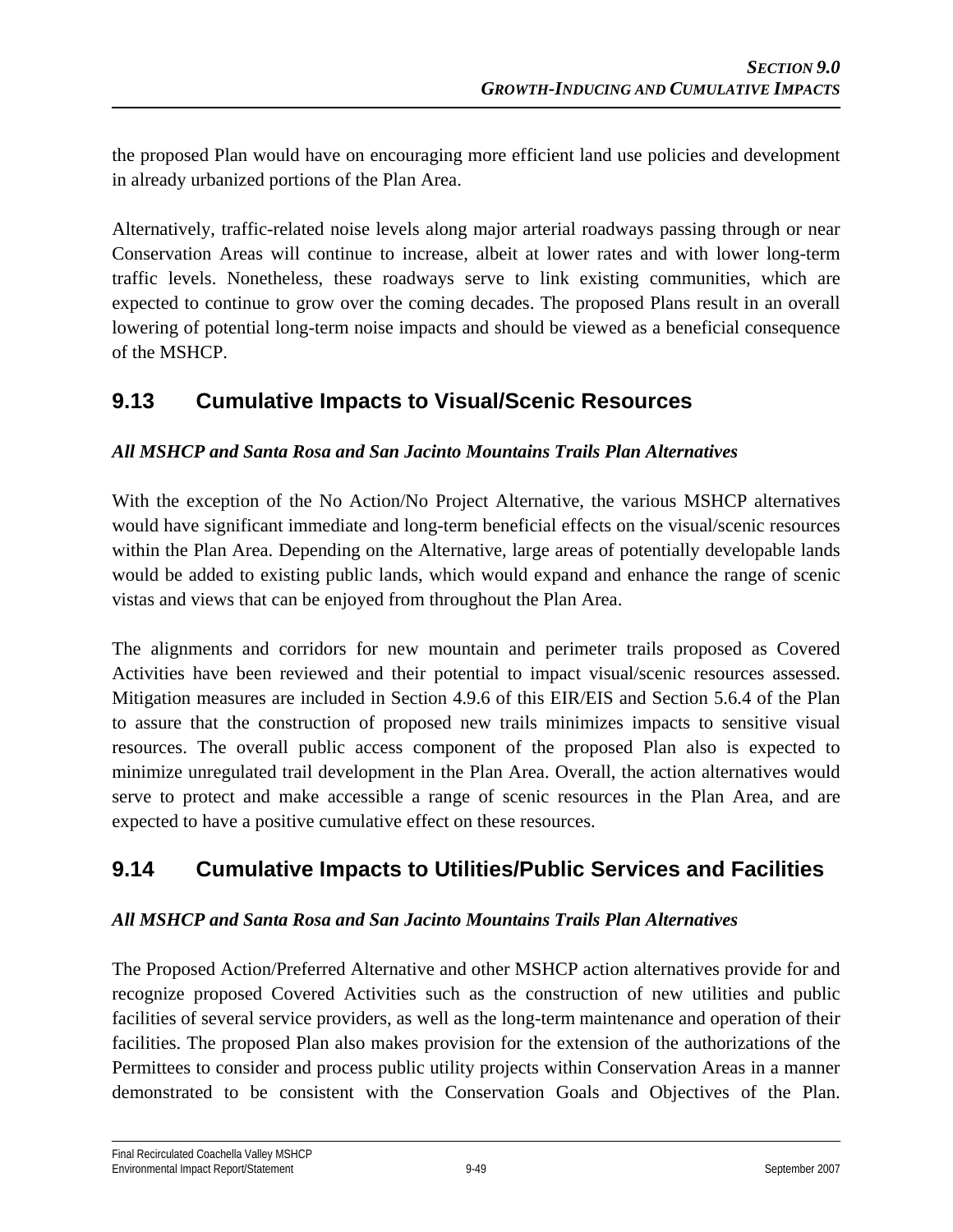the proposed Plan would have on encouraging more efficient land use policies and development in already urbanized portions of the Plan Area.

Alternatively, traffic-related noise levels along major arterial roadways passing through or near Conservation Areas will continue to increase, albeit at lower rates and with lower long-term traffic levels. Nonetheless, these roadways serve to link existing communities, which are expected to continue to grow over the coming decades. The proposed Plans result in an overall lowering of potential long-term noise impacts and should be viewed as a beneficial consequence of the MSHCP.

## 9.13 Cumulative Impacts to Visual/Scenic Resources

*All MSHCP and Santa Rosa and San Jacinto Mountains Trails Plan Alternatives*

With the exception of the No Action/No Project Alternative, the various MSHCP alternatives would have significant immediate and long-term beneficial effects on the visual/scenic resources within the Plan Area. Depending on the Alternative, large areas of potentially developable lands would be added to existing public lands, which would expand and enhance the range of scenic vistas and views that can be enjoyed from throughout the Plan Area.

The alignments and corridors for new mountain and perimeter trails proposed as Covered Activities have been reviewed and their potential to impact visual/scenic resources assessed. Mitigation measures are included in Section 4.9.6 of this EIR/EIS and Section 5.6.4 of the Plan to assure that the construction of proposed new trails minimizes impacts to sensitive visual resources. The overall public access component of the proposed Plan also is expected to minimize unregulated trail development in the Plan Area. Overall, the action alternatives would serve to protect and make accessible a range of scenic resources in the Plan Area, and are expected to have a positive cumulative effect on these resources.

## 9.14 Cumulative Impacts to Utilities/Public Services and Facilities

*All MSHCP and Santa Rosa and San Jacinto Mountains Trails Plan Alternatives*

The Proposed Action/Preferred Alternative and other MSHCP action alternatives provide for and recognize proposed Covered Activities such as the construction of new utilities and public facilities of several service providers, as well as the long-term maintenance and operation of their facilities. The proposed Plan also makes provision for the extension of the authorizations of the Permittees to consider and process public utility projects within Conservation Areas in a manner demonstrated to be consistent with the Conservation Goals and Objectives of the Plan.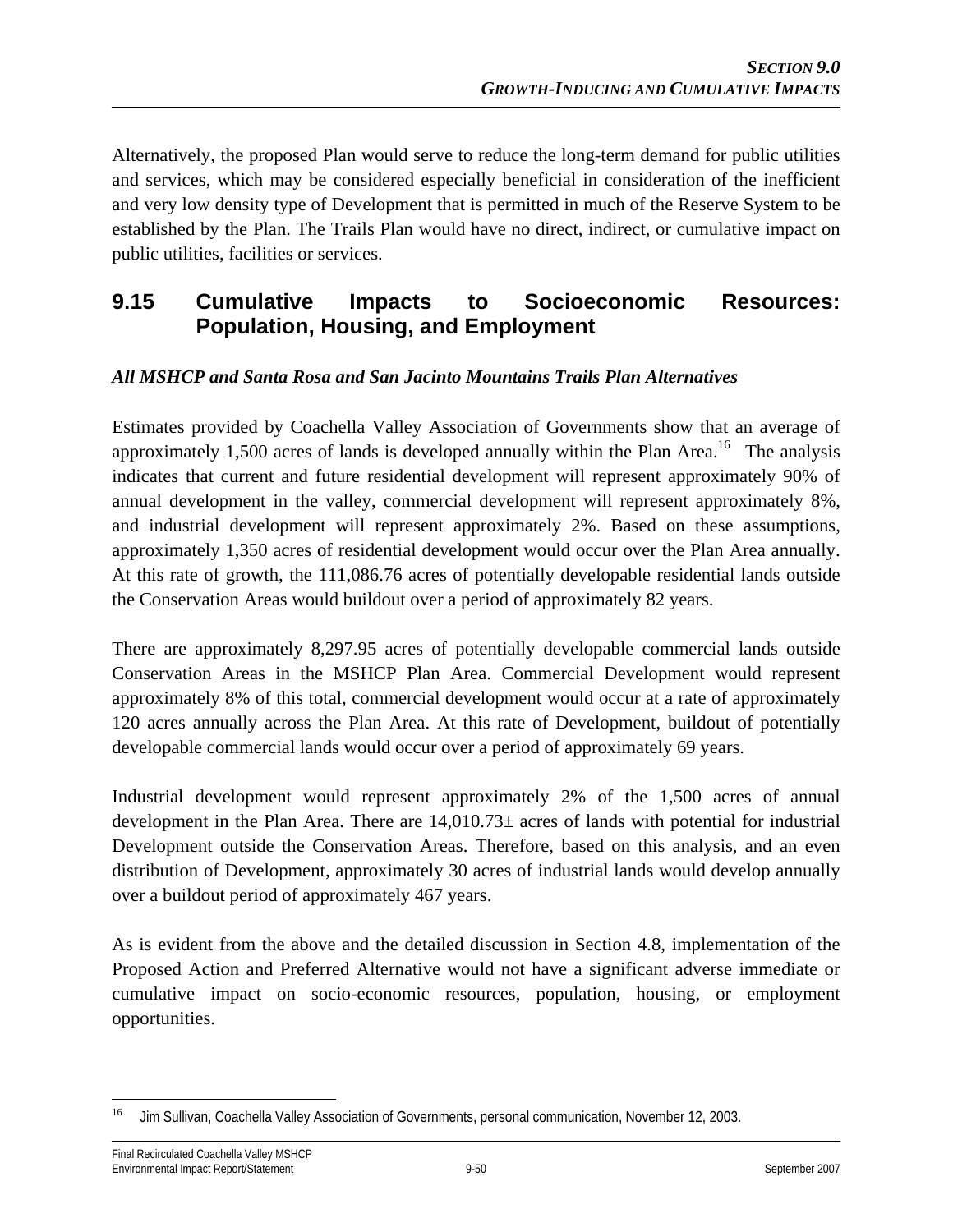Alternatively, the proposed Plan would serve to reduce the long-term demand for public utilities and services, which may be considered especially beneficial in consideration of the inefficient and very low density type of Development that is permitted in much of the Reserve System to be established by the Plan. The Trails Plan would have no direct, indirect, or cumulative impact on public utilities, facilities or services.

## 9.15 Cumulative Impacts to Socioeconomic Resources: Population, Housing, and Employment

***All MSHCP and Santa Rosa and San Jacinto Mountains Trails Plan Alternatives***

Estimates provided by Coachella Valley Association of Governments show that an average of approximately 1,500 acres of lands is developed annually within the Plan Area.[16] The analysis indicates that current and future residential development will represent approximately 90% of annual development in the valley, commercial development will represent approximately 8%, and industrial development will represent approximately 2%. Based on these assumptions, approximately 1,350 acres of residential development would occur over the Plan Area annually. At this rate of growth, the 111,086.76 acres of potentially developable residential lands outside the Conservation Areas would buildout over a period of approximately 82 years.

There are approximately 8,297.95 acres of potentially developable commercial lands outside Conservation Areas in the MSHCP Plan Area. Commercial Development would represent approximately 8% of this total, commercial development would occur at a rate of approximately 120 acres annually across the Plan Area. At this rate of Development, buildout of potentially developable commercial lands would occur over a period of approximately 69 years.

Industrial development would represent approximately 2% of the 1,500 acres of annual development in the Plan Area. There are 14,010.73± acres of lands with potential for industrial Development outside the Conservation Areas. Therefore, based on this analysis, and an even distribution of Development, approximately 30 acres of industrial lands would develop annually over a buildout period of approximately 467 years.

As is evident from the above and the detailed discussion in Section 4.8, implementation of the Proposed Action and Preferred Alternative would not have a significant adverse immediate or cumulative impact on socio-economic resources, population, housing, or employment opportunities.

---

[16] Jim Sullivan, Coachella Valley Association of Governments, personal communication, November 12, 2003.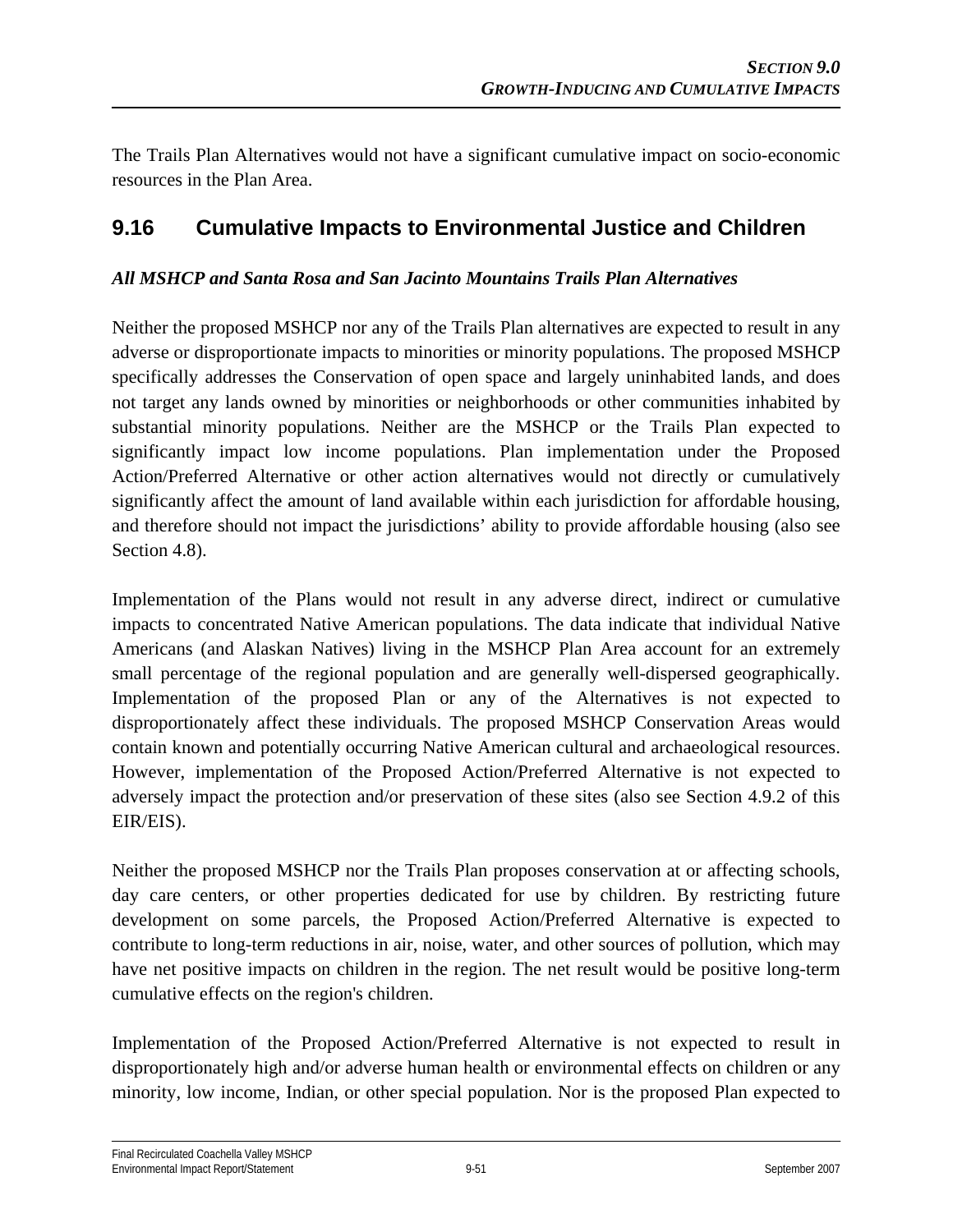The Trails Plan Alternatives would not have a significant cumulative impact on socio-economic resources in the Plan Area.

## 9.16 Cumulative Impacts to Environmental Justice and Children

### *All MSHCP and Santa Rosa and San Jacinto Mountains Trails Plan Alternatives*

Neither the proposed MSHCP nor any of the Trails Plan alternatives are expected to result in any adverse or disproportionate impacts to minorities or minority populations. The proposed MSHCP specifically addresses the Conservation of open space and largely uninhabited lands, and does not target any lands owned by minorities or neighborhoods or other communities inhabited by substantial minority populations. Neither are the MSHCP or the Trails Plan expected to significantly impact low income populations. Plan implementation under the Proposed Action/Preferred Alternative or other action alternatives would not directly or cumulatively significantly affect the amount of land available within each jurisdiction for affordable housing, and therefore should not impact the jurisdictions' ability to provide affordable housing (also see Section 4.8).

Implementation of the Plans would not result in any adverse direct, indirect or cumulative impacts to concentrated Native American populations. The data indicate that individual Native Americans (and Alaskan Natives) living in the MSHCP Plan Area account for an extremely small percentage of the regional population and are generally well-dispersed geographically. Implementation of the proposed Plan or any of the Alternatives is not expected to disproportionately affect these individuals. The proposed MSHCP Conservation Areas would contain known and potentially occurring Native American cultural and archaeological resources. However, implementation of the Proposed Action/Preferred Alternative is not expected to adversely impact the protection and/or preservation of these sites (also see Section 4.9.2 of this EIR/EIS).

Neither the proposed MSHCP nor the Trails Plan proposes conservation at or affecting schools, day care centers, or other properties dedicated for use by children. By restricting future development on some parcels, the Proposed Action/Preferred Alternative is expected to contribute to long-term reductions in air, noise, water, and other sources of pollution, which may have net positive impacts on children in the region. The net result would be positive long-term cumulative effects on the region's children.

Implementation of the Proposed Action/Preferred Alternative is not expected to result in disproportionately high and/or adverse human health or environmental effects on children or any minority, low income, Indian, or other special population. Nor is the proposed Plan expected to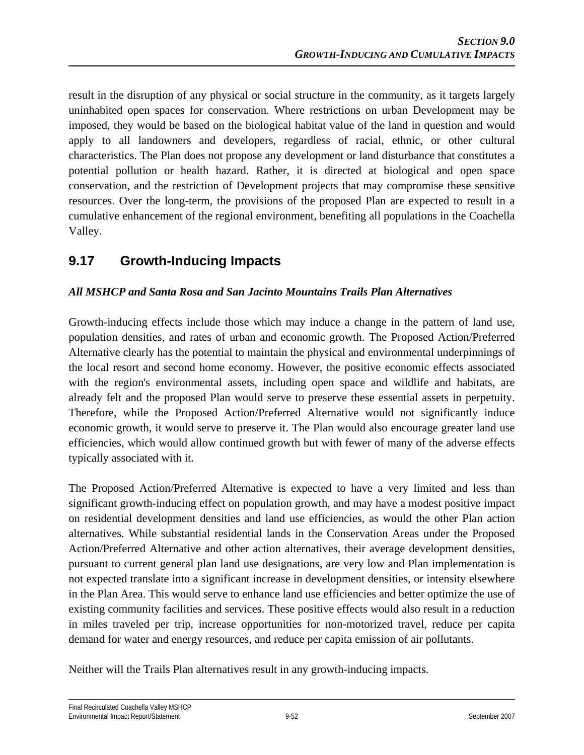result in the disruption of any physical or social structure in the community, as it targets largely uninhabited open spaces for conservation. Where restrictions on urban Development may be imposed, they would be based on the biological habitat value of the land in question and would apply to all landowners and developers, regardless of racial, ethnic, or other cultural characteristics. The Plan does not propose any development or land disturbance that constitutes a potential pollution or health hazard. Rather, it is directed at biological and open space conservation, and the restriction of Development projects that may compromise these sensitive resources. Over the long-term, the provisions of the proposed Plan are expected to result in a cumulative enhancement of the regional environment, benefiting all populations in the Coachella Valley.

## 9.17 Growth-Inducing Impacts

***All MSHCP and Santa Rosa and San Jacinto Mountains Trails Plan Alternatives***

Growth-inducing effects include those which may induce a change in the pattern of land use, population densities, and rates of urban and economic growth. The Proposed Action/Preferred Alternative clearly has the potential to maintain the physical and environmental underpinnings of the local resort and second home economy. However, the positive economic effects associated with the region's environmental assets, including open space and wildlife and habitats, are already felt and the proposed Plan would serve to preserve these essential assets in perpetuity. Therefore, while the Proposed Action/Preferred Alternative would not significantly induce economic growth, it would serve to preserve it. The Plan would also encourage greater land use efficiencies, which would allow continued growth but with fewer of many of the adverse effects typically associated with it.

The Proposed Action/Preferred Alternative is expected to have a very limited and less than significant growth-inducing effect on population growth, and may have a modest positive impact on residential development densities and land use efficiencies, as would the other Plan action alternatives. While substantial residential lands in the Conservation Areas under the Proposed Action/Preferred Alternative and other action alternatives, their average development densities, pursuant to current general plan land use designations, are very low and Plan implementation is not expected translate into a significant increase in development densities, or intensity elsewhere in the Plan Area. This would serve to enhance land use efficiencies and better optimize the use of existing community facilities and services. These positive effects would also result in a reduction in miles traveled per trip, increase opportunities for non-motorized travel, reduce per capita demand for water and energy resources, and reduce per capita emission of air pollutants.

Neither will the Trails Plan alternatives result in any growth-inducing impacts.